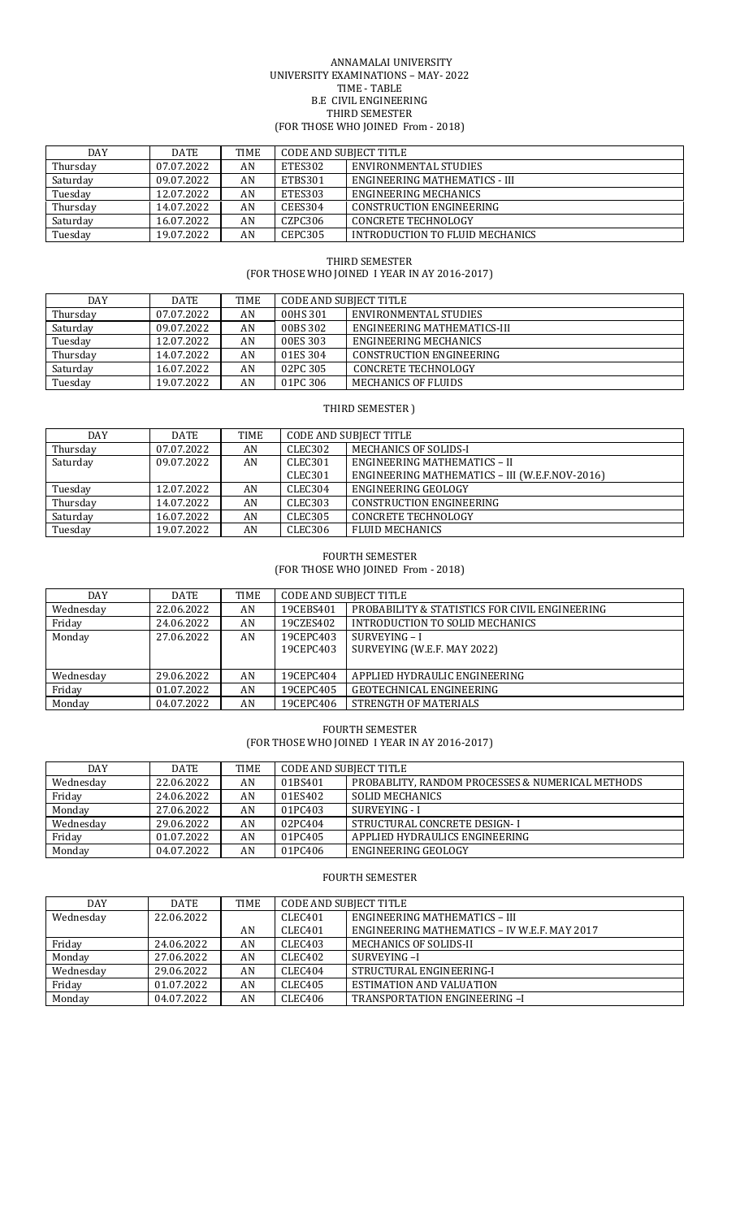# ANNAMALAI UNIVERSITY

## UNIVERSITY EXAMINATIONS – MAY- 2022

## TIME - TABLE

## B.E CIVIL ENGINEERING

### THIRD SEMESTER

(FOR THOSE WHO JOINED From - 2018)

| DAY | DATE | TIME | CODE AND SUBJECT TITLE | |
|---|---|---|---|---|
| Thursday | 07.07.2022 | AN | ETES302 | ENVIRONMENTAL STUDIES |
| Saturday | 09.07.2022 | AN | ETBS301 | ENGINEERING MATHEMATICS - III |
| Tuesday | 12.07.2022 | AN | ETES303 | ENGINEERING MECHANICS |
| Thursday | 14.07.2022 | AN | CEES304 | CONSTRUCTION ENGINEERING |
| Saturday | 16.07.2022 | AN | CZPC306 | CONCRETE TECHNOLOGY |
| Tuesday | 19.07.2022 | AN | CEPC305 | INTRODUCTION TO FLUID MECHANICS |

### THIRD SEMESTER

(FOR THOSE WHO JOINED I YEAR IN AY 2016-2017)

| DAY | DATE | TIME | CODE AND SUBJECT TITLE | |
|---|---|---|---|---|
| Thursday | 07.07.2022 | AN | 00HS 301 | ENVIRONMENTAL STUDIES |
| Saturday | 09.07.2022 | AN | 00BS 302 | ENGINEERING MATHEMATICS-III |
| Tuesday | 12.07.2022 | AN | 00ES 303 | ENGINEERING MECHANICS |
| Thursday | 14.07.2022 | AN | 01ES 304 | CONSTRUCTION ENGINEERING |
| Saturday | 16.07.2022 | AN | 02PC 305 | CONCRETE TECHNOLOGY |
| Tuesday | 19.07.2022 | AN | 01PC 306 | MECHANICS OF FLUIDS |

### THIRD SEMESTER )

| DAY | DATE | TIME | CODE AND SUBJECT TITLE | |
|---|---|---|---|---|
| Thursday | 07.07.2022 | AN | CLEC302 | MECHANICS OF SOLIDS-I |
| Saturday | 09.07.2022 | AN | CLEC301 | ENGINEERING MATHEMATICS – II |
| | | | CLEC301 | ENGINEERING MATHEMATICS – III (W.E.F.NOV-2016) |
| Tuesday | 12.07.2022 | AN | CLEC304 | ENGINEERING GEOLOGY |
| Thursday | 14.07.2022 | AN | CLEC303 | CONSTRUCTION ENGINEERING |
| Saturday | 16.07.2022 | AN | CLEC305 | CONCRETE TECHNOLOGY |
| Tuesday | 19.07.2022 | AN | CLEC306 | FLUID MECHANICS |

### FOURTH SEMESTER

(FOR THOSE WHO JOINED From - 2018)

| DAY | DATE | TIME | CODE AND SUBJECT TITLE | |
|---|---|---|---|---|
| Wednesday | 22.06.2022 | AN | 19CEBS401 | PROBABILITY & STATISTICS FOR CIVIL ENGINEERING |
| Friday | 24.06.2022 | AN | 19CZES402 | INTRODUCTION TO SOLID MECHANICS |
| Monday | 27.06.2022 | AN | 19CEPC403 | SURVEYING – I |
| | | | 19CEPC403 | SURVEYING (W.E.F. MAY 2022) |
| Wednesday | 29.06.2022 | AN | 19CEPC404 | APPLIED HYDRAULIC ENGINEERING |
| Friday | 01.07.2022 | AN | 19CEPC405 | GEOTECHNICAL ENGINEERING |
| Monday | 04.07.2022 | AN | 19CEPC406 | STRENGTH OF MATERIALS |

### FOURTH SEMESTER

(FOR THOSE WHO JOINED I YEAR IN AY 2016-2017)

| DAY | DATE | TIME | CODE AND SUBJECT TITLE | |
|---|---|---|---|---|
| Wednesday | 22.06.2022 | AN | 01BS401 | PROBABLITY, RANDOM PROCESSES & NUMERICAL METHODS |
| Friday | 24.06.2022 | AN | 01ES402 | SOLID MECHANICS |
| Monday | 27.06.2022 | AN | 01PC403 | SURVEYING - I |
| Wednesday | 29.06.2022 | AN | 02PC404 | STRUCTURAL CONCRETE DESIGN- I |
| Friday | 01.07.2022 | AN | 01PC405 | APPLIED HYDRAULICS ENGINEERING |
| Monday | 04.07.2022 | AN | 01PC406 | ENGINEERING GEOLOGY |

### FOURTH SEMESTER

| DAY | DATE | TIME | CODE AND SUBJECT TITLE | |
|---|---|---|---|---|
| Wednesday | 22.06.2022 | | CLEC401 | ENGINEERING MATHEMATICS – III |
| | | AN | CLEC401 | ENGINEERING MATHEMATICS – IV W.E.F. MAY 2017 |
| Friday | 24.06.2022 | AN | CLEC403 | MECHANICS OF SOLIDS-II |
| Monday | 27.06.2022 | AN | CLEC402 | SURVEYING –I |
| Wednesday | 29.06.2022 | AN | CLEC404 | STRUCTURAL ENGINEERING-I |
| Friday | 01.07.2022 | AN | CLEC405 | ESTIMATION AND VALUATION |
| Monday | 04.07.2022 | AN | CLEC406 | TRANSPORTATION ENGINEERING –I |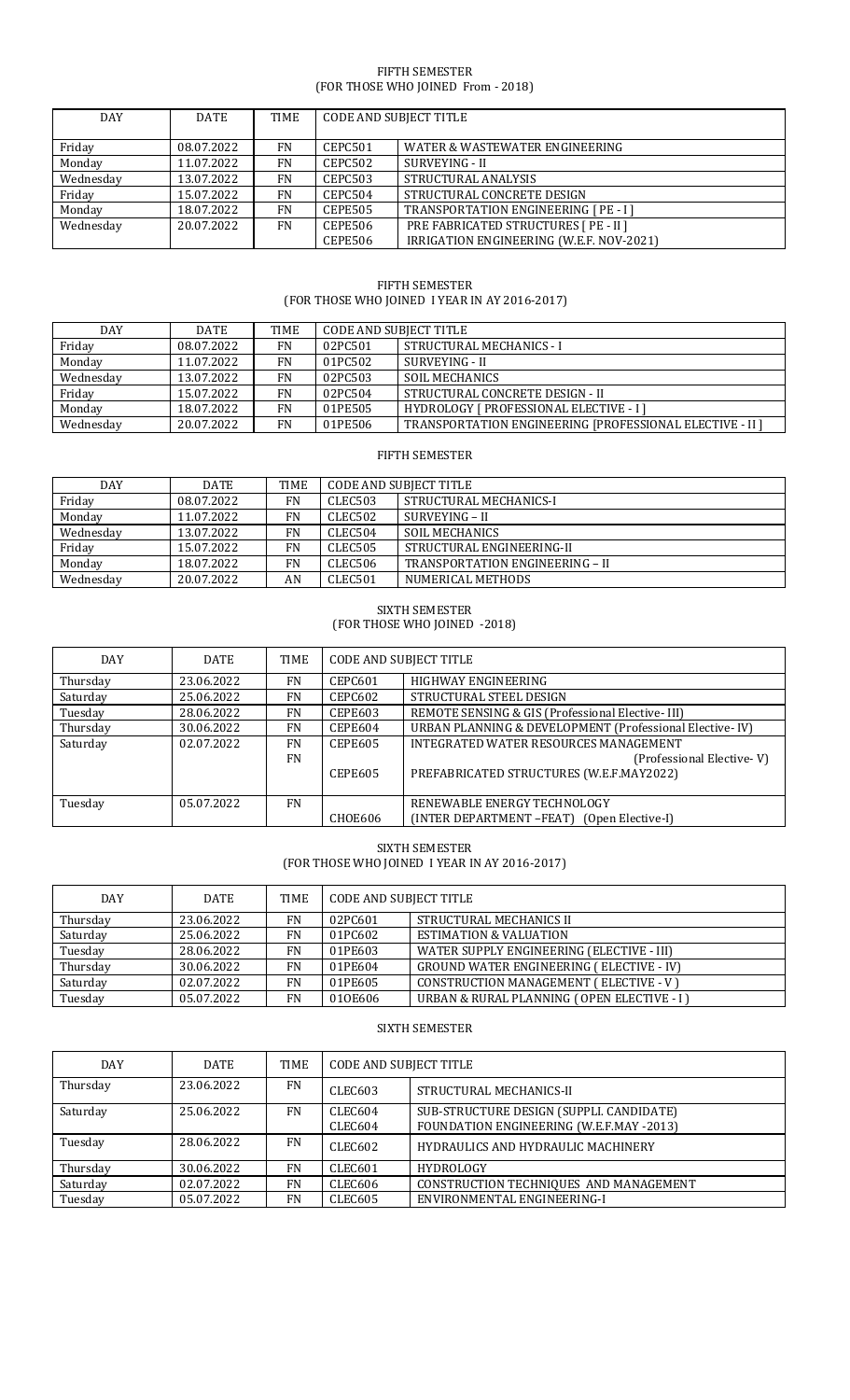FIFTH SEMESTER
(FOR THOSE WHO JOINED From - 2018)

| DAY | DATE | TIME | CODE AND SUBJECT TITLE | |
|---|---|---|---|---|
| Friday | 08.07.2022 | FN | CEPC501 | WATER & WASTEWATER ENGINEERING |
| Monday | 11.07.2022 | FN | CEPC502 | SURVEYING - II |
| Wednesday | 13.07.2022 | FN | CEPC503 | STRUCTURAL ANALYSIS |
| Friday | 15.07.2022 | FN | CEPC504 | STRUCTURAL CONCRETE DESIGN |
| Monday | 18.07.2022 | FN | CEPE505 | TRANSPORTATION ENGINEERING [ PE - I ] |
| Wednesday | 20.07.2022 | FN | CEPE506<br>CEPE506 | PRE FABRICATED STRUCTURES [ PE - II ]<br>IRRIGATION ENGINEERING (W.E.F. NOV-2021) |

FIFTH SEMESTER
(FOR THOSE WHO JOINED I YEAR IN AY 2016-2017)

| DAY | DATE | TIME | CODE AND SUBJECT TITLE | |
|---|---|---|---|---|
| Friday | 08.07.2022 | FN | 02PC501 | STRUCTURAL MECHANICS - I |
| Monday | 11.07.2022 | FN | 01PC502 | SURVEYING - II |
| Wednesday | 13.07.2022 | FN | 02PC503 | SOIL MECHANICS |
| Friday | 15.07.2022 | FN | 02PC504 | STRUCTURAL CONCRETE DESIGN - II |
| Monday | 18.07.2022 | FN | 01PE505 | HYDROLOGY [ PROFESSIONAL ELECTIVE - I ] |
| Wednesday | 20.07.2022 | FN | 01PE506 | TRANSPORTATION ENGINEERING [PROFESSIONAL ELECTIVE - II ] |

FIFTH SEMESTER

| DAY | DATE | TIME | CODE AND SUBJECT TITLE | |
|---|---|---|---|---|
| Friday | 08.07.2022 | FN | CLEC503 | STRUCTURAL MECHANICS-I |
| Monday | 11.07.2022 | FN | CLEC502 | SURVEYING – II |
| Wednesday | 13.07.2022 | FN | CLEC504 | SOIL MECHANICS |
| Friday | 15.07.2022 | FN | CLEC505 | STRUCTURAL ENGINEERING-II |
| Monday | 18.07.2022 | FN | CLEC506 | TRANSPORTATION ENGINEERING – II |
| Wednesday | 20.07.2022 | AN | CLEC501 | NUMERICAL METHODS |

SIXTH SEMESTER
(FOR THOSE WHO JOINED -2018)

| DAY | DATE | TIME | CODE AND SUBJECT TITLE | |
|---|---|---|---|---|
| Thursday | 23.06.2022 | FN | CEPC601 | HIGHWAY ENGINEERING |
| Saturday | 25.06.2022 | FN | CEPC602 | STRUCTURAL STEEL DESIGN |
| Tuesday | 28.06.2022 | FN | CEPE603 | REMOTE SENSING & GIS (Professional Elective- III) |
| Thursday | 30.06.2022 | FN | CEPE604 | URBAN PLANNING & DEVELOPMENT (Professional Elective- IV) |
| Saturday | 02.07.2022 | FN<br>FN | CEPE605<br>CEPE605 | INTEGRATED WATER RESOURCES MANAGEMENT (Professional Elective- V)<br>PREFABRICATED STRUCTURES (W.E.F.MAY2022) |
| Tuesday | 05.07.2022 | FN | CHOE606 | RENEWABLE ENERGY TECHNOLOGY (INTER DEPARTMENT –FEAT) (Open Elective-I) |

SIXTH SEMESTER
(FOR THOSE WHO JOINED I YEAR IN AY 2016-2017)

| DAY | DATE | TIME | CODE AND SUBJECT TITLE | |
|---|---|---|---|---|
| Thursday | 23.06.2022 | FN | 02PC601 | STRUCTURAL MECHANICS II |
| Saturday | 25.06.2022 | FN | 01PC602 | ESTIMATION & VALUATION |
| Tuesday | 28.06.2022 | FN | 01PE603 | WATER SUPPLY ENGINEERING (ELECTIVE - III) |
| Thursday | 30.06.2022 | FN | 01PE604 | GROUND WATER ENGINEERING ( ELECTIVE - IV) |
| Saturday | 02.07.2022 | FN | 01PE605 | CONSTRUCTION MANAGEMENT ( ELECTIVE - V ) |
| Tuesday | 05.07.2022 | FN | 01OE606 | URBAN & RURAL PLANNING ( OPEN ELECTIVE - I ) |

SIXTH SEMESTER

| DAY | DATE | TIME | CODE AND SUBJECT TITLE | |
|---|---|---|---|---|
| Thursday | 23.06.2022 | FN | CLEC603 | STRUCTURAL MECHANICS-II |
| Saturday | 25.06.2022 | FN | CLEC604<br>CLEC604 | SUB-STRUCTURE DESIGN (SUPPLI. CANDIDATE)<br>FOUNDATION ENGINEERING (W.E.F.MAY -2013) |
| Tuesday | 28.06.2022 | FN | CLEC602 | HYDRAULICS AND HYDRAULIC MACHINERY |
| Thursday | 30.06.2022 | FN | CLEC601 | HYDROLOGY |
| Saturday | 02.07.2022 | FN | CLEC606 | CONSTRUCTION TECHNIQUES AND MANAGEMENT |
| Tuesday | 05.07.2022 | FN | CLEC605 | ENVIRONMENTAL ENGINEERING-I |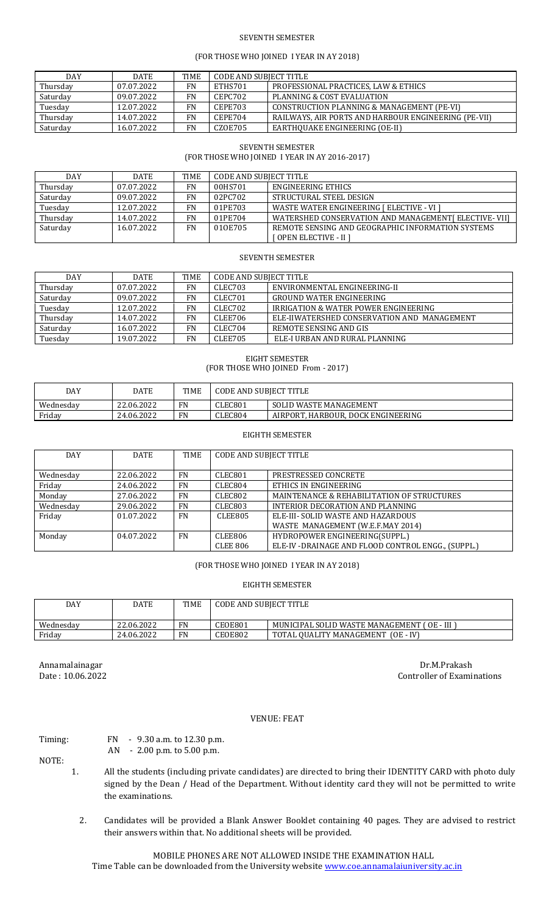SEVENTH SEMESTER

(FOR THOSE WHO JOINED I YEAR IN AY 2018)

| DAY | DATE | TIME | CODE AND SUBJECT TITLE | |
|---|---|---|---|---|
| Thursday | 07.07.2022 | FN | ETHS701 | PROFESSIONAL PRACTICES, LAW & ETHICS |
| Saturday | 09.07.2022 | FN | CEPC702 | PLANNING & COST EVALUATION |
| Tuesday | 12.07.2022 | FN | CEPE703 | CONSTRUCTION PLANNING & MANAGEMENT (PE-VI) |
| Thursday | 14.07.2022 | FN | CEPE704 | RAILWAYS, AIR PORTS AND HARBOUR ENGINEERING (PE-VII) |
| Saturday | 16.07.2022 | FN | CZOE705 | EARTHQUAKE ENGINEERING (OE-II) |

SEVENTH SEMESTER

(FOR THOSE WHO JOINED I YEAR IN AY 2016-2017)

| DAY | DATE | TIME | CODE AND SUBJECT TITLE | |
|---|---|---|---|---|
| Thursday | 07.07.2022 | FN | 00HS701 | ENGINEERING ETHICS |
| Saturday | 09.07.2022 | FN | 02PC702 | STRUCTURAL STEEL DESIGN |
| Tuesday | 12.07.2022 | FN | 01PE703 | WASTE WATER ENGINEERING [ ELECTIVE - VI ] |
| Thursday | 14.07.2022 | FN | 01PE704 | WATERSHED CONSERVATION AND MANAGEMENT[ ELECTIVE- VII] |
| Saturday | 16.07.2022 | FN | 01OE705 | REMOTE SENSING AND GEOGRAPHIC INFORMATION SYSTEMS [ OPEN ELECTIVE - II ] |

SEVENTH SEMESTER

| DAY | DATE | TIME | CODE AND SUBJECT TITLE | |
|---|---|---|---|---|
| Thursday | 07.07.2022 | FN | CLEC703 | ENVIRONMENTAL ENGINEERING-II |
| Saturday | 09.07.2022 | FN | CLEC701 | GROUND WATER ENGINEERING |
| Tuesday | 12.07.2022 | FN | CLEC702 | IRRIGATION & WATER POWER ENGINEERING |
| Thursday | 14.07.2022 | FN | CLEE706 | ELE-IIWATERSHED CONSERVATION AND MANAGEMENT |
| Saturday | 16.07.2022 | FN | CLEC704 | REMOTE SENSING AND GIS |
| Tuesday | 19.07.2022 | FN | CLEE705 | ELE-I URBAN AND RURAL PLANNING |

EIGHT SEMESTER

(FOR THOSE WHO JOINED From - 2017)

| DAY | DATE | TIME | CODE AND SUBJECT TITLE | |
|---|---|---|---|---|
| Wednesday | 22.06.2022 | FN | CLEC801 | SOLID WASTE MANAGEMENT |
| Friday | 24.06.2022 | FN | CLEC804 | AIRPORT, HARBOUR, DOCK ENGINEERING |

EIGHTH SEMESTER

| DAY | DATE | TIME | CODE AND SUBJECT TITLE | |
|---|---|---|---|---|
| Wednesday | 22.06.2022 | FN | CLEC801 | PRESTRESSED CONCRETE |
| Friday | 24.06.2022 | FN | CLEC804 | ETHICS IN ENGINEERING |
| Monday | 27.06.2022 | FN | CLEC802 | MAINTENANCE & REHABILITATION OF STRUCTURES |
| Wednesday | 29.06.2022 | FN | CLEC803 | INTERIOR DECORATION AND PLANNING |
| Friday | 01.07.2022 | FN | CLEE805 | ELE-III- SOLID WASTE AND HAZARDOUS WASTE MANAGEMENT (W.E.F.MAY 2014) |
| Monday | 04.07.2022 | FN | CLEE806 / CLEE 806 | HYDROPOWER ENGINEERING(SUPPL.) / ELE-IV -DRAINAGE AND FLOOD CONTROL ENGG., (SUPPL.) |

(FOR THOSE WHO JOINED I YEAR IN AY 2018)

EIGHTH SEMESTER

| DAY | DATE | TIME | CODE AND SUBJECT TITLE | |
|---|---|---|---|---|
| Wednesday | 22.06.2022 | FN | CEOE801 | MUNICIPAL SOLID WASTE MANAGEMENT ( OE - III ) |
| Friday | 24.06.2022 | FN | CEOE802 | TOTAL QUALITY MANAGEMENT (OE - IV) |

Annamalainagar
Date : 10.06.2022

Dr.M.Prakash
Controller of Examinations

VENUE: FEAT

Timing: FN - 9.30 a.m. to 12.30 p.m.
AN - 2.00 p.m. to 5.00 p.m.

NOTE:

1. All the students (including private candidates) are directed to bring their IDENTITY CARD with photo duly signed by the Dean / Head of the Department. Without identity card they will not be permitted to write the examinations.

2. Candidates will be provided a Blank Answer Booklet containing 40 pages. They are advised to restrict their answers within that. No additional sheets will be provided.

MOBILE PHONES ARE NOT ALLOWED INSIDE THE EXAMINATION HALL

Time Table can be downloaded from the University website www.coe.annamalaiuniversity.ac.in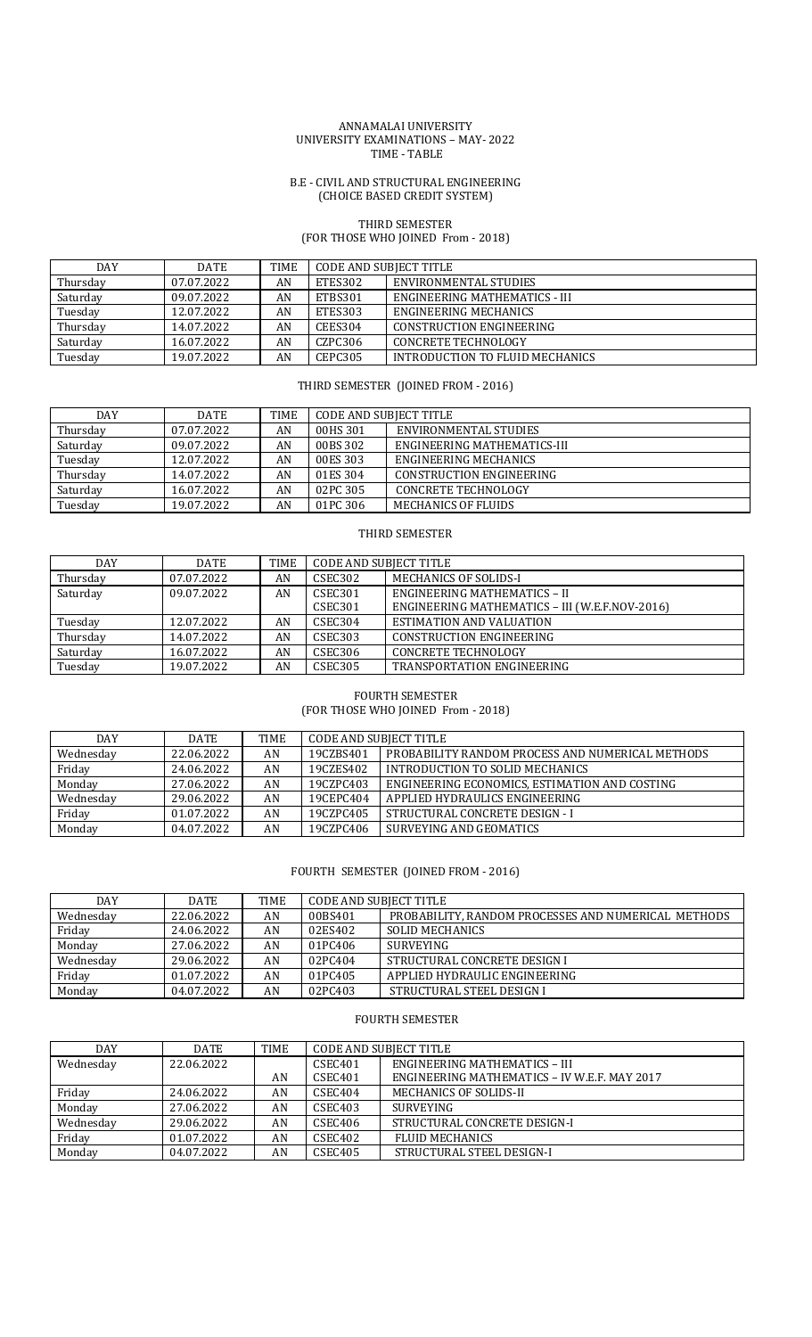ANNAMALAI UNIVERSITY
UNIVERSITY EXAMINATIONS – MAY- 2022
TIME - TABLE

B.E - CIVIL AND STRUCTURAL ENGINEERING
(CHOICE BASED CREDIT SYSTEM)

THIRD SEMESTER
(FOR THOSE WHO JOINED From - 2018)

| DAY | DATE | TIME | CODE AND SUBJECT TITLE | |
|---|---|---|---|---|
| Thursday | 07.07.2022 | AN | ETES302 | ENVIRONMENTAL STUDIES |
| Saturday | 09.07.2022 | AN | ETBS301 | ENGINEERING MATHEMATICS - III |
| Tuesday | 12.07.2022 | AN | ETES303 | ENGINEERING MECHANICS |
| Thursday | 14.07.2022 | AN | CEES304 | CONSTRUCTION ENGINEERING |
| Saturday | 16.07.2022 | AN | CZPC306 | CONCRETE TECHNOLOGY |
| Tuesday | 19.07.2022 | AN | CEPC305 | INTRODUCTION TO FLUID MECHANICS |

THIRD SEMESTER (JOINED FROM - 2016)

| DAY | DATE | TIME | CODE AND SUBJECT TITLE | |
|---|---|---|---|---|
| Thursday | 07.07.2022 | AN | 00HS 301 | ENVIRONMENTAL STUDIES |
| Saturday | 09.07.2022 | AN | 00BS 302 | ENGINEERING MATHEMATICS-III |
| Tuesday | 12.07.2022 | AN | 00ES 303 | ENGINEERING MECHANICS |
| Thursday | 14.07.2022 | AN | 01ES 304 | CONSTRUCTION ENGINEERING |
| Saturday | 16.07.2022 | AN | 02PC 305 | CONCRETE TECHNOLOGY |
| Tuesday | 19.07.2022 | AN | 01PC 306 | MECHANICS OF FLUIDS |

THIRD SEMESTER

| DAY | DATE | TIME | CODE AND SUBJECT TITLE | |
|---|---|---|---|---|
| Thursday | 07.07.2022 | AN | CSEC302 | MECHANICS OF SOLIDS-I |
| Saturday | 09.07.2022 | AN | CSEC301 | ENGINEERING MATHEMATICS – II |
| | | | CSEC301 | ENGINEERING MATHEMATICS – III (W.E.F.NOV-2016) |
| Tuesday | 12.07.2022 | AN | CSEC304 | ESTIMATION AND VALUATION |
| Thursday | 14.07.2022 | AN | CSEC303 | CONSTRUCTION ENGINEERING |
| Saturday | 16.07.2022 | AN | CSEC306 | CONCRETE TECHNOLOGY |
| Tuesday | 19.07.2022 | AN | CSEC305 | TRANSPORTATION ENGINEERING |

FOURTH SEMESTER
(FOR THOSE WHO JOINED From - 2018)

| DAY | DATE | TIME | CODE AND SUBJECT TITLE | |
|---|---|---|---|---|
| Wednesday | 22.06.2022 | AN | 19CZBS401 | PROBABILITY RANDOM PROCESS AND NUMERICAL METHODS |
| Friday | 24.06.2022 | AN | 19CZES402 | INTRODUCTION TO SOLID MECHANICS |
| Monday | 27.06.2022 | AN | 19CZPC403 | ENGINEERING ECONOMICS, ESTIMATION AND COSTING |
| Wednesday | 29.06.2022 | AN | 19CEPC404 | APPLIED HYDRAULICS ENGINEERING |
| Friday | 01.07.2022 | AN | 19CZPC405 | STRUCTURAL CONCRETE DESIGN - I |
| Monday | 04.07.2022 | AN | 19CZPC406 | SURVEYING AND GEOMATICS |

FOURTH SEMESTER (JOINED FROM - 2016)

| DAY | DATE | TIME | CODE AND SUBJECT TITLE | |
|---|---|---|---|---|
| Wednesday | 22.06.2022 | AN | 00BS401 | PROBABILITY, RANDOM PROCESSES AND NUMERICAL METHODS |
| Friday | 24.06.2022 | AN | 02ES402 | SOLID MECHANICS |
| Monday | 27.06.2022 | AN | 01PC406 | SURVEYING |
| Wednesday | 29.06.2022 | AN | 02PC404 | STRUCTURAL CONCRETE DESIGN I |
| Friday | 01.07.2022 | AN | 01PC405 | APPLIED HYDRAULIC ENGINEERING |
| Monday | 04.07.2022 | AN | 02PC403 | STRUCTURAL STEEL DESIGN I |

FOURTH SEMESTER

| DAY | DATE | TIME | CODE AND SUBJECT TITLE | |
|---|---|---|---|---|
| Wednesday | 22.06.2022 | | CSEC401 | ENGINEERING MATHEMATICS – III |
| | | AN | CSEC401 | ENGINEERING MATHEMATICS – IV W.E.F. MAY 2017 |
| Friday | 24.06.2022 | AN | CSEC404 | MECHANICS OF SOLIDS-II |
| Monday | 27.06.2022 | AN | CSEC403 | SURVEYING |
| Wednesday | 29.06.2022 | AN | CSEC406 | STRUCTURAL CONCRETE DESIGN-I |
| Friday | 01.07.2022 | AN | CSEC402 | FLUID MECHANICS |
| Monday | 04.07.2022 | AN | CSEC405 | STRUCTURAL STEEL DESIGN-I |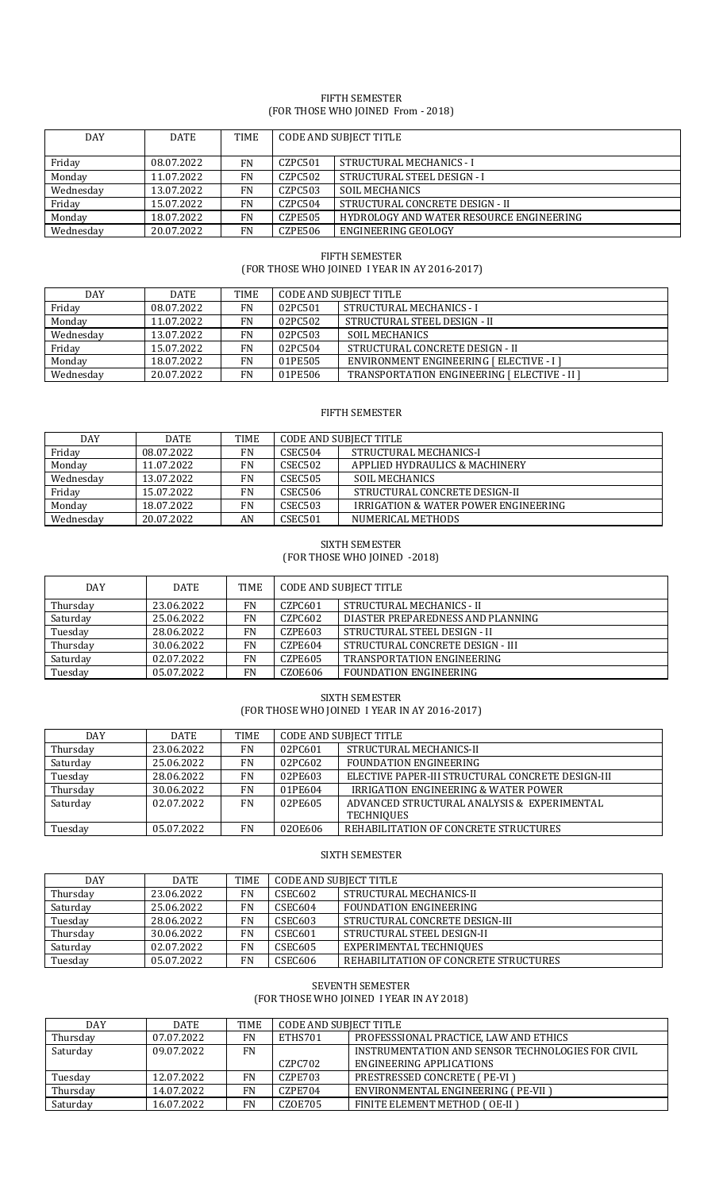FIFTH SEMESTER
(FOR THOSE WHO JOINED From - 2018)

| DAY | DATE | TIME | CODE AND SUBJECT TITLE | |
|---|---|---|---|---|
| Friday | 08.07.2022 | FN | CZPC501 | STRUCTURAL MECHANICS - I |
| Monday | 11.07.2022 | FN | CZPC502 | STRUCTURAL STEEL DESIGN - I |
| Wednesday | 13.07.2022 | FN | CZPC503 | SOIL MECHANICS |
| Friday | 15.07.2022 | FN | CZPC504 | STRUCTURAL CONCRETE DESIGN - II |
| Monday | 18.07.2022 | FN | CZPE505 | HYDROLOGY AND WATER RESOURCE ENGINEERING |
| Wednesday | 20.07.2022 | FN | CZPE506 | ENGINEERING GEOLOGY |

FIFTH SEMESTER
(FOR THOSE WHO JOINED I YEAR IN AY 2016-2017)

| DAY | DATE | TIME | CODE AND SUBJECT TITLE | |
|---|---|---|---|---|
| Friday | 08.07.2022 | FN | 02PC501 | STRUCTURAL MECHANICS - I |
| Monday | 11.07.2022 | FN | 02PC502 | STRUCTURAL STEEL DESIGN - II |
| Wednesday | 13.07.2022 | FN | 02PC503 | SOIL MECHANICS |
| Friday | 15.07.2022 | FN | 02PC504 | STRUCTURAL CONCRETE DESIGN - II |
| Monday | 18.07.2022 | FN | 01PE505 | ENVIRONMENT ENGINEERING [ ELECTIVE - I ] |
| Wednesday | 20.07.2022 | FN | 01PE506 | TRANSPORTATION ENGINEERING [ ELECTIVE - II ] |

FIFTH SEMESTER

| DAY | DATE | TIME | CODE AND SUBJECT TITLE | |
|---|---|---|---|---|
| Friday | 08.07.2022 | FN | CSEC504 | STRUCTURAL MECHANICS-I |
| Monday | 11.07.2022 | FN | CSEC502 | APPLIED HYDRAULICS & MACHINERY |
| Wednesday | 13.07.2022 | FN | CSEC505 | SOIL MECHANICS |
| Friday | 15.07.2022 | FN | CSEC506 | STRUCTURAL CONCRETE DESIGN-II |
| Monday | 18.07.2022 | FN | CSEC503 | IRRIGATION & WATER POWER ENGINEERING |
| Wednesday | 20.07.2022 | AN | CSEC501 | NUMERICAL METHODS |

SIXTH SEMESTER
(FOR THOSE WHO JOINED -2018)

| DAY | DATE | TIME | CODE AND SUBJECT TITLE | |
|---|---|---|---|---|
| Thursday | 23.06.2022 | FN | CZPC601 | STRUCTURAL MECHANICS - II |
| Saturday | 25.06.2022 | FN | CZPC602 | DIASTER PREPAREDNESS AND PLANNING |
| Tuesday | 28.06.2022 | FN | CZPE603 | STRUCTURAL STEEL DESIGN - II |
| Thursday | 30.06.2022 | FN | CZPE604 | STRUCTURAL CONCRETE DESIGN - III |
| Saturday | 02.07.2022 | FN | CZPE605 | TRANSPORTATION ENGINEERING |
| Tuesday | 05.07.2022 | FN | CZOE606 | FOUNDATION ENGINEERING |

SIXTH SEMESTER
(FOR THOSE WHO JOINED I YEAR IN AY 2016-2017)

| DAY | DATE | TIME | CODE AND SUBJECT TITLE | |
|---|---|---|---|---|
| Thursday | 23.06.2022 | FN | 02PC601 | STRUCTURAL MECHANICS-II |
| Saturday | 25.06.2022 | FN | 02PC602 | FOUNDATION ENGINEERING |
| Tuesday | 28.06.2022 | FN | 02PE603 | ELECTIVE PAPER-III STRUCTURAL CONCRETE DESIGN-III |
| Thursday | 30.06.2022 | FN | 01PE604 | IRRIGATION ENGINEERING & WATER POWER |
| Saturday | 02.07.2022 | FN | 02PE605 | ADVANCED STRUCTURAL ANALYSIS & EXPERIMENTAL TECHNIQUES |
| Tuesday | 05.07.2022 | FN | 02OE606 | REHABILITATION OF CONCRETE STRUCTURES |

SIXTH SEMESTER

| DAY | DATE | TIME | CODE AND SUBJECT TITLE | |
|---|---|---|---|---|
| Thursday | 23.06.2022 | FN | CSEC602 | STRUCTURAL MECHANICS-II |
| Saturday | 25.06.2022 | FN | CSEC604 | FOUNDATION ENGINEERING |
| Tuesday | 28.06.2022 | FN | CSEC603 | STRUCTURAL CONCRETE DESIGN-III |
| Thursday | 30.06.2022 | FN | CSEC601 | STRUCTURAL STEEL DESIGN-II |
| Saturday | 02.07.2022 | FN | CSEC605 | EXPERIMENTAL TECHNIQUES |
| Tuesday | 05.07.2022 | FN | CSEC606 | REHABILITATION OF CONCRETE STRUCTURES |

SEVENTH SEMESTER
(FOR THOSE WHO JOINED I YEAR IN AY 2018)

| DAY | DATE | TIME | CODE AND SUBJECT TITLE | |
|---|---|---|---|---|
| Thursday | 07.07.2022 | FN | ETHS701 | PROFESSSIONAL PRACTICE, LAW AND ETHICS |
| Saturday | 09.07.2022 | FN | CZPC702 | INSTRUMENTATION AND SENSOR TECHNOLOGIES FOR CIVIL ENGINEERING APPLICATIONS |
| Tuesday | 12.07.2022 | FN | CZPE703 | PRESTRESSED CONCRETE ( PE-VI ) |
| Thursday | 14.07.2022 | FN | CZPE704 | ENVIRONMENTAL ENGINEERING ( PE-VII ) |
| Saturday | 16.07.2022 | FN | CZOE705 | FINITE ELEMENT METHOD ( OE-II ) |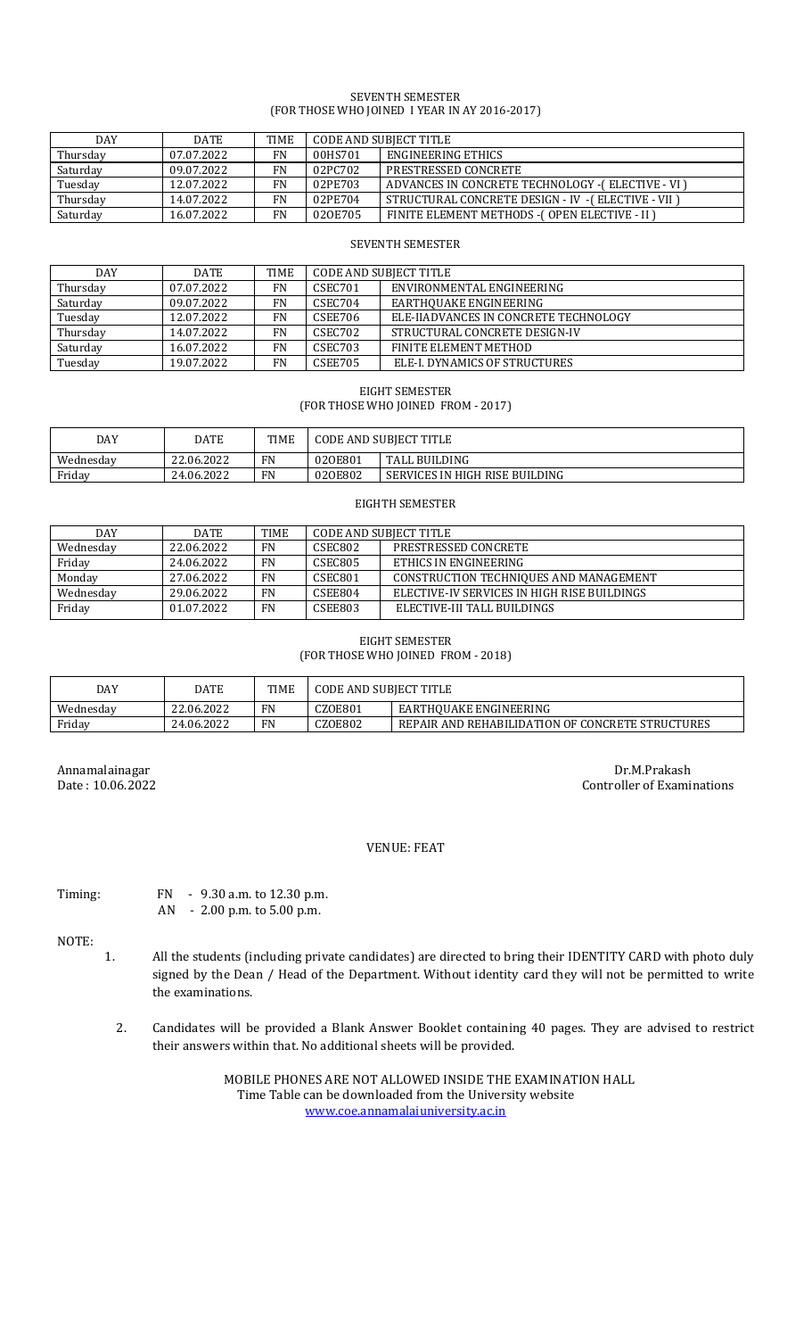SEVENTH SEMESTER
(FOR THOSE WHO JOINED I YEAR IN AY 2016-2017)

| DAY | DATE | TIME | CODE AND SUBJECT TITLE | |
|---|---|---|---|---|
| Thursday | 07.07.2022 | FN | 00HS701 | ENGINEERING ETHICS |
| Saturday | 09.07.2022 | FN | 02PC702 | PRESTRESSED CONCRETE |
| Tuesday | 12.07.2022 | FN | 02PE703 | ADVANCES IN CONCRETE TECHNOLOGY -( ELECTIVE - VI ) |
| Thursday | 14.07.2022 | FN | 02PE704 | STRUCTURAL CONCRETE DESIGN - IV -( ELECTIVE - VII ) |
| Saturday | 16.07.2022 | FN | 02OE705 | FINITE ELEMENT METHODS -( OPEN ELECTIVE - II ) |

SEVENTH SEMESTER

| DAY | DATE | TIME | CODE AND SUBJECT TITLE | |
|---|---|---|---|---|
| Thursday | 07.07.2022 | FN | CSEC701 | ENVIRONMENTAL ENGINEERING |
| Saturday | 09.07.2022 | FN | CSEC704 | EARTHQUAKE ENGINEERING |
| Tuesday | 12.07.2022 | FN | CSEE706 | ELE-IIADVANCES IN CONCRETE TECHNOLOGY |
| Thursday | 14.07.2022 | FN | CSEC702 | STRUCTURAL CONCRETE DESIGN-IV |
| Saturday | 16.07.2022 | FN | CSEC703 | FINITE ELEMENT METHOD |
| Tuesday | 19.07.2022 | FN | CSEE705 | ELE-I. DYNAMICS OF STRUCTURES |

EIGHT SEMESTER
(FOR THOSE WHO JOINED FROM - 2017)

| DAY | DATE | TIME | CODE AND SUBJECT TITLE | |
|---|---|---|---|---|
| Wednesday | 22.06.2022 | FN | 02OE801 | TALL BUILDING |
| Friday | 24.06.2022 | FN | 02OE802 | SERVICES IN HIGH RISE BUILDING |

EIGHTH SEMESTER

| DAY | DATE | TIME | CODE AND SUBJECT TITLE | |
|---|---|---|---|---|
| Wednesday | 22.06.2022 | FN | CSEC802 | PRESTRESSED CONCRETE |
| Friday | 24.06.2022 | FN | CSEC805 | ETHICS IN ENGINEERING |
| Monday | 27.06.2022 | FN | CSEC801 | CONSTRUCTION TECHNIQUES AND MANAGEMENT |
| Wednesday | 29.06.2022 | FN | CSEE804 | ELECTIVE-IV SERVICES IN HIGH RISE BUILDINGS |
| Friday | 01.07.2022 | FN | CSEE803 | ELECTIVE-III TALL BUILDINGS |

EIGHT SEMESTER
(FOR THOSE WHO JOINED FROM - 2018)

| DAY | DATE | TIME | CODE AND SUBJECT TITLE | |
|---|---|---|---|---|
| Wednesday | 22.06.2022 | FN | CZOE801 | EARTHQUAKE ENGINEERING |
| Friday | 24.06.2022 | FN | CZOE802 | REPAIR AND REHABILIDATION OF CONCRETE STRUCTURES |

Annamalainagar
Date : 10.06.2022

Dr.M.Prakash
Controller of Examinations

VENUE: FEAT

Timing: FN - 9.30 a.m. to 12.30 p.m.
AN - 2.00 p.m. to 5.00 p.m.

NOTE:

1. All the students (including private candidates) are directed to bring their IDENTITY CARD with photo duly signed by the Dean / Head of the Department. Without identity card they will not be permitted to write the examinations.
2. Candidates will be provided a Blank Answer Booklet containing 40 pages. They are advised to restrict their answers within that. No additional sheets will be provided.

MOBILE PHONES ARE NOT ALLOWED INSIDE THE EXAMINATION HALL
Time Table can be downloaded from the University website
www.coe.annamalaiuniversity.ac.in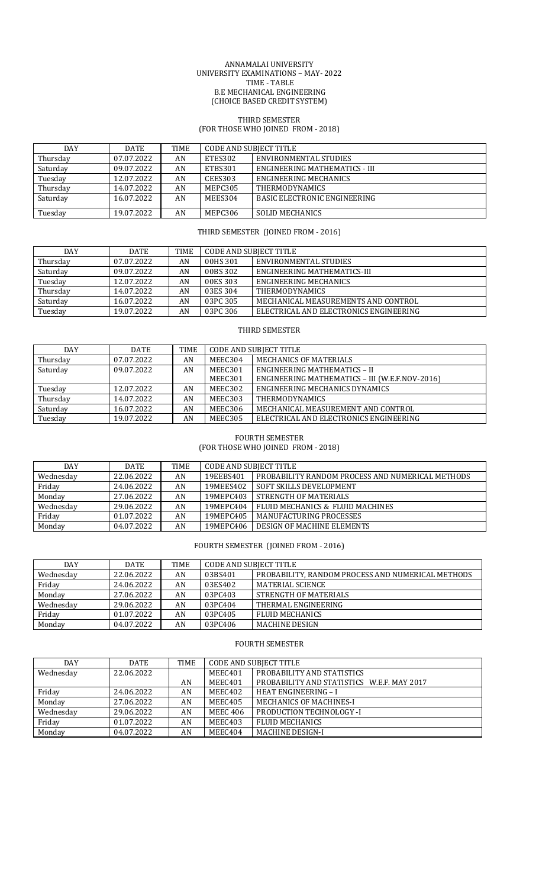ANNAMALAI UNIVERSITY
UNIVERSITY EXAMINATIONS – MAY- 2022
TIME - TABLE
B.E MECHANICAL ENGINEERING
(CHOICE BASED CREDIT SYSTEM)

## THIRD SEMESTER
### (FOR THOSE WHO JOINED FROM - 2018)

| DAY | DATE | TIME | CODE AND SUBJECT TITLE | |
|---|---|---|---|---|
| Thursday | 07.07.2022 | AN | ETES302 | ENVIRONMENTAL STUDIES |
| Saturday | 09.07.2022 | AN | ETBS301 | ENGINEERING MATHEMATICS - III |
| Tuesday | 12.07.2022 | AN | CEES303 | ENGINEERING MECHANICS |
| Thursday | 14.07.2022 | AN | MEPC305 | THERMODYNAMICS |
| Saturday | 16.07.2022 | AN | MEES304 | BASIC ELECTRONIC ENGINEERING |
| Tuesday | 19.07.2022 | AN | MEPC306 | SOLID MECHANICS |

## THIRD SEMESTER (JOINED FROM - 2016)

| DAY | DATE | TIME | CODE AND SUBJECT TITLE | |
|---|---|---|---|---|
| Thursday | 07.07.2022 | AN | 00HS 301 | ENVIRONMENTAL STUDIES |
| Saturday | 09.07.2022 | AN | 00BS 302 | ENGINEERING MATHEMATICS-III |
| Tuesday | 12.07.2022 | AN | 00ES 303 | ENGINEERING MECHANICS |
| Thursday | 14.07.2022 | AN | 03ES 304 | THERMODYNAMICS |
| Saturday | 16.07.2022 | AN | 03PC 305 | MECHANICAL MEASUREMENTS AND CONTROL |
| Tuesday | 19.07.2022 | AN | 03PC 306 | ELECTRICAL AND ELECTRONICS ENGINEERING |

## THIRD SEMESTER

| DAY | DATE | TIME | CODE AND SUBJECT TITLE | |
|---|---|---|---|---|
| Thursday | 07.07.2022 | AN | MEEC304 | MECHANICS OF MATERIALS |
| Saturday | 09.07.2022 | AN | MEEC301 | ENGINEERING MATHEMATICS – II |
| | | | MEEC301 | ENGINEERING MATHEMATICS – III (W.E.F.NOV-2016) |
| Tuesday | 12.07.2022 | AN | MEEC302 | ENGINEERING MECHANICS DYNAMICS |
| Thursday | 14.07.2022 | AN | MEEC303 | THERMODYNAMICS |
| Saturday | 16.07.2022 | AN | MEEC306 | MECHANICAL MEASUREMENT AND CONTROL |
| Tuesday | 19.07.2022 | AN | MEEC305 | ELECTRICAL AND ELECTRONICS ENGINEERING |

## FOURTH SEMESTER
### (FOR THOSE WHO JOINED FROM - 2018)

| DAY | DATE | TIME | CODE AND SUBJECT TITLE | |
|---|---|---|---|---|
| Wednesday | 22.06.2022 | AN | 19EEBS401 | PROBABILITY RANDOM PROCESS AND NUMERICAL METHODS |
| Friday | 24.06.2022 | AN | 19MEES402 | SOFT SKILLS DEVELOPMENT |
| Monday | 27.06.2022 | AN | 19MEPC403 | STRENGTH OF MATERIALS |
| Wednesday | 29.06.2022 | AN | 19MEPC404 | FLUID MECHANICS & FLUID MACHINES |
| Friday | 01.07.2022 | AN | 19MEPC405 | MANUFACTURING PROCESSES |
| Monday | 04.07.2022 | AN | 19MEPC406 | DESIGN OF MACHINE ELEMENTS |

## FOURTH SEMESTER (JOINED FROM - 2016)

| DAY | DATE | TIME | CODE AND SUBJECT TITLE | |
|---|---|---|---|---|
| Wednesday | 22.06.2022 | AN | 03BS401 | PROBABILITY, RANDOM PROCESS AND NUMERICAL METHODS |
| Friday | 24.06.2022 | AN | 03ES402 | MATERIAL SCIENCE |
| Monday | 27.06.2022 | AN | 03PC403 | STRENGTH OF MATERIALS |
| Wednesday | 29.06.2022 | AN | 03PC404 | THERMAL ENGINEERING |
| Friday | 01.07.2022 | AN | 03PC405 | FLUID MECHANICS |
| Monday | 04.07.2022 | AN | 03PC406 | MACHINE DESIGN |

## FOURTH SEMESTER

| DAY | DATE | TIME | CODE AND SUBJECT TITLE | |
|---|---|---|---|---|
| Wednesday | 22.06.2022 | | MEEC401 | PROBABILITY AND STATISTICS |
| | | AN | MEEC401 | PROBABILITY AND STATISTICS W.E.F. MAY 2017 |
| Friday | 24.06.2022 | AN | MEEC402 | HEAT ENGINEERING – I |
| Monday | 27.06.2022 | AN | MEEC405 | MECHANICS OF MACHINES-I |
| Wednesday | 29.06.2022 | AN | MEEC 406 | PRODUCTION TECHNOLOGY -I |
| Friday | 01.07.2022 | AN | MEEC403 | FLUID MECHANICS |
| Monday | 04.07.2022 | AN | MEEC404 | MACHINE DESIGN-I |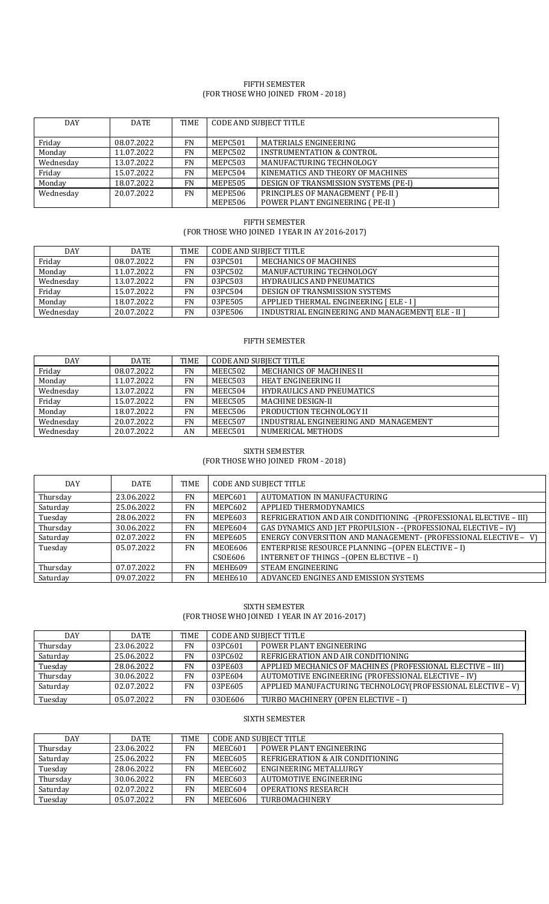## FIFTH SEMESTER
### (FOR THOSE WHO JOINED FROM - 2018)

| DAY | DATE | TIME | CODE AND SUBJECT TITLE | |
|---|---|---|---|---|
| Friday | 08.07.2022 | FN | MEPC501 | MATERIALS ENGINEERING |
| Monday | 11.07.2022 | FN | MEPC502 | INSTRUMENTATION & CONTROL |
| Wednesday | 13.07.2022 | FN | MEPC503 | MANUFACTURING TECHNOLOGY |
| Friday | 15.07.2022 | FN | MEPC504 | KINEMATICS AND THEORY OF MACHINES |
| Monday | 18.07.2022 | FN | MEPE505 | DESIGN OF TRANSMISSION SYSTEMS (PE-I) |
| Wednesday | 20.07.2022 | FN | MEPE506<br>MEPE506 | PRINCIPLES OF MANAGEMENT ( PE-II )<br>POWER PLANT ENGINEERING ( PE-II ) |

## FIFTH SEMESTER
### (FOR THOSE WHO JOINED I YEAR IN AY 2016-2017)

| DAY | DATE | TIME | CODE AND SUBJECT TITLE | |
|---|---|---|---|---|
| Friday | 08.07.2022 | FN | 03PC501 | MECHANICS OF MACHINES |
| Monday | 11.07.2022 | FN | 03PC502 | MANUFACTURING TECHNOLOGY |
| Wednesday | 13.07.2022 | FN | 03PC503 | HYDRAULICS AND PNEUMATICS |
| Friday | 15.07.2022 | FN | 03PC504 | DESIGN OF TRANSMISSION SYSTEMS |
| Monday | 18.07.2022 | FN | 03PE505 | APPLIED THERMAL ENGINEERING [ ELE - I ] |
| Wednesday | 20.07.2022 | FN | 03PE506 | INDUSTRIAL ENGINEERING AND MANAGEMENT[ ELE - II ] |

## FIFTH SEMESTER

| DAY | DATE | TIME | CODE AND SUBJECT TITLE | |
|---|---|---|---|---|
| Friday | 08.07.2022 | FN | MEEC502 | MECHANICS OF MACHINES II |
| Monday | 11.07.2022 | FN | MEEC503 | HEAT ENGINEERING II |
| Wednesday | 13.07.2022 | FN | MEEC504 | HYDRAULICS AND PNEUMATICS |
| Friday | 15.07.2022 | FN | MEEC505 | MACHINE DESIGN-II |
| Monday | 18.07.2022 | FN | MEEC506 | PRODUCTION TECHNOLOGY II |
| Wednesday | 20.07.2022 | FN | MEEC507 | INDUSTRIAL ENGINEERING AND MANAGEMENT |
| Wednesday | 20.07.2022 | AN | MEEC501 | NUMERICAL METHODS |

## SIXTH SEMESTER
### (FOR THOSE WHO JOINED FROM - 2018)

| DAY | DATE | TIME | CODE AND SUBJECT TITLE | |
|---|---|---|---|---|
| Thursday | 23.06.2022 | FN | MEPC601 | AUTOMATION IN MANUFACTURING |
| Saturday | 25.06.2022 | FN | MEPC602 | APPLIED THERMODYNAMICS |
| Tuesday | 28.06.2022 | FN | MEPE603 | REFRIGERATION AND AIR CONDITIONING -(PROFESSIONAL ELECTIVE – III) |
| Thursday | 30.06.2022 | FN | MEPE604 | GAS DYNAMICS AND JET PROPULSION - -(PROFESSIONAL ELECTIVE – IV) |
| Saturday | 02.07.2022 | FN | MEPE605 | ENERGY CONVERSITION AND MANAGEMENT- (PROFESSIONAL ELECTIVE – V) |
| Tuesday | 05.07.2022 | FN | MEOE606<br>CSOE606 | ENTERPRISE RESOURCE PLANNING –(OPEN ELECTIVE – I)<br>INTERNET OF THINGS –(OPEN ELECTIVE – I) |
| Thursday | 07.07.2022 | FN | MEHE609 | STEAM ENGINEERING |
| Saturday | 09.07.2022 | FN | MEHE610 | ADVANCED ENGINES AND EMISSION SYSTEMS |

## SIXTH SEMESTER
### (FOR THOSE WHO JOINED I YEAR IN AY 2016-2017)

| DAY | DATE | TIME | CODE AND SUBJECT TITLE | |
|---|---|---|---|---|
| Thursday | 23.06.2022 | FN | 03PC601 | POWER PLANT ENGINEERING |
| Saturday | 25.06.2022 | FN | 03PC602 | REFRIGERATION AND AIR CONDITIONING |
| Tuesday | 28.06.2022 | FN | 03PE603 | APPLIED MECHANICS OF MACHINES (PROFESSIONAL ELECTIVE – III) |
| Thursday | 30.06.2022 | FN | 03PE604 | AUTOMOTIVE ENGINEERING (PROFESSIONAL ELECTIVE – IV) |
| Saturday | 02.07.2022 | FN | 03PE605 | APPLIED MANUFACTURING TECHNOLOGY(PROFESSIONAL ELECTIVE – V) |
| Tuesday | 05.07.2022 | FN | 03OE606 | TURBO MACHINERY (OPEN ELECTIVE – I) |

## SIXTH SEMESTER

| DAY | DATE | TIME | CODE AND SUBJECT TITLE | |
|---|---|---|---|---|
| Thursday | 23.06.2022 | FN | MEEC601 | POWER PLANT ENGINEERING |
| Saturday | 25.06.2022 | FN | MEEC605 | REFRIGERATION & AIR CONDITIONING |
| Tuesday | 28.06.2022 | FN | MEEC602 | ENGINEERING METALLURGY |
| Thursday | 30.06.2022 | FN | MEEC603 | AUTOMOTIVE ENGINEERING |
| Saturday | 02.07.2022 | FN | MEEC604 | OPERATIONS RESEARCH |
| Tuesday | 05.07.2022 | FN | MEEC606 | TURBOMACHINERY |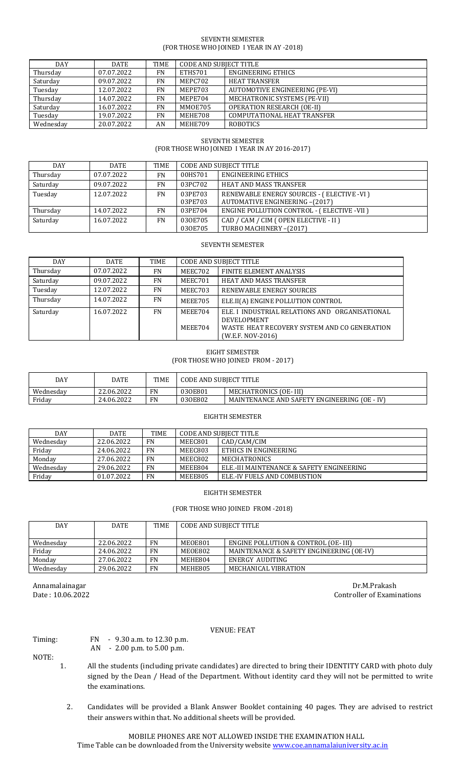## SEVENTH SEMESTER
### (FOR THOSE WHO JOINED I YEAR IN AY -2018)

| DAY | DATE | TIME | CODE AND SUBJECT TITLE | |
|---|---|---|---|---|
| Thursday | 07.07.2022 | FN | ETHS701 | ENGINEERING ETHICS |
| Saturday | 09.07.2022 | FN | MEPC702 | HEAT TRANSFER |
| Tuesday | 12.07.2022 | FN | MEPE703 | AUTOMOTIVE ENGINEERING (PE-VI) |
| Thursday | 14.07.2022 | FN | MEPE704 | MECHATRONIC SYSTEMS (PE-VII) |
| Saturday | 16.07.2022 | FN | MMOE705 | OPERATION RESEARCH (OE-II) |
| Tuesday | 19.07.2022 | FN | MEHE708 | COMPUTATIONAL HEAT TRANSFER |
| Wednesday | 20.07.2022 | AN | MEHE709 | ROBOTICS |

## SEVENTH SEMESTER
### (FOR THOSE WHO JOINED I YEAR IN AY 2016-2017)

| DAY | DATE | TIME | CODE AND SUBJECT TITLE | |
|---|---|---|---|---|
| Thursday | 07.07.2022 | FN | 00HS701 | ENGINEERING ETHICS |
| Saturday | 09.07.2022 | FN | 03PC702 | HEAT AND MASS TRANSFER |
| Tuesday | 12.07.2022 | FN | 03PE703<br>03PE703 | RENEWABLE ENERGY SOURCES - ( ELECTIVE -VI )<br>AUTOMATIVE ENGINEERING –(2017) |
| Thursday | 14.07.2022 | FN | 03PE704 | ENGINE POLLUTION CONTROL - ( ELECTIVE -VII ) |
| Saturday | 16.07.2022 | FN | 03OE705<br>03OE705 | CAD / CAM / CIM ( OPEN ELECTIVE - II )<br>TURBO MACHINERY –(2017) |

## SEVENTH SEMESTER

| DAY | DATE | TIME | CODE AND SUBJECT TITLE | |
|---|---|---|---|---|
| Thursday | 07.07.2022 | FN | MEEC702 | FINITE ELEMENT ANALYSIS |
| Saturday | 09.07.2022 | FN | MEEC701 | HEAT AND MASS TRANSFER |
| Tuesday | 12.07.2022 | FN | MEEC703 | RENEWABLE ENERGY SOURCES |
| Thursday | 14.07.2022 | FN | MEEE705 | ELE.II(A) ENGINE POLLUTION CONTROL |
| Saturday | 16.07.2022 | FN | MEEE704<br>MEEE704 | ELE. I INDUSTRIAL RELATIONS AND ORGANISATIONAL DEVELOPMENT<br>WASTE HEAT RECOVERY SYSTEM AND CO GENERATION (W.E.F. NOV-2016) |

## EIGHT SEMESTER
### (FOR THOSE WHO JOINED FROM - 2017)

| DAY | DATE | TIME | CODE AND SUBJECT TITLE | |
|---|---|---|---|---|
| Wednesday | 22.06.2022 | FN | 03OE801 | MECHATRONICS (OE- III) |
| Friday | 24.06.2022 | FN | 03OE802 | MAINTENANCE AND SAFETY ENGINEERING (OE - IV) |

## EIGHTH SEMESTER

| DAY | DATE | TIME | CODE AND SUBJECT TITLE | |
|---|---|---|---|---|
| Wednesday | 22.06.2022 | FN | MEEC801 | CAD/CAM/CIM |
| Friday | 24.06.2022 | FN | MEEC803 | ETHICS IN ENGINEERING |
| Monday | 27.06.2022 | FN | MEEC802 | MECHATRONICS |
| Wednesday | 29.06.2022 | FN | MEEE804 | ELE.-III MAINTENANCE & SAFETY ENGINEERING |
| Friday | 01.07.2022 | FN | MEEE805 | ELE.-IV FUELS AND COMBUSTION |

## EIGHTH SEMESTER
### (FOR THOSE WHO JOINED FROM -2018)

| DAY | DATE | TIME | CODE AND SUBJECT TITLE | |
|---|---|---|---|---|
| Wednesday | 22.06.2022 | FN | MEOE801 | ENGINE POLLUTION & CONTROL (OE- III) |
| Friday | 24.06.2022 | FN | MEOE802 | MAINTENANCE & SAFETY ENGINEERING (OE-IV) |
| Monday | 27.06.2022 | FN | MEHE804 | ENERGY AUDITING |
| Wednesday | 29.06.2022 | FN | MEHE805 | MECHANICAL VIBRATION |

Annamalainagar
Date : 10.06.2022

Dr.M.Prakash
Controller of Examinations

VENUE: FEAT

Timing: FN - 9.30 a.m. to 12.30 p.m.
AN - 2.00 p.m. to 5.00 p.m.

NOTE:

1. All the students (including private candidates) are directed to bring their IDENTITY CARD with photo duly signed by the Dean / Head of the Department. Without identity card they will not be permitted to write the examinations.
2. Candidates will be provided a Blank Answer Booklet containing 40 pages. They are advised to restrict their answers within that. No additional sheets will be provided.

MOBILE PHONES ARE NOT ALLOWED INSIDE THE EXAMINATION HALL
Time Table can be downloaded from the University website www.coe.annamalaiuniversity.ac.in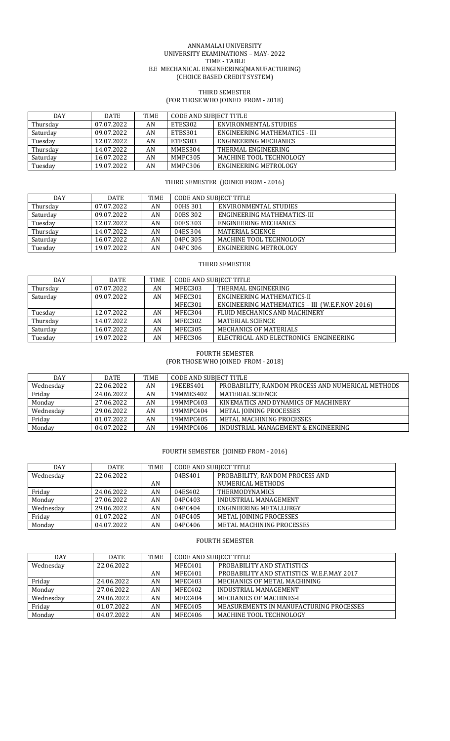ANNAMALAI UNIVERSITY
UNIVERSITY EXAMINATIONS – MAY- 2022
TIME - TABLE
B.E MECHANICAL ENGINEERING(MANUFACTURING)
(CHOICE BASED CREDIT SYSTEM)

## THIRD SEMESTER
(FOR THOSE WHO JOINED FROM - 2018)

| DAY | DATE | TIME | CODE AND SUBJECT TITLE | |
|---|---|---|---|---|
| Thursday | 07.07.2022 | AN | ETES302 | ENVIRONMENTAL STUDIES |
| Saturday | 09.07.2022 | AN | ETBS301 | ENGINEERING MATHEMATICS - III |
| Tuesday | 12.07.2022 | AN | ETES303 | ENGINEERING MECHANICS |
| Thursday | 14.07.2022 | AN | MMES304 | THERMAL ENGINEERING |
| Saturday | 16.07.2022 | AN | MMPC305 | MACHINE TOOL TECHNOLOGY |
| Tuesday | 19.07.2022 | AN | MMPC306 | ENGINEERING METROLOGY |

## THIRD SEMESTER (JOINED FROM - 2016)

| DAY | DATE | TIME | CODE AND SUBJECT TITLE | |
|---|---|---|---|---|
| Thursday | 07.07.2022 | AN | 00HS 301 | ENVIRONMENTAL STUDIES |
| Saturday | 09.07.2022 | AN | 00BS 302 | ENGINEERING MATHEMATICS-III |
| Tuesday | 12.07.2022 | AN | 00ES 303 | ENGINEERING MECHANICS |
| Thursday | 14.07.2022 | AN | 04ES 304 | MATERIAL SCIENCE |
| Saturday | 16.07.2022 | AN | 04PC 305 | MACHINE TOOL TECHNOLOGY |
| Tuesday | 19.07.2022 | AN | 04PC 306 | ENGINEERING METROLOGY |

## THIRD SEMESTER

| DAY | DATE | TIME | CODE AND SUBJECT TITLE | |
|---|---|---|---|---|
| Thursday | 07.07.2022 | AN | MFEC303 | THERMAL ENGINEERING |
| Saturday | 09.07.2022 | AN | MFEC301 | ENGINEERING MATHEMATICS-II |
| | | | MFEC301 | ENGINEERING MATHEMATICS – III (W.E.F.NOV-2016) |
| Tuesday | 12.07.2022 | AN | MFEC304 | FLUID MECHANICS AND MACHINERY |
| Thursday | 14.07.2022 | AN | MFEC302 | MATERIAL SCIENCE |
| Saturday | 16.07.2022 | AN | MFEC305 | MECHANICS OF MATERIALS |
| Tuesday | 19.07.2022 | AN | MFEC306 | ELECTRICAL AND ELECTRONICS ENGINEERING |

## FOURTH SEMESTER
(FOR THOSE WHO JOINED FROM - 2018)

| DAY | DATE | TIME | CODE AND SUBJECT TITLE | |
|---|---|---|---|---|
| Wednesday | 22.06.2022 | AN | 19EEBS401 | PROBABILITY, RANDOM PROCESS AND NUMERICAL METHODS |
| Friday | 24.06.2022 | AN | 19MMES402 | MATERIAL SCIENCE |
| Monday | 27.06.2022 | AN | 19MMPC403 | KINEMATICS AND DYNAMICS OF MACHINERY |
| Wednesday | 29.06.2022 | AN | 19MMPC404 | METAL JOINING PROCESSES |
| Friday | 01.07.2022 | AN | 19MMPC405 | METAL MACHINING PROCESSES |
| Monday | 04.07.2022 | AN | 19MMPC406 | INDUSTRIAL MANAGEMENT & ENGINEERING |

## FOURTH SEMESTER (JOINED FROM - 2016)

| DAY | DATE | TIME | CODE AND SUBJECT TITLE | |
|---|---|---|---|---|
| Wednesday | 22.06.2022 | AN | 04BS401 | PROBABILITY, RANDOM PROCESS AND NUMERICAL METHODS |
| Friday | 24.06.2022 | AN | 04ES402 | THERMODYNAMICS |
| Monday | 27.06.2022 | AN | 04PC403 | INDUSTRIAL MANAGEMENT |
| Wednesday | 29.06.2022 | AN | 04PC404 | ENGINEERING METALLURGY |
| Friday | 01.07.2022 | AN | 04PC405 | METAL JOINING PROCESSES |
| Monday | 04.07.2022 | AN | 04PC406 | METAL MACHINING PROCESSES |

## FOURTH SEMESTER

| DAY | DATE | TIME | CODE AND SUBJECT TITLE | |
|---|---|---|---|---|
| Wednesday | 22.06.2022 | | MFEC401 | PROBABILITY AND STATISTICS |
| | | AN | MFEC401 | PROBABILITY AND STATISTICS W.E.F.MAY 2017 |
| Friday | 24.06.2022 | AN | MFEC403 | MECHANICS OF METAL MACHINING |
| Monday | 27.06.2022 | AN | MFEC402 | INDUSTRIAL MANAGEMENT |
| Wednesday | 29.06.2022 | AN | MFEC404 | MECHANICS OF MACHINES-I |
| Friday | 01.07.2022 | AN | MFEC405 | MEASUREMENTS IN MANUFACTURING PROCESSES |
| Monday | 04.07.2022 | AN | MFEC406 | MACHINE TOOL TECHNOLOGY |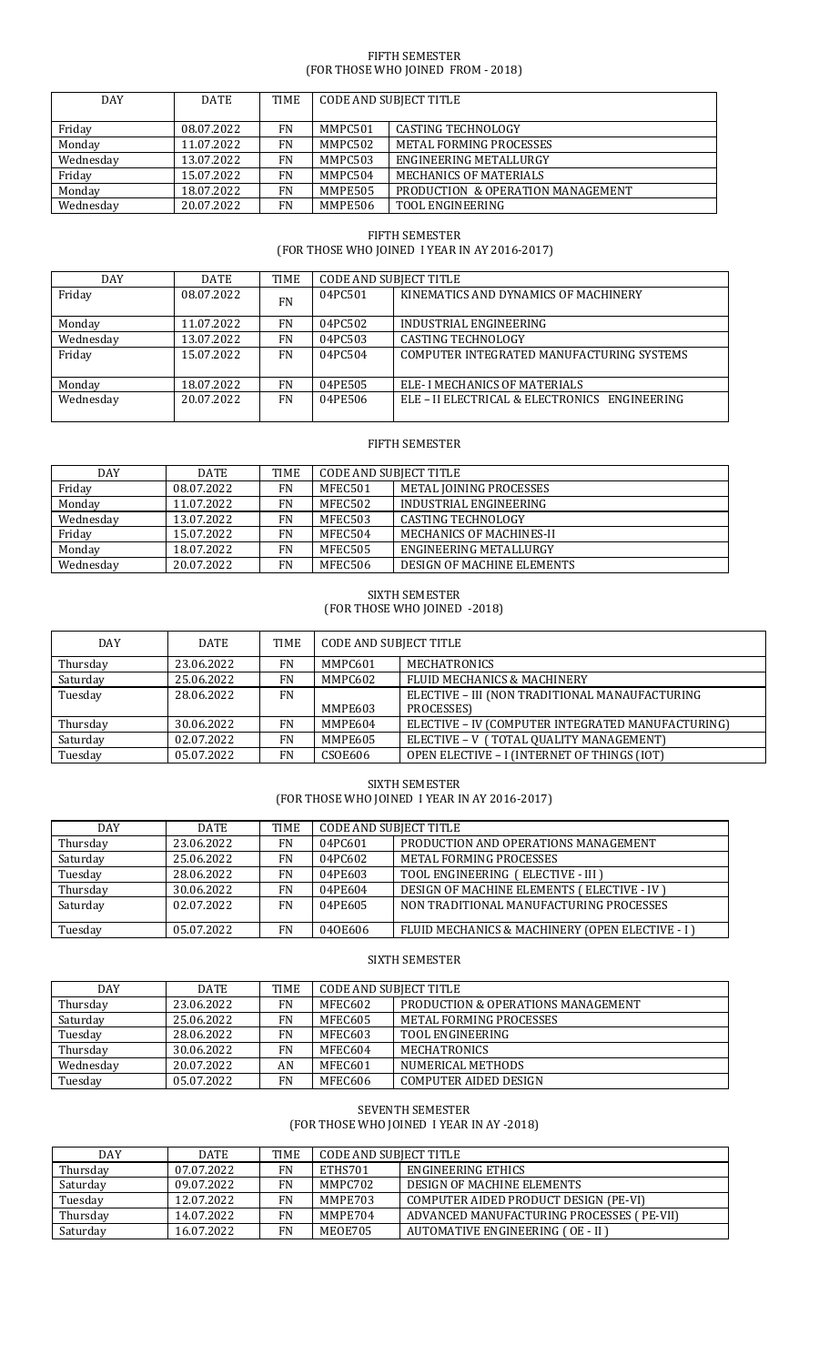FIFTH SEMESTER
(FOR THOSE WHO JOINED FROM - 2018)

| DAY | DATE | TIME | CODE AND SUBJECT TITLE | |
|---|---|---|---|---|
| Friday | 08.07.2022 | FN | MMPC501 | CASTING TECHNOLOGY |
| Monday | 11.07.2022 | FN | MMPC502 | METAL FORMING PROCESSES |
| Wednesday | 13.07.2022 | FN | MMPC503 | ENGINEERING METALLURGY |
| Friday | 15.07.2022 | FN | MMPC504 | MECHANICS OF MATERIALS |
| Monday | 18.07.2022 | FN | MMPE505 | PRODUCTION & OPERATION MANAGEMENT |
| Wednesday | 20.07.2022 | FN | MMPE506 | TOOL ENGINEERING |

FIFTH SEMESTER
(FOR THOSE WHO JOINED I YEAR IN AY 2016-2017)

| DAY | DATE | TIME | CODE AND SUBJECT TITLE | |
|---|---|---|---|---|
| Friday | 08.07.2022 | FN | 04PC501 | KINEMATICS AND DYNAMICS OF MACHINERY |
| Monday | 11.07.2022 | FN | 04PC502 | INDUSTRIAL ENGINEERING |
| Wednesday | 13.07.2022 | FN | 04PC503 | CASTING TECHNOLOGY |
| Friday | 15.07.2022 | FN | 04PC504 | COMPUTER INTEGRATED MANUFACTURING SYSTEMS |
| Monday | 18.07.2022 | FN | 04PE505 | ELE- I MECHANICS OF MATERIALS |
| Wednesday | 20.07.2022 | FN | 04PE506 | ELE – II ELECTRICAL & ELECTRONICS ENGINEERING |

FIFTH SEMESTER

| DAY | DATE | TIME | CODE AND SUBJECT TITLE | |
|---|---|---|---|---|
| Friday | 08.07.2022 | FN | MFEC501 | METAL JOINING PROCESSES |
| Monday | 11.07.2022 | FN | MFEC502 | INDUSTRIAL ENGINEERING |
| Wednesday | 13.07.2022 | FN | MFEC503 | CASTING TECHNOLOGY |
| Friday | 15.07.2022 | FN | MFEC504 | MECHANICS OF MACHINES-II |
| Monday | 18.07.2022 | FN | MFEC505 | ENGINEERING METALLURGY |
| Wednesday | 20.07.2022 | FN | MFEC506 | DESIGN OF MACHINE ELEMENTS |

SIXTH SEMESTER
(FOR THOSE WHO JOINED -2018)

| DAY | DATE | TIME | CODE AND SUBJECT TITLE | |
|---|---|---|---|---|
| Thursday | 23.06.2022 | FN | MMPC601 | MECHATRONICS |
| Saturday | 25.06.2022 | FN | MMPC602 | FLUID MECHANICS & MACHINERY |
| Tuesday | 28.06.2022 | FN | MMPE603 | ELECTIVE – III (NON TRADITIONAL MANAUFACTURING PROCESSES) |
| Thursday | 30.06.2022 | FN | MMPE604 | ELECTIVE – IV (COMPUTER INTEGRATED MANUFACTURING) |
| Saturday | 02.07.2022 | FN | MMPE605 | ELECTIVE – V ( TOTAL QUALITY MANAGEMENT) |
| Tuesday | 05.07.2022 | FN | CSOE606 | OPEN ELECTIVE – I (INTERNET OF THINGS (IOT) |

SIXTH SEMESTER
(FOR THOSE WHO JOINED I YEAR IN AY 2016-2017)

| DAY | DATE | TIME | CODE AND SUBJECT TITLE | |
|---|---|---|---|---|
| Thursday | 23.06.2022 | FN | 04PC601 | PRODUCTION AND OPERATIONS MANAGEMENT |
| Saturday | 25.06.2022 | FN | 04PC602 | METAL FORMING PROCESSES |
| Tuesday | 28.06.2022 | FN | 04PE603 | TOOL ENGINEERING ( ELECTIVE - III ) |
| Thursday | 30.06.2022 | FN | 04PE604 | DESIGN OF MACHINE ELEMENTS ( ELECTIVE - IV ) |
| Saturday | 02.07.2022 | FN | 04PE605 | NON TRADITIONAL MANUFACTURING PROCESSES |
| Tuesday | 05.07.2022 | FN | 04OE606 | FLUID MECHANICS & MACHINERY (OPEN ELECTIVE - I ) |

SIXTH SEMESTER

| DAY | DATE | TIME | CODE AND SUBJECT TITLE | |
|---|---|---|---|---|
| Thursday | 23.06.2022 | FN | MFEC602 | PRODUCTION & OPERATIONS MANAGEMENT |
| Saturday | 25.06.2022 | FN | MFEC605 | METAL FORMING PROCESSES |
| Tuesday | 28.06.2022 | FN | MFEC603 | TOOL ENGINEERING |
| Thursday | 30.06.2022 | FN | MFEC604 | MECHATRONICS |
| Wednesday | 20.07.2022 | AN | MFEC601 | NUMERICAL METHODS |
| Tuesday | 05.07.2022 | FN | MFEC606 | COMPUTER AIDED DESIGN |

SEVENTH SEMESTER
(FOR THOSE WHO JOINED I YEAR IN AY -2018)

| DAY | DATE | TIME | CODE AND SUBJECT TITLE | |
|---|---|---|---|---|
| Thursday | 07.07.2022 | FN | ETHS701 | ENGINEERING ETHICS |
| Saturday | 09.07.2022 | FN | MMPC702 | DESIGN OF MACHINE ELEMENTS |
| Tuesday | 12.07.2022 | FN | MMPE703 | COMPUTER AIDED PRODUCT DESIGN (PE-VI) |
| Thursday | 14.07.2022 | FN | MMPE704 | ADVANCED MANUFACTURING PROCESSES ( PE-VII) |
| Saturday | 16.07.2022 | FN | MEOE705 | AUTOMATIVE ENGINEERING ( OE - II ) |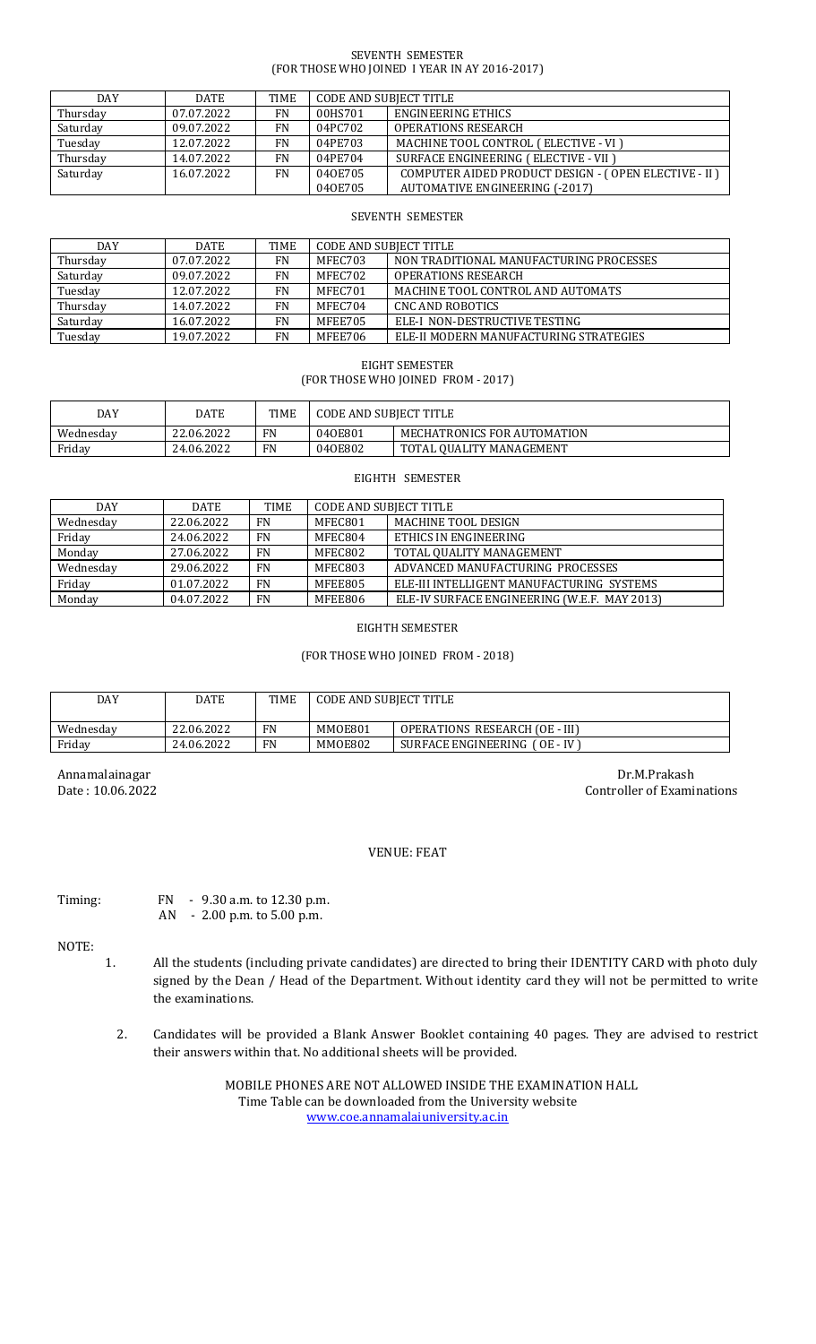## SEVENTH SEMESTER
### (FOR THOSE WHO JOINED I YEAR IN AY 2016-2017)

| DAY | DATE | TIME | CODE AND SUBJECT TITLE | |
|---|---|---|---|---|
| Thursday | 07.07.2022 | FN | 00HS701 | ENGINEERING ETHICS |
| Saturday | 09.07.2022 | FN | 04PC702 | OPERATIONS RESEARCH |
| Tuesday | 12.07.2022 | FN | 04PE703 | MACHINE TOOL CONTROL ( ELECTIVE - VI ) |
| Thursday | 14.07.2022 | FN | 04PE704 | SURFACE ENGINEERING ( ELECTIVE - VII ) |
| Saturday | 16.07.2022 | FN | 04OE705 | COMPUTER AIDED PRODUCT DESIGN - ( OPEN ELECTIVE - II ) |
| | | | 04OE705 | AUTOMATIVE ENGINEERING (-2017) |

## SEVENTH SEMESTER

| DAY | DATE | TIME | CODE AND SUBJECT TITLE | |
|---|---|---|---|---|
| Thursday | 07.07.2022 | FN | MFEC703 | NON TRADITIONAL MANUFACTURING PROCESSES |
| Saturday | 09.07.2022 | FN | MFEC702 | OPERATIONS RESEARCH |
| Tuesday | 12.07.2022 | FN | MFEC701 | MACHINE TOOL CONTROL AND AUTOMATS |
| Thursday | 14.07.2022 | FN | MFEC704 | CNC AND ROBOTICS |
| Saturday | 16.07.2022 | FN | MFEE705 | ELE-I NON-DESTRUCTIVE TESTING |
| Tuesday | 19.07.2022 | FN | MFEE706 | ELE-II MODERN MANUFACTURING STRATEGIES |

## EIGHT SEMESTER
### (FOR THOSE WHO JOINED FROM - 2017)

| DAY | DATE | TIME | CODE AND SUBJECT TITLE | |
|---|---|---|---|---|
| Wednesday | 22.06.2022 | FN | 04OE801 | MECHATRONICS FOR AUTOMATION |
| Friday | 24.06.2022 | FN | 04OE802 | TOTAL QUALITY MANAGEMENT |

## EIGHTH SEMESTER

| DAY | DATE | TIME | CODE AND SUBJECT TITLE | |
|---|---|---|---|---|
| Wednesday | 22.06.2022 | FN | MFEC801 | MACHINE TOOL DESIGN |
| Friday | 24.06.2022 | FN | MFEC804 | ETHICS IN ENGINEERING |
| Monday | 27.06.2022 | FN | MFEC802 | TOTAL QUALITY MANAGEMENT |
| Wednesday | 29.06.2022 | FN | MFEC803 | ADVANCED MANUFACTURING PROCESSES |
| Friday | 01.07.2022 | FN | MFEE805 | ELE-III INTELLIGENT MANUFACTURING SYSTEMS |
| Monday | 04.07.2022 | FN | MFEE806 | ELE-IV SURFACE ENGINEERING (W.E.F. MAY 2013) |

## EIGHTH SEMESTER
### (FOR THOSE WHO JOINED FROM - 2018)

| DAY | DATE | TIME | CODE AND SUBJECT TITLE | |
|---|---|---|---|---|
| Wednesday | 22.06.2022 | FN | MMOE801 | OPERATIONS RESEARCH (OE - III) |
| Friday | 24.06.2022 | FN | MMOE802 | SURFACE ENGINEERING ( OE - IV ) |

Annamalainagar  
Date : 10.06.2022

Dr.M.Prakash  
Controller of Examinations

VENUE: FEAT

Timing: FN - 9.30 a.m. to 12.30 p.m.  
AN - 2.00 p.m. to 5.00 p.m.

NOTE:

1. All the students (including private candidates) are directed to bring their IDENTITY CARD with photo duly signed by the Dean / Head of the Department. Without identity card they will not be permitted to write the examinations.
2. Candidates will be provided a Blank Answer Booklet containing 40 pages. They are advised to restrict their answers within that. No additional sheets will be provided.

MOBILE PHONES ARE NOT ALLOWED INSIDE THE EXAMINATION HALL  
Time Table can be downloaded from the University website  
www.coe.annamalaiuniversity.ac.in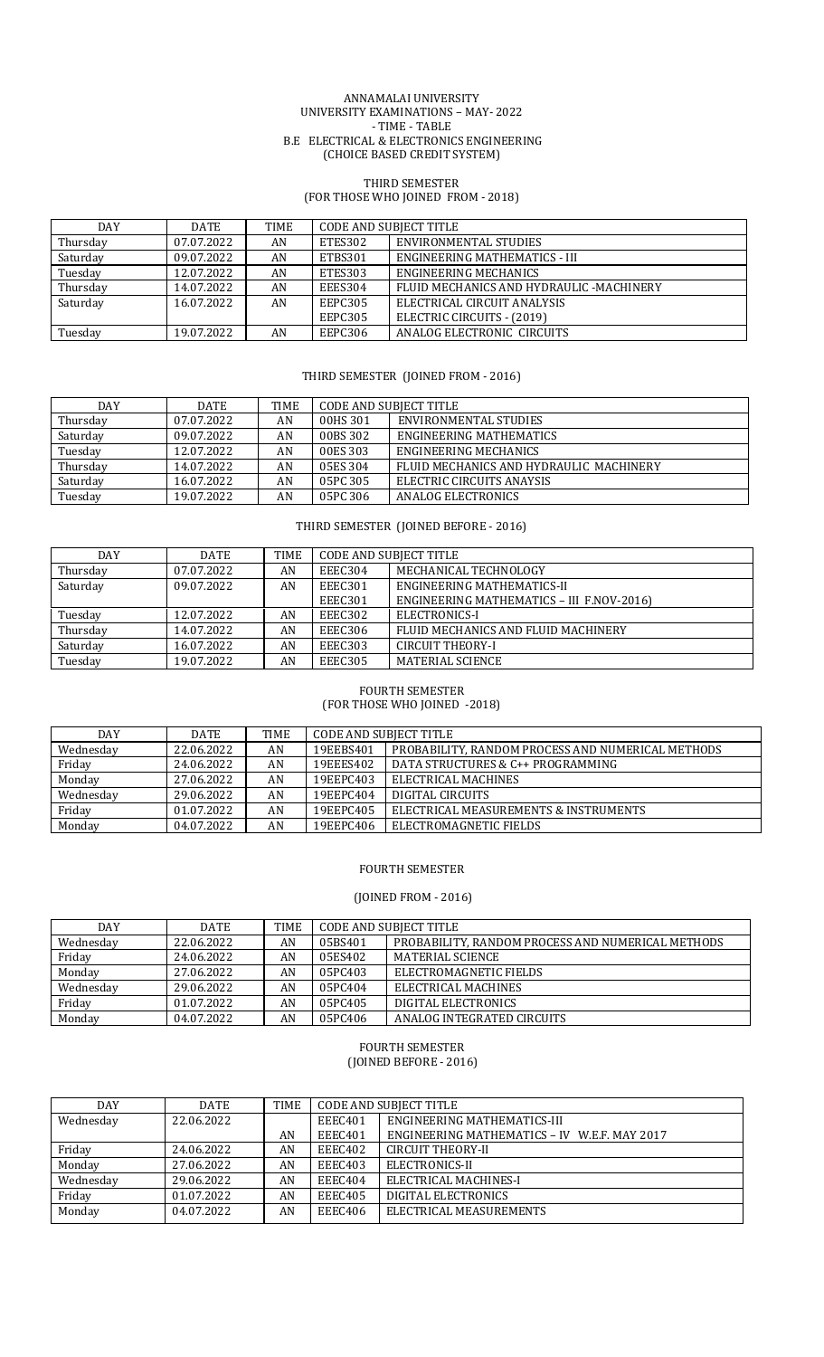ANNAMALAI UNIVERSITY
UNIVERSITY EXAMINATIONS – MAY- 2022
- TIME - TABLE
B.E ELECTRICAL & ELECTRONICS ENGINEERING
(CHOICE BASED CREDIT SYSTEM)

## THIRD SEMESTER
(FOR THOSE WHO JOINED FROM - 2018)

| DAY | DATE | TIME | CODE AND SUBJECT TITLE | |
|---|---|---|---|---|
| Thursday | 07.07.2022 | AN | ETES302 | ENVIRONMENTAL STUDIES |
| Saturday | 09.07.2022 | AN | ETBS301 | ENGINEERING MATHEMATICS - III |
| Tuesday | 12.07.2022 | AN | ETES303 | ENGINEERING MECHANICS |
| Thursday | 14.07.2022 | AN | EEES304 | FLUID MECHANICS AND HYDRAULIC -MACHINERY |
| Saturday | 16.07.2022 | AN | EEPC305 | ELECTRICAL CIRCUIT ANALYSIS |
| | | | EEPC305 | ELECTRIC CIRCUITS - (2019) |
| Tuesday | 19.07.2022 | AN | EEPC306 | ANALOG ELECTRONIC CIRCUITS |

## THIRD SEMESTER (JOINED FROM - 2016)

| DAY | DATE | TIME | CODE AND SUBJECT TITLE | |
|---|---|---|---|---|
| Thursday | 07.07.2022 | AN | 00HS 301 | ENVIRONMENTAL STUDIES |
| Saturday | 09.07.2022 | AN | 00BS 302 | ENGINEERING MATHEMATICS |
| Tuesday | 12.07.2022 | AN | 00ES 303 | ENGINEERING MECHANICS |
| Thursday | 14.07.2022 | AN | 05ES 304 | FLUID MECHANICS AND HYDRAULIC MACHINERY |
| Saturday | 16.07.2022 | AN | 05PC 305 | ELECTRIC CIRCUITS ANAYSIS |
| Tuesday | 19.07.2022 | AN | 05PC 306 | ANALOG ELECTRONICS |

## THIRD SEMESTER (JOINED BEFORE - 2016)

| DAY | DATE | TIME | CODE AND SUBJECT TITLE | |
|---|---|---|---|---|
| Thursday | 07.07.2022 | AN | EEEC304 | MECHANICAL TECHNOLOGY |
| Saturday | 09.07.2022 | AN | EEEC301 | ENGINEERING MATHEMATICS-II |
| | | | EEEC301 | ENGINEERING MATHEMATICS – III F.NOV-2016) |
| Tuesday | 12.07.2022 | AN | EEEC302 | ELECTRONICS-I |
| Thursday | 14.07.2022 | AN | EEEC306 | FLUID MECHANICS AND FLUID MACHINERY |
| Saturday | 16.07.2022 | AN | EEEC303 | CIRCUIT THEORY-I |
| Tuesday | 19.07.2022 | AN | EEEC305 | MATERIAL SCIENCE |

## FOURTH SEMESTER
(FOR THOSE WHO JOINED -2018)

| DAY | DATE | TIME | CODE AND SUBJECT TITLE | |
|---|---|---|---|---|
| Wednesday | 22.06.2022 | AN | 19EEBS401 | PROBABILITY, RANDOM PROCESS AND NUMERICAL METHODS |
| Friday | 24.06.2022 | AN | 19EEES402 | DATA STRUCTURES & C++ PROGRAMMING |
| Monday | 27.06.2022 | AN | 19EEPC403 | ELECTRICAL MACHINES |
| Wednesday | 29.06.2022 | AN | 19EEPC404 | DIGITAL CIRCUITS |
| Friday | 01.07.2022 | AN | 19EEPC405 | ELECTRICAL MEASUREMENTS & INSTRUMENTS |
| Monday | 04.07.2022 | AN | 19EEPC406 | ELECTROMAGNETIC FIELDS |

## FOURTH SEMESTER

(JOINED FROM - 2016)

| DAY | DATE | TIME | CODE AND SUBJECT TITLE | |
|---|---|---|---|---|
| Wednesday | 22.06.2022 | AN | 05BS401 | PROBABILITY, RANDOM PROCESS AND NUMERICAL METHODS |
| Friday | 24.06.2022 | AN | 05ES402 | MATERIAL SCIENCE |
| Monday | 27.06.2022 | AN | 05PC403 | ELECTROMAGNETIC FIELDS |
| Wednesday | 29.06.2022 | AN | 05PC404 | ELECTRICAL MACHINES |
| Friday | 01.07.2022 | AN | 05PC405 | DIGITAL ELECTRONICS |
| Monday | 04.07.2022 | AN | 05PC406 | ANALOG INTEGRATED CIRCUITS |

## FOURTH SEMESTER
(JOINED BEFORE - 2016)

| DAY | DATE | TIME | CODE AND SUBJECT TITLE | |
|---|---|---|---|---|
| Wednesday | 22.06.2022 | | EEEC401 | ENGINEERING MATHEMATICS-III |
| | | AN | EEEC401 | ENGINEERING MATHEMATICS – IV W.E.F. MAY 2017 |
| Friday | 24.06.2022 | AN | EEEC402 | CIRCUIT THEORY-II |
| Monday | 27.06.2022 | AN | EEEC403 | ELECTRONICS-II |
| Wednesday | 29.06.2022 | AN | EEEC404 | ELECTRICAL MACHINES-I |
| Friday | 01.07.2022 | AN | EEEC405 | DIGITAL ELECTRONICS |
| Monday | 04.07.2022 | AN | EEEC406 | ELECTRICAL MEASUREMENTS |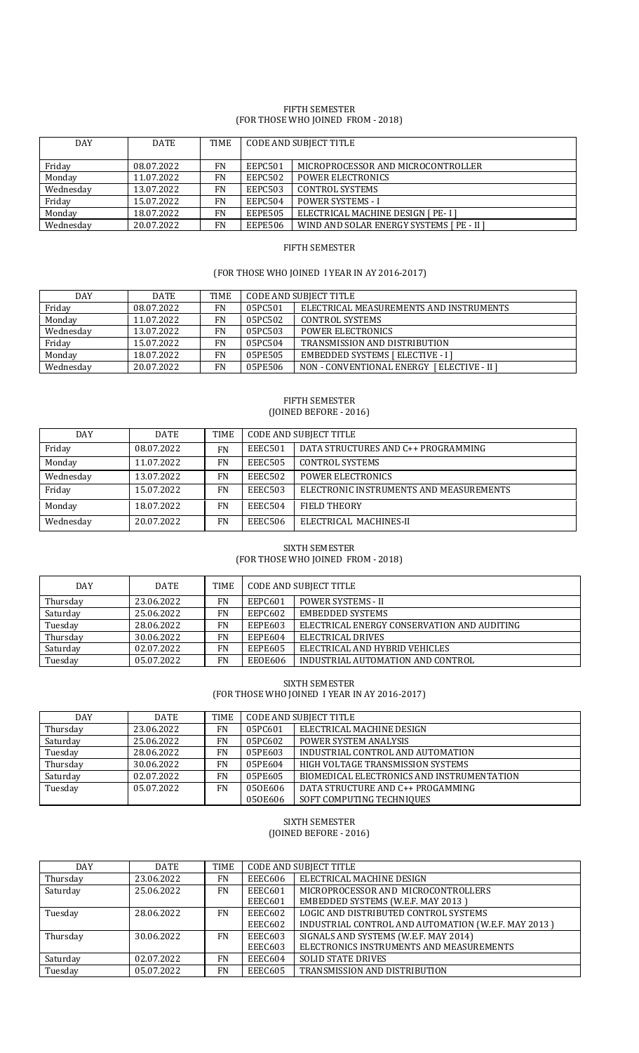FIFTH SEMESTER
(FOR THOSE WHO JOINED FROM - 2018)

| DAY | DATE | TIME | CODE AND SUBJECT TITLE | |
|---|---|---|---|---|
| Friday | 08.07.2022 | FN | EEPC501 | MICROPROCESSOR AND MICROCONTROLLER |
| Monday | 11.07.2022 | FN | EEPC502 | POWER ELECTRONICS |
| Wednesday | 13.07.2022 | FN | EEPC503 | CONTROL SYSTEMS |
| Friday | 15.07.2022 | FN | EEPC504 | POWER SYSTEMS - I |
| Monday | 18.07.2022 | FN | EEPE505 | ELECTRICAL MACHINE DESIGN [ PE- I ] |
| Wednesday | 20.07.2022 | FN | EEPE506 | WIND AND SOLAR ENERGY SYSTEMS [ PE - II ] |

FIFTH SEMESTER

(FOR THOSE WHO JOINED I YEAR IN AY 2016-2017)

| DAY | DATE | TIME | CODE AND SUBJECT TITLE | |
|---|---|---|---|---|
| Friday | 08.07.2022 | FN | 05PC501 | ELECTRICAL MEASUREMENTS AND INSTRUMENTS |
| Monday | 11.07.2022 | FN | 05PC502 | CONTROL SYSTEMS |
| Wednesday | 13.07.2022 | FN | 05PC503 | POWER ELECTRONICS |
| Friday | 15.07.2022 | FN | 05PC504 | TRANSMISSION AND DISTRIBUTION |
| Monday | 18.07.2022 | FN | 05PE505 | EMBEDDED SYSTEMS [ ELECTIVE - I ] |
| Wednesday | 20.07.2022 | FN | 05PE506 | NON - CONVENTIONAL ENERGY [ ELECTIVE - II ] |

FIFTH SEMESTER
(JOINED BEFORE - 2016)

| DAY | DATE | TIME | CODE AND SUBJECT TITLE | |
|---|---|---|---|---|
| Friday | 08.07.2022 | FN | EEEC501 | DATA STRUCTURES AND C++ PROGRAMMING |
| Monday | 11.07.2022 | FN | EEEC505 | CONTROL SYSTEMS |
| Wednesday | 13.07.2022 | FN | EEEC502 | POWER ELECTRONICS |
| Friday | 15.07.2022 | FN | EEEC503 | ELECTRONIC INSTRUMENTS AND MEASUREMENTS |
| Monday | 18.07.2022 | FN | EEEC504 | FIELD THEORY |
| Wednesday | 20.07.2022 | FN | EEEC506 | ELECTRICAL MACHINES-II |

SIXTH SEMESTER
(FOR THOSE WHO JOINED FROM - 2018)

| DAY | DATE | TIME | CODE AND SUBJECT TITLE | |
|---|---|---|---|---|
| Thursday | 23.06.2022 | FN | EEPC601 | POWER SYSTEMS - II |
| Saturday | 25.06.2022 | FN | EEPC602 | EMBEDDED SYSTEMS |
| Tuesday | 28.06.2022 | FN | EEPE603 | ELECTRICAL ENERGY CONSERVATION AND AUDITING |
| Thursday | 30.06.2022 | FN | EEPE604 | ELECTRICAL DRIVES |
| Saturday | 02.07.2022 | FN | EEPE605 | ELECTRICAL AND HYBRID VEHICLES |
| Tuesday | 05.07.2022 | FN | EEOE606 | INDUSTRIAL AUTOMATION AND CONTROL |

SIXTH SEMESTER
(FOR THOSE WHO JOINED I YEAR IN AY 2016-2017)

| DAY | DATE | TIME | CODE AND SUBJECT TITLE | |
|---|---|---|---|---|
| Thursday | 23.06.2022 | FN | 05PC601 | ELECTRICAL MACHINE DESIGN |
| Saturday | 25.06.2022 | FN | 05PC602 | POWER SYSTEM ANALYSIS |
| Tuesday | 28.06.2022 | FN | 05PE603 | INDUSTRIAL CONTROL AND AUTOMATION |
| Thursday | 30.06.2022 | FN | 05PE604 | HIGH VOLTAGE TRANSMISSION SYSTEMS |
| Saturday | 02.07.2022 | FN | 05PE605 | BIOMEDICAL ELECTRONICS AND INSTRUMENTATION |
| Tuesday | 05.07.2022 | FN | 05OE606 | DATA STRUCTURE AND C++ PROGAMMING |
| | | | 05OE606 | SOFT COMPUTING TECHNIQUES |

SIXTH SEMESTER
(JOINED BEFORE - 2016)

| DAY | DATE | TIME | CODE AND SUBJECT TITLE | |
|---|---|---|---|---|
| Thursday | 23.06.2022 | FN | EEEC606 | ELECTRICAL MACHINE DESIGN |
| Saturday | 25.06.2022 | FN | EEEC601 | MICROPROCESSOR AND MICROCONTROLLERS |
| | | | EEEC601 | EMBEDDED SYSTEMS (W.E.F. MAY 2013 ) |
| Tuesday | 28.06.2022 | FN | EEEC602 | LOGIC AND DISTRIBUTED CONTROL SYSTEMS |
| | | | EEEC602 | INDUSTRIAL CONTROL AND AUTOMATION (W.E.F. MAY 2013 ) |
| Thursday | 30.06.2022 | FN | EEEC603 | SIGNALS AND SYSTEMS (W.E.F. MAY 2014) |
| | | | EEEC603 | ELECTRONICS INSTRUMENTS AND MEASUREMENTS |
| Saturday | 02.07.2022 | FN | EEEC604 | SOLID STATE DRIVES |
| Tuesday | 05.07.2022 | FN | EEEC605 | TRANSMISSION AND DISTRIBUTION |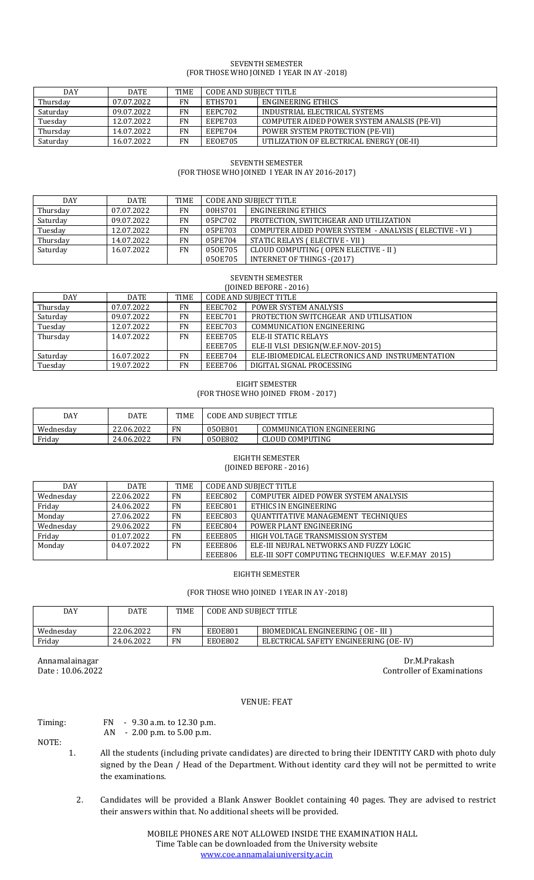SEVENTH SEMESTER
(FOR THOSE WHO JOINED I YEAR IN AY -2018)

| DAY | DATE | TIME | CODE AND SUBJECT TITLE | |
|---|---|---|---|---|
| Thursday | 07.07.2022 | FN | ETHS701 | ENGINEERING ETHICS |
| Saturday | 09.07.2022 | FN | EEPC702 | INDUSTRIAL ELECTRICAL SYSTEMS |
| Tuesday | 12.07.2022 | FN | EEPE703 | COMPUTER AIDED POWER SYSTEM ANALSIS (PE-VI) |
| Thursday | 14.07.2022 | FN | EEPE704 | POWER SYSTEM PROTECTION (PE-VII) |
| Saturday | 16.07.2022 | FN | EEOE705 | UTILIZATION OF ELECTRICAL ENERGY (OE-II) |

SEVENTH SEMESTER
(FOR THOSE WHO JOINED I YEAR IN AY 2016-2017)

| DAY | DATE | TIME | CODE AND SUBJECT TITLE | |
|---|---|---|---|---|
| Thursday | 07.07.2022 | FN | 00HS701 | ENGINEERING ETHICS |
| Saturday | 09.07.2022 | FN | 05PC702 | PROTECTION, SWITCHGEAR AND UTILIZATION |
| Tuesday | 12.07.2022 | FN | 05PE703 | COMPUTER AIDED POWER SYSTEM - ANALYSIS ( ELECTIVE - VI ) |
| Thursday | 14.07.2022 | FN | 05PE704 | STATIC RELAYS ( ELECTIVE - VII ) |
| Saturday | 16.07.2022 | FN | 05OE705 | CLOUD COMPUTING ( OPEN ELECTIVE - II ) |
| | | | 05OE705 | INTERNET OF THINGS -(2017) |

SEVENTH SEMESTER
(JOINED BEFORE - 2016)

| DAY | DATE | TIME | CODE AND SUBJECT TITLE | |
|---|---|---|---|---|
| Thursday | 07.07.2022 | FN | EEEC702 | POWER SYSTEM ANALYSIS |
| Saturday | 09.07.2022 | FN | EEEC701 | PROTECTION SWITCHGEAR AND UTILISATION |
| Tuesday | 12.07.2022 | FN | EEEC703 | COMMUNICATION ENGINEERING |
| Thursday | 14.07.2022 | FN | EEEE705 | ELE-II STATIC RELAYS |
| | | | EEEE705 | ELE-II VLSI DESIGN(W.E.F.NOV-2015) |
| Saturday | 16.07.2022 | FN | EEEE704 | ELE-IBIOMEDICAL ELECTRONICS AND INSTRUMENTATION |
| Tuesday | 19.07.2022 | FN | EEEE706 | DIGITAL SIGNAL PROCESSING |

EIGHT SEMESTER
(FOR THOSE WHO JOINED FROM - 2017)

| DAY | DATE | TIME | CODE AND SUBJECT TITLE | |
|---|---|---|---|---|
| Wednesday | 22.06.2022 | FN | 05OE801 | COMMUNICATION ENGINEERING |
| Friday | 24.06.2022 | FN | 05OE802 | CLOUD COMPUTING |

EIGHTH SEMESTER
(JOINED BEFORE - 2016)

| DAY | DATE | TIME | CODE AND SUBJECT TITLE | |
|---|---|---|---|---|
| Wednesday | 22.06.2022 | FN | EEEC802 | COMPUTER AIDED POWER SYSTEM ANALYSIS |
| Friday | 24.06.2022 | FN | EEEC801 | ETHICS IN ENGINEERING |
| Monday | 27.06.2022 | FN | EEEC803 | QUANTITATIVE MANAGEMENT TECHNIQUES |
| Wednesday | 29.06.2022 | FN | EEEC804 | POWER PLANT ENGINEERING |
| Friday | 01.07.2022 | FN | EEEE805 | HIGH VOLTAGE TRANSMISSION SYSTEM |
| Monday | 04.07.2022 | FN | EEEE806 | ELE-III NEURAL NETWORKS AND FUZZY LOGIC |
| | | | EEEE806 | ELE-III SOFT COMPUTING TECHNIQUES W.E.F.MAY 2015) |

EIGHTH SEMESTER

(FOR THOSE WHO JOINED I YEAR IN AY -2018)

| DAY | DATE | TIME | CODE AND SUBJECT TITLE | |
|---|---|---|---|---|
| Wednesday | 22.06.2022 | FN | EEOE801 | BIOMEDICAL ENGINEERING ( OE - III ) |
| Friday | 24.06.2022 | FN | EEOE802 | ELECTRICAL SAFETY ENGINEERING (OE- IV) |

Annamalainagar
Date : 10.06.2022

Dr.M.Prakash
Controller of Examinations

VENUE: FEAT

Timing: FN - 9.30 a.m. to 12.30 p.m.
AN - 2.00 p.m. to 5.00 p.m.

NOTE:

1. All the students (including private candidates) are directed to bring their IDENTITY CARD with photo duly signed by the Dean / Head of the Department. Without identity card they will not be permitted to write the examinations.

2. Candidates will be provided a Blank Answer Booklet containing 40 pages. They are advised to restrict their answers within that. No additional sheets will be provided.

MOBILE PHONES ARE NOT ALLOWED INSIDE THE EXAMINATION HALL
Time Table can be downloaded from the University website
www.coe.annamalaiuniversity.ac.in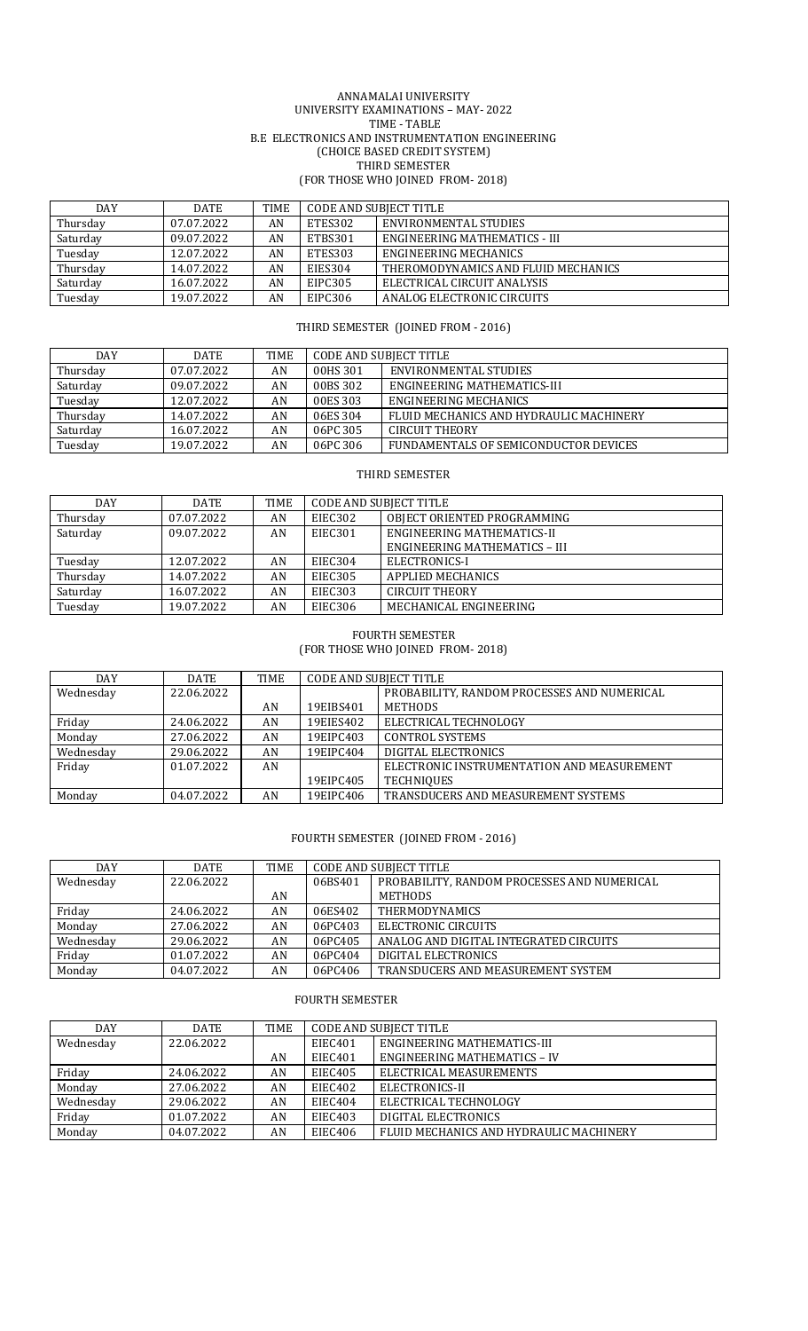ANNAMALAI UNIVERSITY
UNIVERSITY EXAMINATIONS – MAY- 2022
TIME - TABLE
B.E ELECTRONICS AND INSTRUMENTATION ENGINEERING
(CHOICE BASED CREDIT SYSTEM)
THIRD SEMESTER
(FOR THOSE WHO JOINED FROM- 2018)

| DAY | DATE | TIME | CODE AND SUBJECT TITLE | |
|---|---|---|---|---|
| Thursday | 07.07.2022 | AN | ETES302 | ENVIRONMENTAL STUDIES |
| Saturday | 09.07.2022 | AN | ETBS301 | ENGINEERING MATHEMATICS - III |
| Tuesday | 12.07.2022 | AN | ETES303 | ENGINEERING MECHANICS |
| Thursday | 14.07.2022 | AN | EIES304 | THERODMODYNAMICS AND FLUID MECHANICS |
| Saturday | 16.07.2022 | AN | EIPC305 | ELECTRICAL CIRCUIT ANALYSIS |
| Tuesday | 19.07.2022 | AN | EIPC306 | ANALOG ELECTRONIC CIRCUITS |

THIRD SEMESTER (JOINED FROM - 2016)

| DAY | DATE | TIME | CODE AND SUBJECT TITLE | |
|---|---|---|---|---|
| Thursday | 07.07.2022 | AN | 00HS 301 | ENVIRONMENTAL STUDIES |
| Saturday | 09.07.2022 | AN | 00BS 302 | ENGINEERING MATHEMATICS-III |
| Tuesday | 12.07.2022 | AN | 00ES 303 | ENGINEERING MECHANICS |
| Thursday | 14.07.2022 | AN | 06ES 304 | FLUID MECHANICS AND HYDRAULIC MACHINERY |
| Saturday | 16.07.2022 | AN | 06PC 305 | CIRCUIT THEORY |
| Tuesday | 19.07.2022 | AN | 06PC 306 | FUNDAMENTALS OF SEMICONDUCTOR DEVICES |

THIRD SEMESTER

| DAY | DATE | TIME | CODE AND SUBJECT TITLE | |
|---|---|---|---|---|
| Thursday | 07.07.2022 | AN | EIEC302 | OBJECT ORIENTED PROGRAMMING |
| Saturday | 09.07.2022 | AN | EIEC301 | ENGINEERING MATHEMATICS-II<br>ENGINEERING MATHEMATICS – III |
| Tuesday | 12.07.2022 | AN | EIEC304 | ELECTRONICS-I |
| Thursday | 14.07.2022 | AN | EIEC305 | APPLIED MECHANICS |
| Saturday | 16.07.2022 | AN | EIEC303 | CIRCUIT THEORY |
| Tuesday | 19.07.2022 | AN | EIEC306 | MECHANICAL ENGINEERING |

FOURTH SEMESTER
(FOR THOSE WHO JOINED FROM- 2018)

| DAY | DATE | TIME | CODE AND SUBJECT TITLE | |
|---|---|---|---|---|
| Wednesday | 22.06.2022 | AN | 19EIBS401 | PROBABILITY, RANDOM PROCESSES AND NUMERICAL METHODS |
| Friday | 24.06.2022 | AN | 19EIES402 | ELECTRICAL TECHNOLOGY |
| Monday | 27.06.2022 | AN | 19EIPC403 | CONTROL SYSTEMS |
| Wednesday | 29.06.2022 | AN | 19EIPC404 | DIGITAL ELECTRONICS |
| Friday | 01.07.2022 | AN | 19EIPC405 | ELECTRONIC INSTRUMENTATION AND MEASUREMENT TECHNIQUES |
| Monday | 04.07.2022 | AN | 19EIPC406 | TRANSDUCERS AND MEASUREMENT SYSTEMS |

FOURTH SEMESTER (JOINED FROM - 2016)

| DAY | DATE | TIME | CODE AND SUBJECT TITLE | |
|---|---|---|---|---|
| Wednesday | 22.06.2022 | AN | 06BS401 | PROBABILITY, RANDOM PROCESSES AND NUMERICAL METHODS |
| Friday | 24.06.2022 | AN | 06ES402 | THERMODYNAMICS |
| Monday | 27.06.2022 | AN | 06PC403 | ELECTRONIC CIRCUITS |
| Wednesday | 29.06.2022 | AN | 06PC405 | ANALOG AND DIGITAL INTEGRATED CIRCUITS |
| Friday | 01.07.2022 | AN | 06PC404 | DIGITAL ELECTRONICS |
| Monday | 04.07.2022 | AN | 06PC406 | TRANSDUCERS AND MEASUREMENT SYSTEM |

FOURTH SEMESTER

| DAY | DATE | TIME | CODE AND SUBJECT TITLE | |
|---|---|---|---|---|
| Wednesday | 22.06.2022 | AN | EIEC401<br>EIEC401 | ENGINEERING MATHEMATICS-III<br>ENGINEERING MATHEMATICS – IV |
| Friday | 24.06.2022 | AN | EIEC405 | ELECTRICAL MEASUREMENTS |
| Monday | 27.06.2022 | AN | EIEC402 | ELECTRONICS-II |
| Wednesday | 29.06.2022 | AN | EIEC404 | ELECTRICAL TECHNOLOGY |
| Friday | 01.07.2022 | AN | EIEC403 | DIGITAL ELECTRONICS |
| Monday | 04.07.2022 | AN | EIEC406 | FLUID MECHANICS AND HYDRAULIC MACHINERY |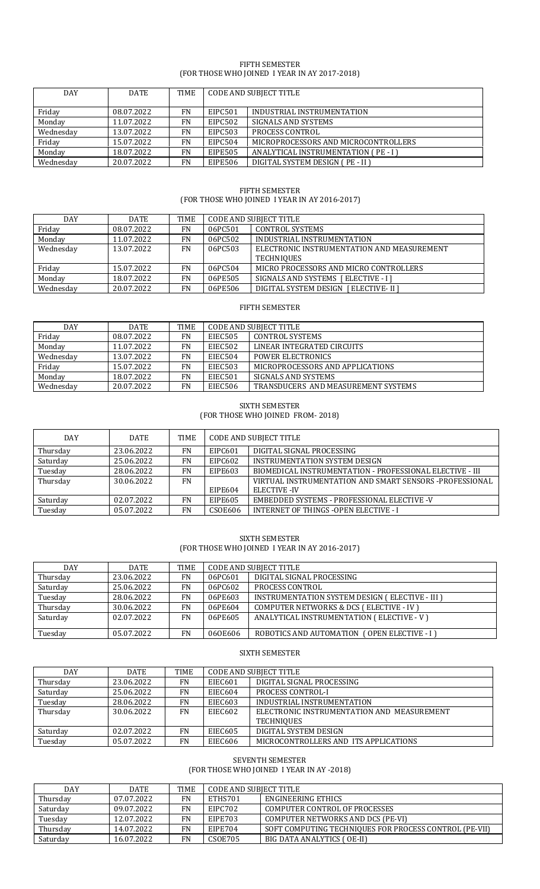FIFTH SEMESTER
(FOR THOSE WHO JOINED I YEAR IN AY 2017-2018)

| DAY | DATE | TIME | CODE AND SUBJECT TITLE | |
|---|---|---|---|---|
| Friday | 08.07.2022 | FN | EIPC501 | INDUSTRIAL INSTRUMENTATION |
| Monday | 11.07.2022 | FN | EIPC502 | SIGNALS AND SYSTEMS |
| Wednesday | 13.07.2022 | FN | EIPC503 | PROCESS CONTROL |
| Friday | 15.07.2022 | FN | EIPC504 | MICROPROCESSORS AND MICROCONTROLLERS |
| Monday | 18.07.2022 | FN | EIPE505 | ANALYTICAL INSTRUMENTATION ( PE - I ) |
| Wednesday | 20.07.2022 | FN | EIPE506 | DIGITAL SYSTEM DESIGN ( PE - II ) |

FIFTH SEMESTER
(FOR THOSE WHO JOINED I YEAR IN AY 2016-2017)

| DAY | DATE | TIME | CODE AND SUBJECT TITLE | |
|---|---|---|---|---|
| Friday | 08.07.2022 | FN | 06PC501 | CONTROL SYSTEMS |
| Monday | 11.07.2022 | FN | 06PC502 | INDUSTRIAL INSTRUMENTATION |
| Wednesday | 13.07.2022 | FN | 06PC503 | ELECTRONIC INSTRUMENTATION AND MEASUREMENT TECHNIQUES |
| Friday | 15.07.2022 | FN | 06PC504 | MICRO PROCESSORS AND MICRO CONTROLLERS |
| Monday | 18.07.2022 | FN | 06PE505 | SIGNALS AND SYSTEMS [ ELECTIVE - I ] |
| Wednesday | 20.07.2022 | FN | 06PE506 | DIGITAL SYSTEM DESIGN [ ELECTIVE- II ] |

FIFTH SEMESTER

| DAY | DATE | TIME | CODE AND SUBJECT TITLE | |
|---|---|---|---|---|
| Friday | 08.07.2022 | FN | EIEC505 | CONTROL SYSTEMS |
| Monday | 11.07.2022 | FN | EIEC502 | LINEAR INTEGRATED CIRCUITS |
| Wednesday | 13.07.2022 | FN | EIEC504 | POWER ELECTRONICS |
| Friday | 15.07.2022 | FN | EIEC503 | MICROPROCESSORS AND APPLICATIONS |
| Monday | 18.07.2022 | FN | EIEC501 | SIGNALS AND SYSTEMS |
| Wednesday | 20.07.2022 | FN | EIEC506 | TRANSDUCERS AND MEASUREMENT SYSTEMS |

SIXTH SEMESTER
(FOR THOSE WHO JOINED FROM- 2018)

| DAY | DATE | TIME | CODE AND SUBJECT TITLE | |
|---|---|---|---|---|
| Thursday | 23.06.2022 | FN | EIPC601 | DIGITAL SIGNAL PROCESSING |
| Saturday | 25.06.2022 | FN | EIPC602 | INSTRUMENTATION SYSTEM DESIGN |
| Tuesday | 28.06.2022 | FN | EIPE603 | BIOMEDICAL INSTRUMENTATION - PROFESSIONAL ELECTIVE - III |
| Thursday | 30.06.2022 | FN | EIPE604 | VIRTUAL INSTRUMENTATION AND SMART SENSORS -PROFESSIONAL ELECTIVE -IV |
| Saturday | 02.07.2022 | FN | EIPE605 | EMBEDDED SYSTEMS - PROFESSIONAL ELECTIVE -V |
| Tuesday | 05.07.2022 | FN | CSOE606 | INTERNET OF THINGS -OPEN ELECTIVE - I |

SIXTH SEMESTER
(FOR THOSE WHO JOINED I YEAR IN AY 2016-2017)

| DAY | DATE | TIME | CODE AND SUBJECT TITLE | |
|---|---|---|---|---|
| Thursday | 23.06.2022 | FN | 06PC601 | DIGITAL SIGNAL PROCESSING |
| Saturday | 25.06.2022 | FN | 06PC602 | PROCESS CONTROL |
| Tuesday | 28.06.2022 | FN | 06PE603 | INSTRUMENTATION SYSTEM DESIGN ( ELECTIVE - III ) |
| Thursday | 30.06.2022 | FN | 06PE604 | COMPUTER NETWORKS & DCS ( ELECTIVE - IV ) |
| Saturday | 02.07.2022 | FN | 06PE605 | ANALYTICAL INSTRUMENTATION ( ELECTIVE - V ) |
| Tuesday | 05.07.2022 | FN | 06OE606 | ROBOTICS AND AUTOMATION ( OPEN ELECTIVE - I ) |

SIXTH SEMESTER

| DAY | DATE | TIME | CODE AND SUBJECT TITLE | |
|---|---|---|---|---|
| Thursday | 23.06.2022 | FN | EIEC601 | DIGITAL SIGNAL PROCESSING |
| Saturday | 25.06.2022 | FN | EIEC604 | PROCESS CONTROL-I |
| Tuesday | 28.06.2022 | FN | EIEC603 | INDUSTRIAL INSTRUMENTATION |
| Thursday | 30.06.2022 | FN | EIEC602 | ELECTRONIC INSTRUMENTATION AND MEASUREMENT TECHNIQUES |
| Saturday | 02.07.2022 | FN | EIEC605 | DIGITAL SYSTEM DESIGN |
| Tuesday | 05.07.2022 | FN | EIEC606 | MICROCONTROLLERS AND ITS APPLICATIONS |

SEVENTH SEMESTER
(FOR THOSE WHO JOINED I YEAR IN AY -2018)

| DAY | DATE | TIME | CODE AND SUBJECT TITLE | |
|---|---|---|---|---|
| Thursday | 07.07.2022 | FN | ETHS701 | ENGINEERING ETHICS |
| Saturday | 09.07.2022 | FN | EIPC702 | COMPUTER CONTROL OF PROCESSES |
| Tuesday | 12.07.2022 | FN | EIPE703 | COMPUTER NETWORKS AND DCS (PE-VI) |
| Thursday | 14.07.2022 | FN | EIPE704 | SOFT COMPUTING TECHNIQUES FOR PROCESS CONTROL (PE-VII) |
| Saturday | 16.07.2022 | FN | CSOE705 | BIG DATA ANALYTICS ( OE-II) |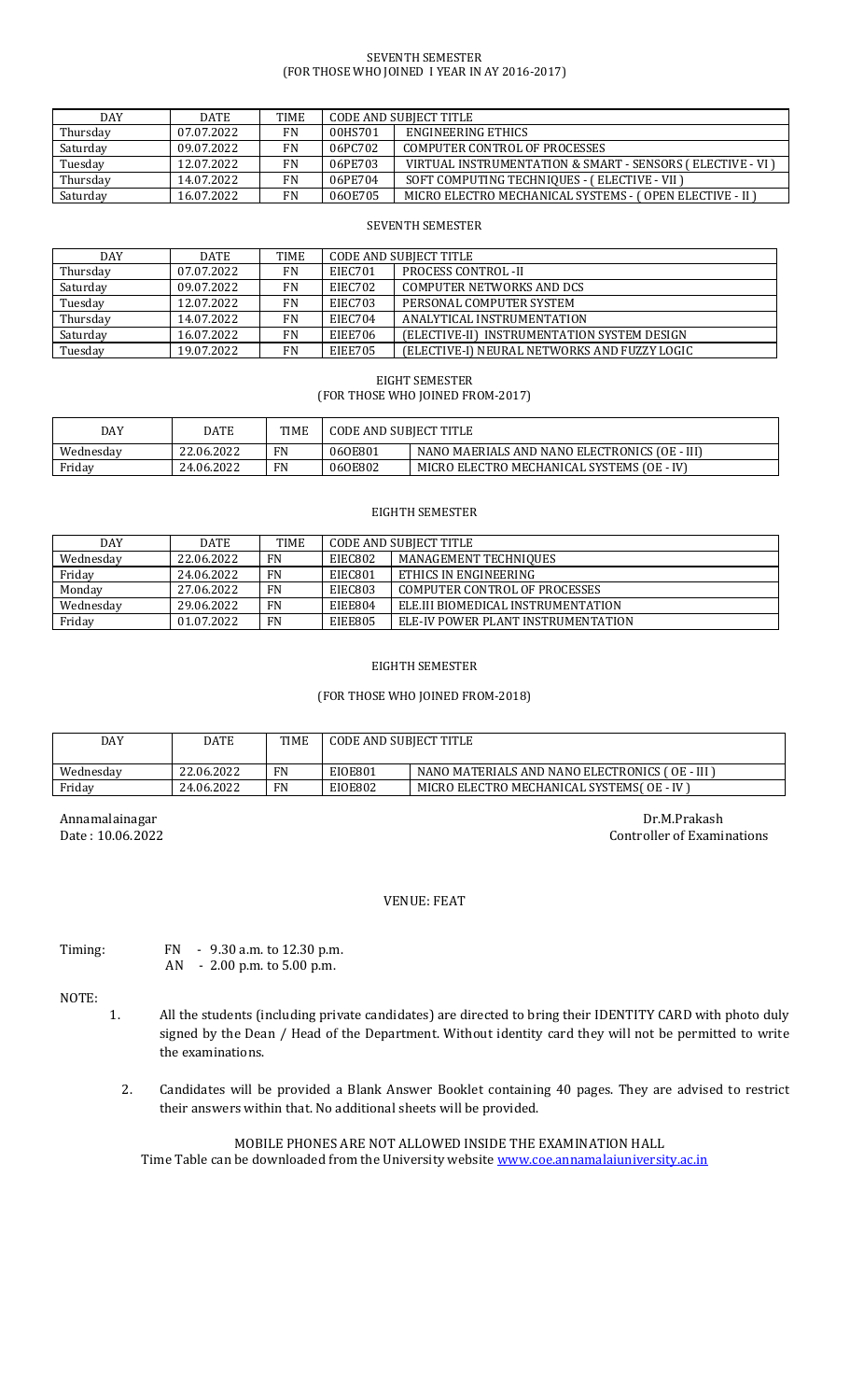SEVENTH SEMESTER
(FOR THOSE WHO JOINED I YEAR IN AY 2016-2017)

| DAY | DATE | TIME | CODE AND SUBJECT TITLE | |
|---|---|---|---|---|
| Thursday | 07.07.2022 | FN | 00HS701 | ENGINEERING ETHICS |
| Saturday | 09.07.2022 | FN | 06PC702 | COMPUTER CONTROL OF PROCESSES |
| Tuesday | 12.07.2022 | FN | 06PE703 | VIRTUAL INSTRUMENTATION & SMART - SENSORS ( ELECTIVE - VI ) |
| Thursday | 14.07.2022 | FN | 06PE704 | SOFT COMPUTING TECHNIQUES - ( ELECTIVE - VII ) |
| Saturday | 16.07.2022 | FN | 06OE705 | MICRO ELECTRO MECHANICAL SYSTEMS - ( OPEN ELECTIVE - II ) |

SEVENTH SEMESTER

| DAY | DATE | TIME | CODE AND SUBJECT TITLE | |
|---|---|---|---|---|
| Thursday | 07.07.2022 | FN | EIEC701 | PROCESS CONTROL -II |
| Saturday | 09.07.2022 | FN | EIEC702 | COMPUTER NETWORKS AND DCS |
| Tuesday | 12.07.2022 | FN | EIEC703 | PERSONAL COMPUTER SYSTEM |
| Thursday | 14.07.2022 | FN | EIEC704 | ANALYTICAL INSTRUMENTATION |
| Saturday | 16.07.2022 | FN | EIEE706 | (ELECTIVE-II) INSTRUMENTATION SYSTEM DESIGN |
| Tuesday | 19.07.2022 | FN | EIEE705 | (ELECTIVE-I) NEURAL NETWORKS AND FUZZY LOGIC |

EIGHT SEMESTER
(FOR THOSE WHO JOINED FROM-2017)

| DAY | DATE | TIME | CODE AND SUBJECT TITLE | |
|---|---|---|---|---|
| Wednesday | 22.06.2022 | FN | 06OE801 | NANO MAERIALS AND NANO ELECTRONICS (OE - III) |
| Friday | 24.06.2022 | FN | 06OE802 | MICRO ELECTRO MECHANICAL SYSTEMS (OE - IV) |

EIGHTH SEMESTER

| DAY | DATE | TIME | CODE AND SUBJECT TITLE | |
|---|---|---|---|---|
| Wednesday | 22.06.2022 | FN | EIEC802 | MANAGEMENT TECHNIQUES |
| Friday | 24.06.2022 | FN | EIEC801 | ETHICS IN ENGINEERING |
| Monday | 27.06.2022 | FN | EIEC803 | COMPUTER CONTROL OF PROCESSES |
| Wednesday | 29.06.2022 | FN | EIEE804 | ELE.III BIOMEDICAL INSTRUMENTATION |
| Friday | 01.07.2022 | FN | EIEE805 | ELE-IV POWER PLANT INSTRUMENTATION |

EIGHTH SEMESTER

(FOR THOSE WHO JOINED FROM-2018)

| DAY | DATE | TIME | CODE AND SUBJECT TITLE | |
|---|---|---|---|---|
| Wednesday | 22.06.2022 | FN | EIOE801 | NANO MATERIALS AND NANO ELECTRONICS ( OE - III ) |
| Friday | 24.06.2022 | FN | EIOE802 | MICRO ELECTRO MECHANICAL SYSTEMS( OE - IV ) |

Annamalainagar
Date : 10.06.2022

Dr.M.Prakash
Controller of Examinations

VENUE: FEAT

Timing: FN - 9.30 a.m. to 12.30 p.m.
AN - 2.00 p.m. to 5.00 p.m.

NOTE:

1. All the students (including private candidates) are directed to bring their IDENTITY CARD with photo duly signed by the Dean / Head of the Department. Without identity card they will not be permitted to write the examinations.

2. Candidates will be provided a Blank Answer Booklet containing 40 pages. They are advised to restrict their answers within that. No additional sheets will be provided.

MOBILE PHONES ARE NOT ALLOWED INSIDE THE EXAMINATION HALL
Time Table can be downloaded from the University website www.coe.annamalaiuniversity.ac.in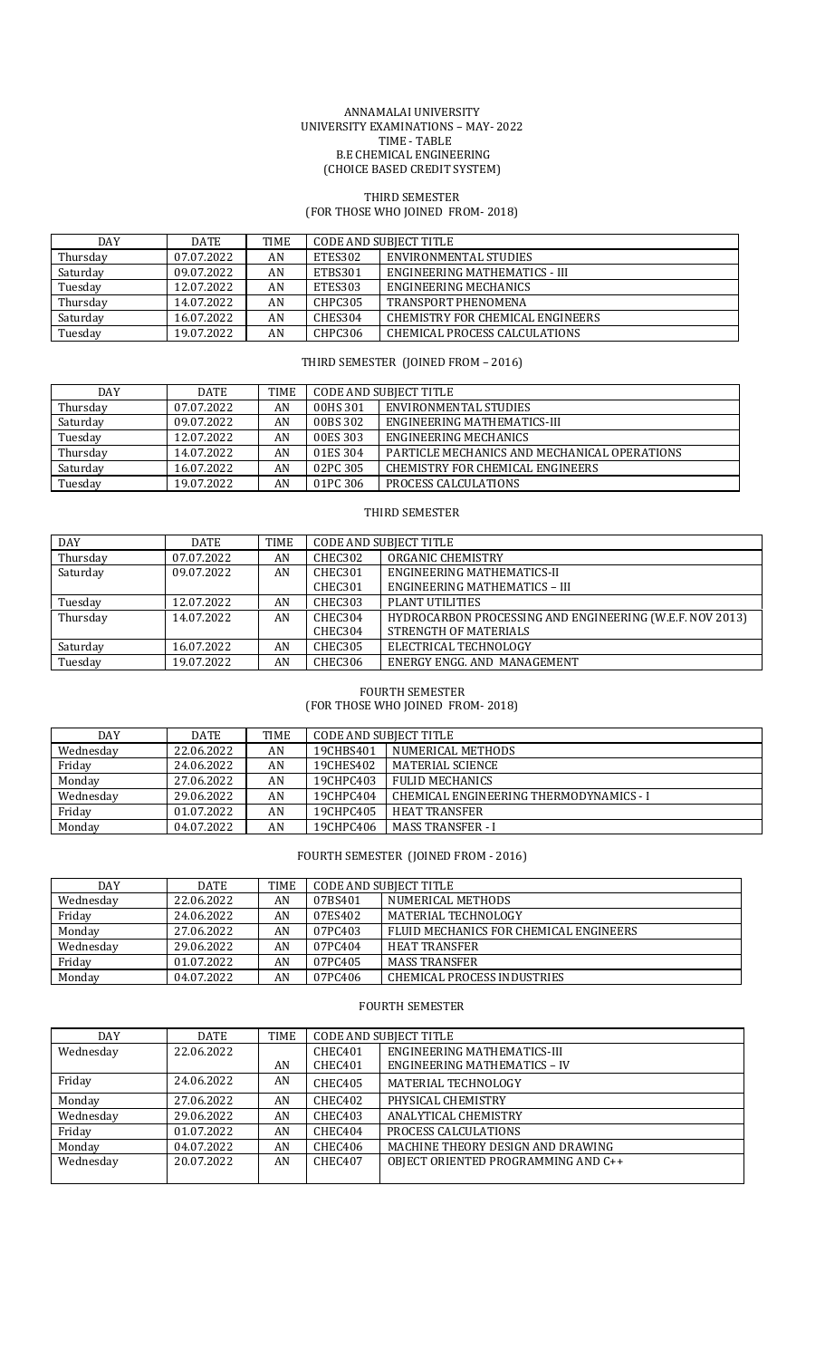ANNAMALAI UNIVERSITY
UNIVERSITY EXAMINATIONS – MAY- 2022
TIME - TABLE
B.E CHEMICAL ENGINEERING
(CHOICE BASED CREDIT SYSTEM)

## THIRD SEMESTER
### (FOR THOSE WHO JOINED FROM- 2018)

| DAY | DATE | TIME | CODE AND SUBJECT TITLE | |
|---|---|---|---|---|
| Thursday | 07.07.2022 | AN | ETES302 | ENVIRONMENTAL STUDIES |
| Saturday | 09.07.2022 | AN | ETBS301 | ENGINEERING MATHEMATICS - III |
| Tuesday | 12.07.2022 | AN | ETES303 | ENGINEERING MECHANICS |
| Thursday | 14.07.2022 | AN | CHPC305 | TRANSPORT PHENOMENA |
| Saturday | 16.07.2022 | AN | CHES304 | CHEMISTRY FOR CHEMICAL ENGINEERS |
| Tuesday | 19.07.2022 | AN | CHPC306 | CHEMICAL PROCESS CALCULATIONS |

## THIRD SEMESTER (JOINED FROM – 2016)

| DAY | DATE | TIME | CODE AND SUBJECT TITLE | |
|---|---|---|---|---|
| Thursday | 07.07.2022 | AN | 00HS 301 | ENVIRONMENTAL STUDIES |
| Saturday | 09.07.2022 | AN | 00BS 302 | ENGINEERING MATHEMATICS-III |
| Tuesday | 12.07.2022 | AN | 00ES 303 | ENGINEERING MECHANICS |
| Thursday | 14.07.2022 | AN | 01ES 304 | PARTICLE MECHANICS AND MECHANICAL OPERATIONS |
| Saturday | 16.07.2022 | AN | 02PC 305 | CHEMISTRY FOR CHEMICAL ENGINEERS |
| Tuesday | 19.07.2022 | AN | 01PC 306 | PROCESS CALCULATIONS |

## THIRD SEMESTER

| DAY | DATE | TIME | CODE AND SUBJECT TITLE | |
|---|---|---|---|---|
| Thursday | 07.07.2022 | AN | CHEC302 | ORGANIC CHEMISTRY |
| Saturday | 09.07.2022 | AN | CHEC301 | ENGINEERING MATHEMATICS-II |
| | | | CHEC301 | ENGINEERING MATHEMATICS – III |
| Tuesday | 12.07.2022 | AN | CHEC303 | PLANT UTILITIES |
| Thursday | 14.07.2022 | AN | CHEC304 | HYDROCARBON PROCESSING AND ENGINEERING (W.E.F. NOV 2013) |
| | | | CHEC304 | STRENGTH OF MATERIALS |
| Saturday | 16.07.2022 | AN | CHEC305 | ELECTRICAL TECHNOLOGY |
| Tuesday | 19.07.2022 | AN | CHEC306 | ENERGY ENGG. AND MANAGEMENT |

## FOURTH SEMESTER
### (FOR THOSE WHO JOINED FROM- 2018)

| DAY | DATE | TIME | CODE AND SUBJECT TITLE | |
|---|---|---|---|---|
| Wednesday | 22.06.2022 | AN | 19CHBS401 | NUMERICAL METHODS |
| Friday | 24.06.2022 | AN | 19CHES402 | MATERIAL SCIENCE |
| Monday | 27.06.2022 | AN | 19CHPC403 | FULID MECHANICS |
| Wednesday | 29.06.2022 | AN | 19CHPC404 | CHEMICAL ENGINEERING THERMODYNAMICS - I |
| Friday | 01.07.2022 | AN | 19CHPC405 | HEAT TRANSFER |
| Monday | 04.07.2022 | AN | 19CHPC406 | MASS TRANSFER - I |

## FOURTH SEMESTER (JOINED FROM - 2016)

| DAY | DATE | TIME | CODE AND SUBJECT TITLE | |
|---|---|---|---|---|
| Wednesday | 22.06.2022 | AN | 07BS401 | NUMERICAL METHODS |
| Friday | 24.06.2022 | AN | 07ES402 | MATERIAL TECHNOLOGY |
| Monday | 27.06.2022 | AN | 07PC403 | FLUID MECHANICS FOR CHEMICAL ENGINEERS |
| Wednesday | 29.06.2022 | AN | 07PC404 | HEAT TRANSFER |
| Friday | 01.07.2022 | AN | 07PC405 | MASS TRANSFER |
| Monday | 04.07.2022 | AN | 07PC406 | CHEMICAL PROCESS INDUSTRIES |

## FOURTH SEMESTER

| DAY | DATE | TIME | CODE AND SUBJECT TITLE | |
|---|---|---|---|---|
| Wednesday | 22.06.2022 | AN | CHEC401 | ENGINEERING MATHEMATICS-III |
| | | | CHEC401 | ENGINEERING MATHEMATICS – IV |
| Friday | 24.06.2022 | AN | CHEC405 | MATERIAL TECHNOLOGY |
| Monday | 27.06.2022 | AN | CHEC402 | PHYSICAL CHEMISTRY |
| Wednesday | 29.06.2022 | AN | CHEC403 | ANALYTICAL CHEMISTRY |
| Friday | 01.07.2022 | AN | CHEC404 | PROCESS CALCULATIONS |
| Monday | 04.07.2022 | AN | CHEC406 | MACHINE THEORY DESIGN AND DRAWING |
| Wednesday | 20.07.2022 | AN | CHEC407 | OBJECT ORIENTED PROGRAMMING AND C++ |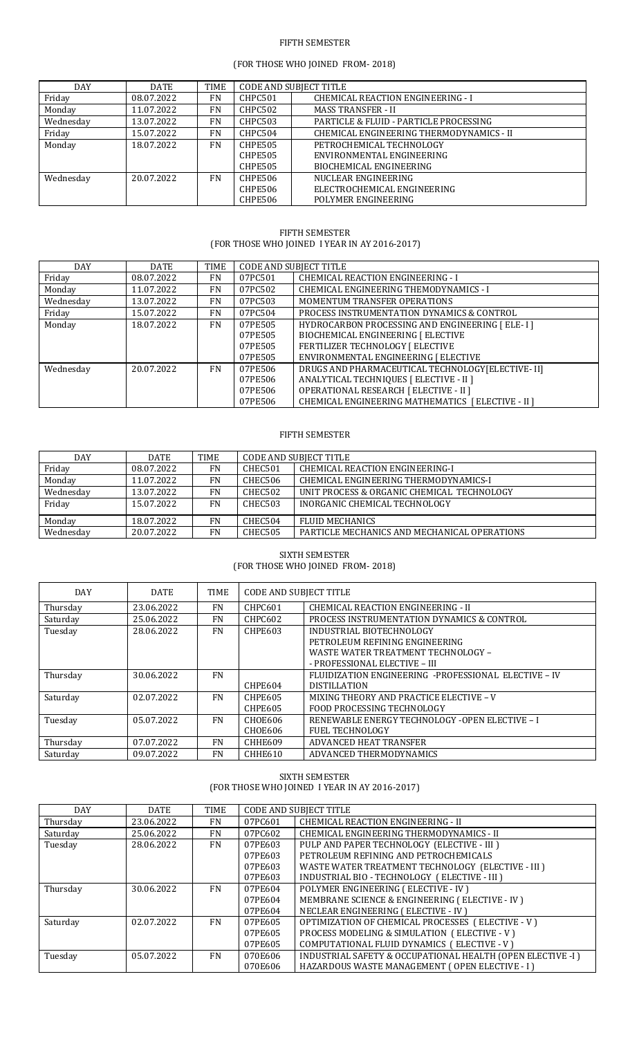## FIFTH SEMESTER

(FOR THOSE WHO JOINED FROM- 2018)

| DAY | DATE | TIME | CODE AND SUBJECT TITLE | |
|---|---|---|---|---|
| Friday | 08.07.2022 | FN | CHPC501 | CHEMICAL REACTION ENGINEERING - I |
| Monday | 11.07.2022 | FN | CHPC502 | MASS TRANSFER - II |
| Wednesday | 13.07.2022 | FN | CHPC503 | PARTICLE & FLUID - PARTICLE PROCESSING |
| Friday | 15.07.2022 | FN | CHPC504 | CHEMICAL ENGINEERING THERMODYNAMICS - II |
| Monday | 18.07.2022 | FN | CHPE505<br>CHPE505<br>CHPE505 | PETROCHEMICAL TECHNOLOGY<br>ENVIRONMENTAL ENGINEERING<br>BIOCHEMICAL ENGINEERING |
| Wednesday | 20.07.2022 | FN | CHPE506<br>CHPE506<br>CHPE506 | NUCLEAR ENGINEERING<br>ELECTROCHEMICAL ENGINEERING<br>POLYMER ENGINEERING |

## FIFTH SEMESTER

(FOR THOSE WHO JOINED I YEAR IN AY 2016-2017)

| DAY | DATE | TIME | CODE AND SUBJECT TITLE | |
|---|---|---|---|---|
| Friday | 08.07.2022 | FN | 07PC501 | CHEMICAL REACTION ENGINEERING - I |
| Monday | 11.07.2022 | FN | 07PC502 | CHEMICAL ENGINEERING THEMODYNAMICS - I |
| Wednesday | 13.07.2022 | FN | 07PC503 | MOMENTUM TRANSFER OPERATIONS |
| Friday | 15.07.2022 | FN | 07PC504 | PROCESS INSTRUMENTATION DYNAMICS & CONTROL |
| Monday | 18.07.2022 | FN | 07PE505<br>07PE505<br>07PE505<br>07PE505 | HYDROCARBON PROCESSING AND ENGINEERING [ ELE- I ]<br>BIOCHEMICAL ENGINEERING [ ELECTIVE<br>FERTILIZER TECHNOLOGY [ ELECTIVE<br>ENVIRONMENTAL ENGINEERING [ ELECTIVE |
| Wednesday | 20.07.2022 | FN | 07PE506<br>07PE506<br>07PE506<br>07PE506 | DRUGS AND PHARMACEUTICAL TECHNOLOGY[ELECTIVE- II]<br>ANALYTICAL TECHNIQUES [ ELECTIVE - II ]<br>OPERATIONAL RESEARCH [ ELECTIVE - II ]<br>CHEMICAL ENGINEERING MATHEMATICS [ ELECTIVE - II ] |

## FIFTH SEMESTER

| DAY | DATE | TIME | CODE AND SUBJECT TITLE | |
|---|---|---|---|---|
| Friday | 08.07.2022 | FN | CHEC501 | CHEMICAL REACTION ENGINEERING-I |
| Monday | 11.07.2022 | FN | CHEC506 | CHEMICAL ENGINEERING THERMODYNAMICS-I |
| Wednesday | 13.07.2022 | FN | CHEC502 | UNIT PROCESS & ORGANIC CHEMICAL TECHNOLOGY |
| Friday | 15.07.2022 | FN | CHEC503 | INORGANIC CHEMICAL TECHNOLOGY |
| Monday | 18.07.2022 | FN | CHEC504 | FLUID MECHANICS |
| Wednesday | 20.07.2022 | FN | CHEC505 | PARTICLE MECHANICS AND MECHANICAL OPERATIONS |

## SIXTH SEMESTER

(FOR THOSE WHO JOINED FROM- 2018)

| DAY | DATE | TIME | CODE AND SUBJECT TITLE | |
|---|---|---|---|---|
| Thursday | 23.06.2022 | FN | CHPC601 | CHEMICAL REACTION ENGINEERING - II |
| Saturday | 25.06.2022 | FN | CHPC602 | PROCESS INSTRUMENTATION DYNAMICS & CONTROL |
| Tuesday | 28.06.2022 | FN | CHPE603 | INDUSTRIAL BIOTECHNOLOGY<br>PETROLEUM REFINING ENGINEERING<br>WASTE WATER TREATMENT TECHNOLOGY –<br>- PROFESSIONAL ELECTIVE – III |
| Thursday | 30.06.2022 | FN | CHPE604 | FLUIDIZATION ENGINEERING -PROFESSIONAL ELECTIVE – IV<br>DISTILLATION |
| Saturday | 02.07.2022 | FN | CHPE605<br>CHPE605 | MIXING THEORY AND PRACTICE ELECTIVE – V<br>FOOD PROCESSING TECHNOLOGY |
| Tuesday | 05.07.2022 | FN | CHOE606<br>CHOE606 | RENEWABLE ENERGY TECHNOLOGY -OPEN ELECTIVE – I<br>FUEL TECHNOLOGY |
| Thursday | 07.07.2022 | FN | CHHE609 | ADVANCED HEAT TRANSFER |
| Saturday | 09.07.2022 | FN | CHHE610 | ADVANCED THERMODYNAMICS |

## SIXTH SEMESTER

(FOR THOSE WHO JOINED I YEAR IN AY 2016-2017)

| DAY | DATE | TIME | CODE AND SUBJECT TITLE | |
|---|---|---|---|---|
| Thursday | 23.06.2022 | FN | 07PC601 | CHEMICAL REACTION ENGINEERING - II |
| Saturday | 25.06.2022 | FN | 07PC602 | CHEMICAL ENGINEERING THERMODYNAMICS - II |
| Tuesday | 28.06.2022 | FN | 07PE603<br>07PE603<br>07PE603<br>07PE603 | PULP AND PAPER TECHNOLOGY (ELECTIVE - III )<br>PETROLEUM REFINING AND PETROCHEMICALS<br>WASTE WATER TREATMENT TECHNOLOGY (ELECTIVE - III )<br>INDUSTRIAL BIO - TECHNOLOGY ( ELECTIVE - III ) |
| Thursday | 30.06.2022 | FN | 07PE604<br>07PE604<br>07PE604 | POLYMER ENGINEERING ( ELECTIVE - IV )<br>MEMBRANE SCIENCE & ENGINEERING ( ELECTIVE - IV )<br>NECLEAR ENGINEERING ( ELECTIVE - IV ) |
| Saturday | 02.07.2022 | FN | 07PE605<br>07PE605<br>07PE605 | OPTIMIZATION OF CHEMICAL PROCESSES ( ELECTIVE - V )<br>PROCESS MODELING & SIMULATION ( ELECTIVE - V )<br>COMPUTATIONAL FLUID DYNAMICS ( ELECTIVE - V ) |
| Tuesday | 05.07.2022 | FN | 070E606<br>070E606 | INDUSTRIAL SAFETY & OCCUPATIONAL HEALTH (OPEN ELECTIVE -I )<br>HAZARDOUS WASTE MANAGEMENT ( OPEN ELECTIVE - I ) |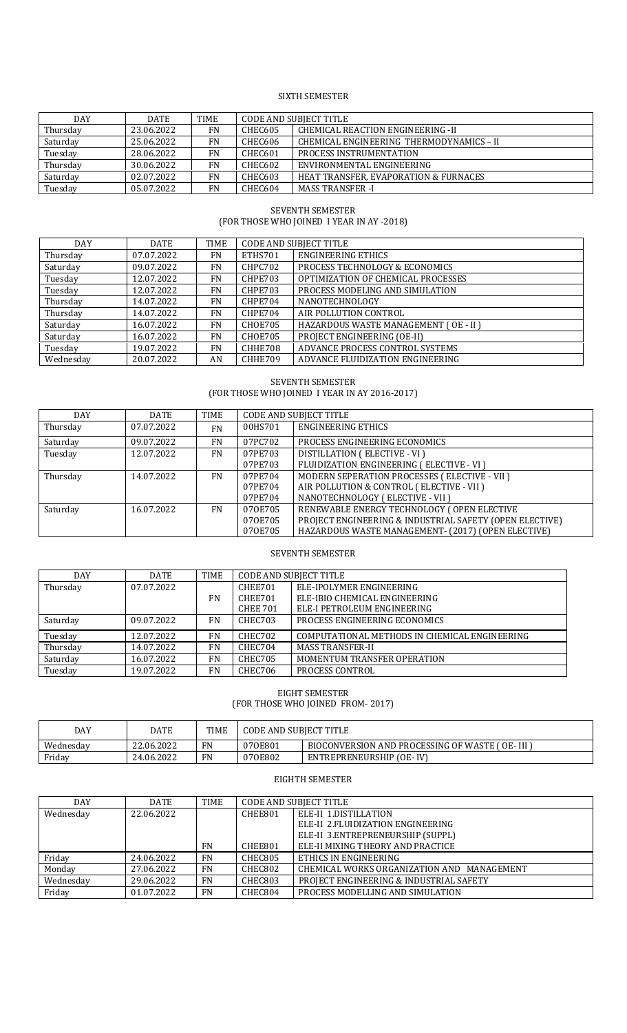## SIXTH SEMESTER

| DAY | DATE | TIME | CODE AND SUBJECT TITLE | |
|---|---|---|---|---|
| Thursday | 23.06.2022 | FN | CHEC605 | CHEMICAL REACTION ENGINEERING -II |
| Saturday | 25.06.2022 | FN | CHEC606 | CHEMICAL ENGINEERING THERMODYNAMICS – II |
| Tuesday | 28.06.2022 | FN | CHEC601 | PROCESS INSTRUMENTATION |
| Thursday | 30.06.2022 | FN | CHEC602 | ENVIRONMENTAL ENGINEERING |
| Saturday | 02.07.2022 | FN | CHEC603 | HEAT TRANSFER, EVAPORATION & FURNACES |
| Tuesday | 05.07.2022 | FN | CHEC604 | MASS TRANSFER -I |

## SEVENTH SEMESTER
(FOR THOSE WHO JOINED I YEAR IN AY -2018)

| DAY | DATE | TIME | CODE AND SUBJECT TITLE | |
|---|---|---|---|---|
| Thursday | 07.07.2022 | FN | ETHS701 | ENGINEERING ETHICS |
| Saturday | 09.07.2022 | FN | CHPC702 | PROCESS TECHNOLOGY & ECONOMICS |
| Tuesday | 12.07.2022 | FN | CHPE703 | OPTIMIZATION OF CHEMICAL PROCESSES |
| Tuesday | 12.07.2022 | FN | CHPE703 | PROCESS MODELING AND SIMULATION |
| Thursday | 14.07.2022 | FN | CHPE704 | NANOTECHNOLOGY |
| Thursday | 14.07.2022 | FN | CHPE704 | AIR POLLUTION CONTROL |
| Saturday | 16.07.2022 | FN | CHOE705 | HAZARDOUS WASTE MANAGEMENT ( OE - II ) |
| Saturday | 16.07.2022 | FN | CHOE705 | PROJECT ENGINEERING (OE-II) |
| Tuesday | 19.07.2022 | FN | CHHE708 | ADVANCE PROCESS CONTROL SYSTEMS |
| Wednesday | 20.07.2022 | AN | CHHE709 | ADVANCE FLUIDIZATION ENGINEERING |

## SEVENTH SEMESTER
(FOR THOSE WHO JOINED I YEAR IN AY 2016-2017)

| DAY | DATE | TIME | CODE AND SUBJECT TITLE | |
|---|---|---|---|---|
| Thursday | 07.07.2022 | FN | 00HS701 | ENGINEERING ETHICS |
| Saturday | 09.07.2022 | FN | 07PC702 | PROCESS ENGINEERING ECONOMICS |
| Tuesday | 12.07.2022 | FN | 07PE703<br>07PE703 | DISTILLATION ( ELECTIVE - VI )<br>FLUIDIZATION ENGINEERING ( ELECTIVE - VI ) |
| Thursday | 14.07.2022 | FN | 07PE704<br>07PE704<br>07PE704 | MODERN SEPERATION PROCESSES ( ELECTIVE - VII )<br>AIR POLLUTION & CONTROL ( ELECTIVE - VII )<br>NANOTECHNOLOGY ( ELECTIVE - VII ) |
| Saturday | 16.07.2022 | FN | 07OE705<br>07OE705<br>07OE705 | RENEWABLE ENERGY TECHNOLOGY ( OPEN ELECTIVE<br>PROJECT ENGINEERING & INDUSTRIAL SAFETY (OPEN ELECTIVE)<br>HAZARDOUS WASTE MANAGEMENT- (2017) (OPEN ELECTIVE) |

## SEVENTH SEMESTER

| DAY | DATE | TIME | CODE AND SUBJECT TITLE | |
|---|---|---|---|---|
| Thursday | 07.07.2022 | FN | CHEE701<br>CHEE701<br>CHEE 701 | ELE-IPOLYMER ENGINEERING<br>ELE-IBIO CHEMICAL ENGINEERING<br>ELE-I PETROLEUM ENGINEERING |
| Saturday | 09.07.2022 | FN | CHEC703 | PROCESS ENGINEERING ECONOMICS |
| Tuesday | 12.07.2022 | FN | CHEC702 | COMPUTATIONAL METHODS IN CHEMICAL ENGINEERING |
| Thursday | 14.07.2022 | FN | CHEC704 | MASS TRANSFER-II |
| Saturday | 16.07.2022 | FN | CHEC705 | MOMENTUM TRANSFER OPERATION |
| Tuesday | 19.07.2022 | FN | CHEC706 | PROCESS CONTROL |

## EIGHT SEMESTER
(FOR THOSE WHO JOINED FROM- 2017)

| DAY | DATE | TIME | CODE AND SUBJECT TITLE | |
|---|---|---|---|---|
| Wednesday | 22.06.2022 | FN | 07OE801 | BIOCONVERSION AND PROCESSING OF WASTE ( OE- III ) |
| Friday | 24.06.2022 | FN | 07OE802 | ENTREPRENEURSHIP (OE- IV) |

## EIGHTH SEMESTER

| DAY | DATE | TIME | CODE AND SUBJECT TITLE | |
|---|---|---|---|---|
| Wednesday | 22.06.2022 | FN | CHEE801<br>CHEE801 | ELE-II 1.DISTILLATION<br>ELE-II 2.FLUIDIZATION ENGINEERING<br>ELE-II 3.ENTREPRENEURSHIP (SUPPL)<br>ELE-II MIXING THEORY AND PRACTICE |
| Friday | 24.06.2022 | FN | CHEC805 | ETHICS IN ENGINEERING |
| Monday | 27.06.2022 | FN | CHEC802 | CHEMICAL WORKS ORGANIZATION AND MANAGEMENT |
| Wednesday | 29.06.2022 | FN | CHEC803 | PROJECT ENGINEERING & INDUSTRIAL SAFETY |
| Friday | 01.07.2022 | FN | CHEC804 | PROCESS MODELLING AND SIMULATION |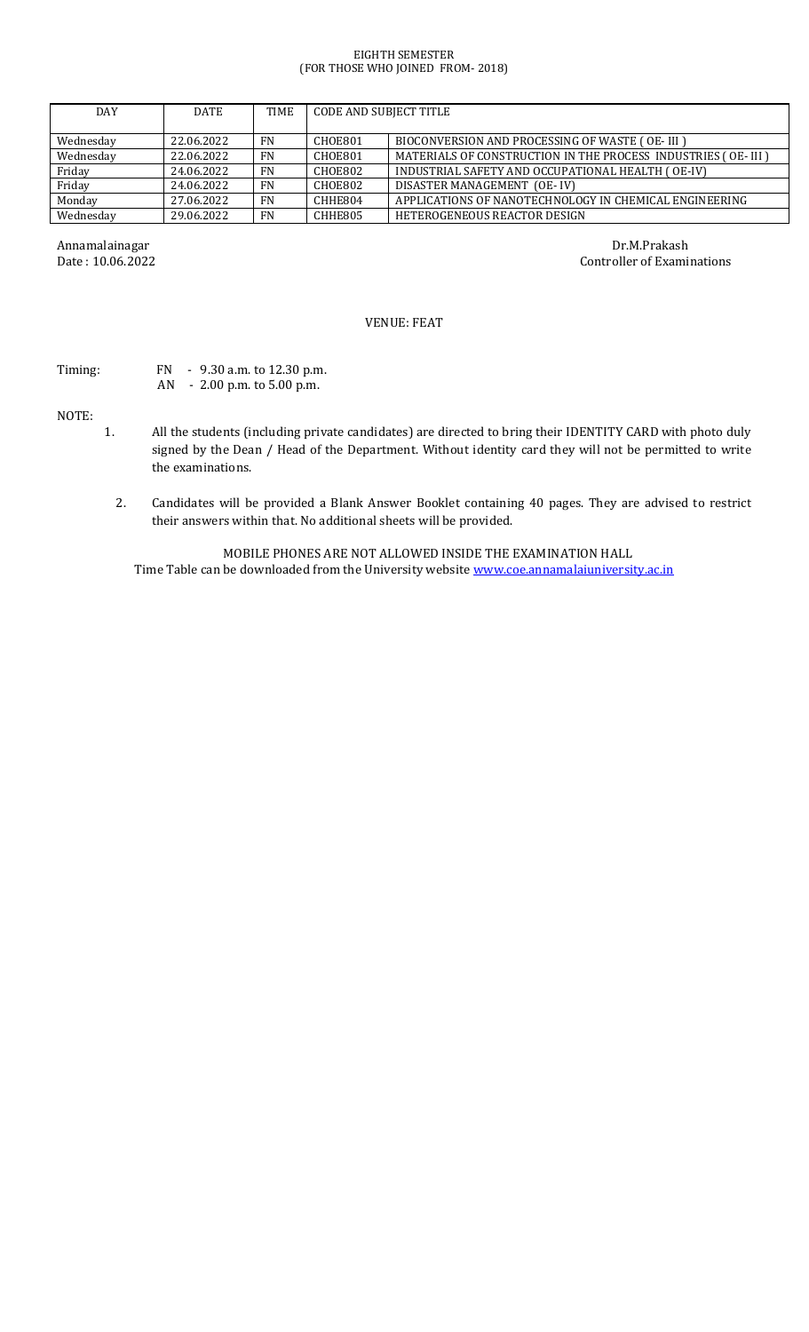EIGHTH SEMESTER
(FOR THOSE WHO JOINED FROM- 2018)

| DAY | DATE | TIME | CODE AND SUBJECT TITLE | |
|---|---|---|---|---|
| Wednesday | 22.06.2022 | FN | CHOE801 | BIOCONVERSION AND PROCESSING OF WASTE ( OE- III ) |
| Wednesday | 22.06.2022 | FN | CHOE801 | MATERIALS OF CONSTRUCTION IN THE PROCESS INDUSTRIES ( OE- III ) |
| Friday | 24.06.2022 | FN | CHOE802 | INDUSTRIAL SAFETY AND OCCUPATIONAL HEALTH ( OE-IV) |
| Friday | 24.06.2022 | FN | CHOE802 | DISASTER MANAGEMENT (OE- IV) |
| Monday | 27.06.2022 | FN | CHHE804 | APPLICATIONS OF NANOTECHNOLOGY IN CHEMICAL ENGINEERING |
| Wednesday | 29.06.2022 | FN | CHHE805 | HETEROGENEOUS REACTOR DESIGN |

Annamalainagar
Date : 10.06.2022

Dr.M.Prakash
Controller of Examinations

VENUE: FEAT

Timing: FN - 9.30 a.m. to 12.30 p.m.
AN - 2.00 p.m. to 5.00 p.m.

NOTE:

1. All the students (including private candidates) are directed to bring their IDENTITY CARD with photo duly signed by the Dean / Head of the Department. Without identity card they will not be permitted to write the examinations.
2. Candidates will be provided a Blank Answer Booklet containing 40 pages. They are advised to restrict their answers within that. No additional sheets will be provided.

MOBILE PHONES ARE NOT ALLOWED INSIDE THE EXAMINATION HALL

Time Table can be downloaded from the University website www.coe.annamalaiuniversity.ac.in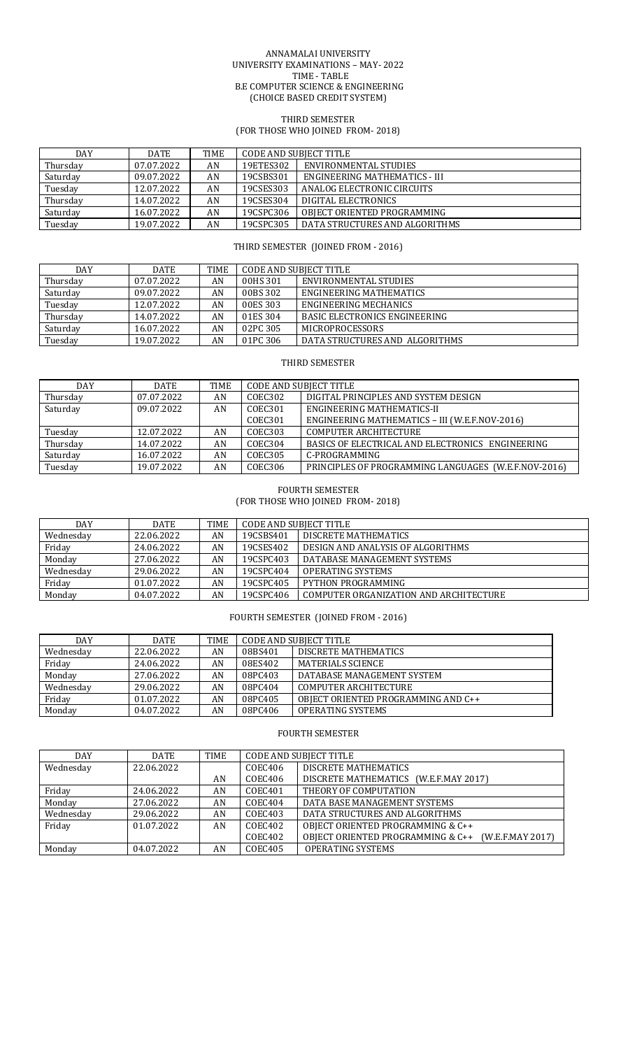# ANNAMALAI UNIVERSITY
## UNIVERSITY EXAMINATIONS – MAY- 2022
## TIME - TABLE
## B.E COMPUTER SCIENCE & ENGINEERING
## (CHOICE BASED CREDIT SYSTEM)

### THIRD SEMESTER
### (FOR THOSE WHO JOINED FROM- 2018)

| DAY | DATE | TIME | CODE AND SUBJECT TITLE | |
|---|---|---|---|---|
| Thursday | 07.07.2022 | AN | 19ETES302 | ENVIRONMENTAL STUDIES |
| Saturday | 09.07.2022 | AN | 19CSBS301 | ENGINEERING MATHEMATICS - III |
| Tuesday | 12.07.2022 | AN | 19CSES303 | ANALOG ELECTRONIC CIRCUITS |
| Thursday | 14.07.2022 | AN | 19CSES304 | DIGITAL ELECTRONICS |
| Saturday | 16.07.2022 | AN | 19CSPC306 | OBJECT ORIENTED PROGRAMMING |
| Tuesday | 19.07.2022 | AN | 19CSPC305 | DATA STRUCTURES AND ALGORITHMS |

### THIRD SEMESTER (JOINED FROM - 2016)

| DAY | DATE | TIME | CODE AND SUBJECT TITLE | |
|---|---|---|---|---|
| Thursday | 07.07.2022 | AN | 00HS 301 | ENVIRONMENTAL STUDIES |
| Saturday | 09.07.2022 | AN | 00BS 302 | ENGINEERING MATHEMATICS |
| Tuesday | 12.07.2022 | AN | 00ES 303 | ENGINEERING MECHANICS |
| Thursday | 14.07.2022 | AN | 01ES 304 | BASIC ELECTRONICS ENGINEERING |
| Saturday | 16.07.2022 | AN | 02PC 305 | MICROPROCESSORS |
| Tuesday | 19.07.2022 | AN | 01PC 306 | DATA STRUCTURES AND ALGORITHMS |

### THIRD SEMESTER

| DAY | DATE | TIME | CODE AND SUBJECT TITLE | |
|---|---|---|---|---|
| Thursday | 07.07.2022 | AN | COEC302 | DIGITAL PRINCIPLES AND SYSTEM DESIGN |
| Saturday | 09.07.2022 | AN | COEC301 | ENGINEERING MATHEMATICS-II |
| | | | COEC301 | ENGINEERING MATHEMATICS – III (W.E.F.NOV-2016) |
| Tuesday | 12.07.2022 | AN | COEC303 | COMPUTER ARCHITECTURE |
| Thursday | 14.07.2022 | AN | COEC304 | BASICS OF ELECTRICAL AND ELECTRONICS ENGINEERING |
| Saturday | 16.07.2022 | AN | COEC305 | C-PROGRAMMING |
| Tuesday | 19.07.2022 | AN | COEC306 | PRINCIPLES OF PROGRAMMING LANGUAGES (W.E.F.NOV-2016) |

### FOURTH SEMESTER
### (FOR THOSE WHO JOINED FROM- 2018)

| DAY | DATE | TIME | CODE AND SUBJECT TITLE | |
|---|---|---|---|---|
| Wednesday | 22.06.2022 | AN | 19CSBS401 | DISCRETE MATHEMATICS |
| Friday | 24.06.2022 | AN | 19CSES402 | DESIGN AND ANALYSIS OF ALGORITHMS |
| Monday | 27.06.2022 | AN | 19CSPC403 | DATABASE MANAGEMENT SYSTEMS |
| Wednesday | 29.06.2022 | AN | 19CSPC404 | OPERATING SYSTEMS |
| Friday | 01.07.2022 | AN | 19CSPC405 | PYTHON PROGRAMMING |
| Monday | 04.07.2022 | AN | 19CSPC406 | COMPUTER ORGANIZATION AND ARCHITECTURE |

### FOURTH SEMESTER (JOINED FROM - 2016)

| DAY | DATE | TIME | CODE AND SUBJECT TITLE | |
|---|---|---|---|---|
| Wednesday | 22.06.2022 | AN | 08BS401 | DISCRETE MATHEMATICS |
| Friday | 24.06.2022 | AN | 08ES402 | MATERIALS SCIENCE |
| Monday | 27.06.2022 | AN | 08PC403 | DATABASE MANAGEMENT SYSTEM |
| Wednesday | 29.06.2022 | AN | 08PC404 | COMPUTER ARCHITECTURE |
| Friday | 01.07.2022 | AN | 08PC405 | OBJECT ORIENTED PROGRAMMING AND C++ |
| Monday | 04.07.2022 | AN | 08PC406 | OPERATING SYSTEMS |

### FOURTH SEMESTER

| DAY | DATE | TIME | CODE AND SUBJECT TITLE | |
|---|---|---|---|---|
| Wednesday | 22.06.2022 | | COEC406 | DISCRETE MATHEMATICS |
| | | AN | COEC406 | DISCRETE MATHEMATICS (W.E.F.MAY 2017) |
| Friday | 24.06.2022 | AN | COEC401 | THEORY OF COMPUTATION |
| Monday | 27.06.2022 | AN | COEC404 | DATA BASE MANAGEMENT SYSTEMS |
| Wednesday | 29.06.2022 | AN | COEC403 | DATA STRUCTURES AND ALGORITHMS |
| Friday | 01.07.2022 | AN | COEC402 | OBJECT ORIENTED PROGRAMMING & C++ |
| | | | COEC402 | OBJECT ORIENTED PROGRAMMING & C++ (W.E.F.MAY 2017) |
| Monday | 04.07.2022 | AN | COEC405 | OPERATING SYSTEMS |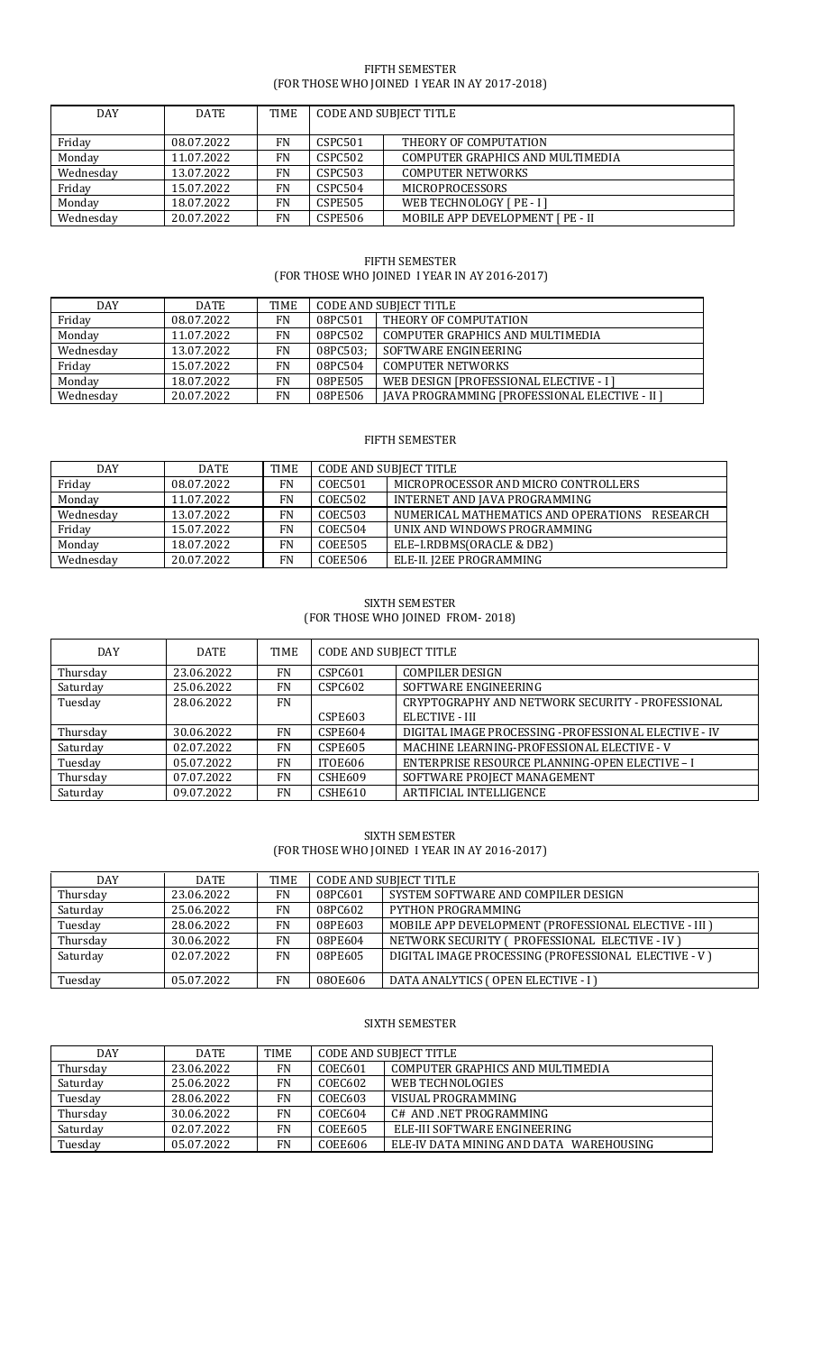## FIFTH SEMESTER
### (FOR THOSE WHO JOINED I YEAR IN AY 2017-2018)

| DAY | DATE | TIME | CODE AND SUBJECT TITLE | |
|---|---|---|---|---|
| Friday | 08.07.2022 | FN | CSPC501 | THEORY OF COMPUTATION |
| Monday | 11.07.2022 | FN | CSPC502 | COMPUTER GRAPHICS AND MULTIMEDIA |
| Wednesday | 13.07.2022 | FN | CSPC503 | COMPUTER NETWORKS |
| Friday | 15.07.2022 | FN | CSPC504 | MICROPROCESSORS |
| Monday | 18.07.2022 | FN | CSPE505 | WEB TECHNOLOGY [ PE - I ] |
| Wednesday | 20.07.2022 | FN | CSPE506 | MOBILE APP DEVELOPMENT [ PE - II |

## FIFTH SEMESTER
### (FOR THOSE WHO JOINED I YEAR IN AY 2016-2017)

| DAY | DATE | TIME | CODE AND SUBJECT TITLE | |
|---|---|---|---|---|
| Friday | 08.07.2022 | FN | 08PC501 | THEORY OF COMPUTATION |
| Monday | 11.07.2022 | FN | 08PC502 | COMPUTER GRAPHICS AND MULTIMEDIA |
| Wednesday | 13.07.2022 | FN | 08PC503; | SOFTWARE ENGINEERING |
| Friday | 15.07.2022 | FN | 08PC504 | COMPUTER NETWORKS |
| Monday | 18.07.2022 | FN | 08PE505 | WEB DESIGN [PROFESSIONAL ELECTIVE - I ] |
| Wednesday | 20.07.2022 | FN | 08PE506 | JAVA PROGRAMMING [PROFESSIONAL ELECTIVE - II ] |

## FIFTH SEMESTER

| DAY | DATE | TIME | CODE AND SUBJECT TITLE | |
|---|---|---|---|---|
| Friday | 08.07.2022 | FN | COEC501 | MICROPROCESSOR AND MICRO CONTROLLERS |
| Monday | 11.07.2022 | FN | COEC502 | INTERNET AND JAVA PROGRAMMING |
| Wednesday | 13.07.2022 | FN | COEC503 | NUMERICAL MATHEMATICS AND OPERATIONS RESEARCH |
| Friday | 15.07.2022 | FN | COEC504 | UNIX AND WINDOWS PROGRAMMING |
| Monday | 18.07.2022 | FN | COEE505 | ELE–I.RDBMS(ORACLE & DB2) |
| Wednesday | 20.07.2022 | FN | COEE506 | ELE-II. J2EE PROGRAMMING |

## SIXTH SEMESTER
### (FOR THOSE WHO JOINED FROM- 2018)

| DAY | DATE | TIME | CODE AND SUBJECT TITLE | |
|---|---|---|---|---|
| Thursday | 23.06.2022 | FN | CSPC601 | COMPILER DESIGN |
| Saturday | 25.06.2022 | FN | CSPC602 | SOFTWARE ENGINEERING |
| Tuesday | 28.06.2022 | FN | CSPE603 | CRYPTOGRAPHY AND NETWORK SECURITY - PROFESSIONAL ELECTIVE - III |
| Thursday | 30.06.2022 | FN | CSPE604 | DIGITAL IMAGE PROCESSING -PROFESSIONAL ELECTIVE - IV |
| Saturday | 02.07.2022 | FN | CSPE605 | MACHINE LEARNING-PROFESSIONAL ELECTIVE - V |
| Tuesday | 05.07.2022 | FN | ITOE606 | ENTERPRISE RESOURCE PLANNING-OPEN ELECTIVE – I |
| Thursday | 07.07.2022 | FN | CSHE609 | SOFTWARE PROJECT MANAGEMENT |
| Saturday | 09.07.2022 | FN | CSHE610 | ARTIFICIAL INTELLIGENCE |

## SIXTH SEMESTER
### (FOR THOSE WHO JOINED I YEAR IN AY 2016-2017)

| DAY | DATE | TIME | CODE AND SUBJECT TITLE | |
|---|---|---|---|---|
| Thursday | 23.06.2022 | FN | 08PC601 | SYSTEM SOFTWARE AND COMPILER DESIGN |
| Saturday | 25.06.2022 | FN | 08PC602 | PYTHON PROGRAMMING |
| Tuesday | 28.06.2022 | FN | 08PE603 | MOBILE APP DEVELOPMENT (PROFESSIONAL ELECTIVE - III ) |
| Thursday | 30.06.2022 | FN | 08PE604 | NETWORK SECURITY ( PROFESSIONAL ELECTIVE - IV ) |
| Saturday | 02.07.2022 | FN | 08PE605 | DIGITAL IMAGE PROCESSING (PROFESSIONAL ELECTIVE - V ) |
| Tuesday | 05.07.2022 | FN | 08OE606 | DATA ANALYTICS ( OPEN ELECTIVE - I ) |

## SIXTH SEMESTER

| DAY | DATE | TIME | CODE AND SUBJECT TITLE | |
|---|---|---|---|---|
| Thursday | 23.06.2022 | FN | COEC601 | COMPUTER GRAPHICS AND MULTIMEDIA |
| Saturday | 25.06.2022 | FN | COEC602 | WEB TECHNOLOGIES |
| Tuesday | 28.06.2022 | FN | COEC603 | VISUAL PROGRAMMING |
| Thursday | 30.06.2022 | FN | COEC604 | C# AND .NET PROGRAMMING |
| Saturday | 02.07.2022 | FN | COEE605 | ELE-III SOFTWARE ENGINEERING |
| Tuesday | 05.07.2022 | FN | COEE606 | ELE-IV DATA MINING AND DATA WAREHOUSING |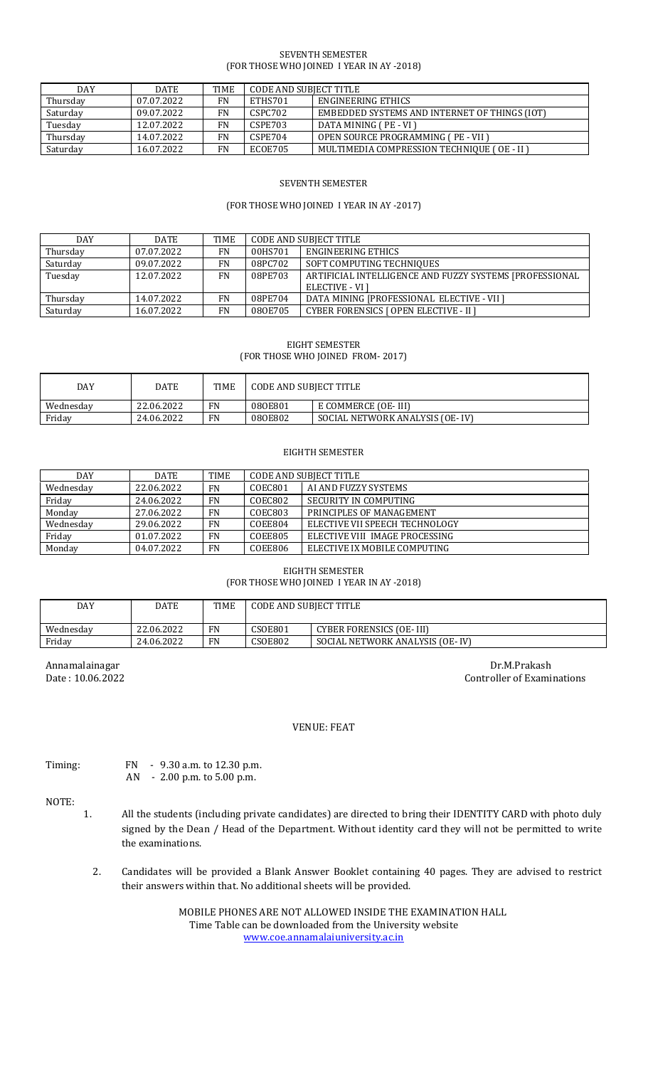SEVENTH SEMESTER
(FOR THOSE WHO JOINED I YEAR IN AY -2018)

| DAY | DATE | TIME | CODE AND SUBJECT TITLE | |
|---|---|---|---|---|
| Thursday | 07.07.2022 | FN | ETHS701 | ENGINEERING ETHICS |
| Saturday | 09.07.2022 | FN | CSPC702 | EMBEDDED SYSTEMS AND INTERNET OF THINGS (IOT) |
| Tuesday | 12.07.2022 | FN | CSPE703 | DATA MINING ( PE - VI ) |
| Thursday | 14.07.2022 | FN | CSPE704 | OPEN SOURCE PROGRAMMING ( PE - VII ) |
| Saturday | 16.07.2022 | FN | ECOE705 | MULTIMEDIA COMPRESSION TECHNIQUE ( OE - II ) |

SEVENTH SEMESTER

(FOR THOSE WHO JOINED I YEAR IN AY -2017)

| DAY | DATE | TIME | CODE AND SUBJECT TITLE | |
|---|---|---|---|---|
| Thursday | 07.07.2022 | FN | 00HS701 | ENGINEERING ETHICS |
| Saturday | 09.07.2022 | FN | 08PC702 | SOFT COMPUTING TECHNIQUES |
| Tuesday | 12.07.2022 | FN | 08PE703 | ARTIFICIAL INTELLIGENCE AND FUZZY SYSTEMS [PROFESSIONAL ELECTIVE - VI ] |
| Thursday | 14.07.2022 | FN | 08PE704 | DATA MINING [PROFESSIONAL ELECTIVE - VII ] |
| Saturday | 16.07.2022 | FN | 08OE705 | CYBER FORENSICS [ OPEN ELECTIVE - II ] |

EIGHT SEMESTER
( FOR THOSE WHO JOINED FROM- 2017)

| DAY | DATE | TIME | CODE AND SUBJECT TITLE | |
|---|---|---|---|---|
| Wednesday | 22.06.2022 | FN | 08OE801 | E COMMERCE (OE- III) |
| Friday | 24.06.2022 | FN | 08OE802 | SOCIAL NETWORK ANALYSIS (OE- IV) |

EIGHTH SEMESTER

| DAY | DATE | TIME | CODE AND SUBJECT TITLE | |
|---|---|---|---|---|
| Wednesday | 22.06.2022 | FN | COEC801 | AI AND FUZZY SYSTEMS |
| Friday | 24.06.2022 | FN | COEC802 | SECURITY IN COMPUTING |
| Monday | 27.06.2022 | FN | COEC803 | PRINCIPLES OF MANAGEMENT |
| Wednesday | 29.06.2022 | FN | COEE804 | ELECTIVE VII SPEECH TECHNOLOGY |
| Friday | 01.07.2022 | FN | COEE805 | ELECTIVE VIII IMAGE PROCESSING |
| Monday | 04.07.2022 | FN | COEE806 | ELECTIVE IX MOBILE COMPUTING |

EIGHTH SEMESTER
(FOR THOSE WHO JOINED I YEAR IN AY -2018)

| DAY | DATE | TIME | CODE AND SUBJECT TITLE | |
|---|---|---|---|---|
| Wednesday | 22.06.2022 | FN | CSOE801 | CYBER FORENSICS (OE- III) |
| Friday | 24.06.2022 | FN | CSOE802 | SOCIAL NETWORK ANALYSIS (OE- IV) |

Annamalainagar
Date : 10.06.2022

Dr.M.Prakash
Controller of Examinations

VENUE: FEAT

Timing: FN - 9.30 a.m. to 12.30 p.m.
AN - 2.00 p.m. to 5.00 p.m.

NOTE:

1. All the students (including private candidates) are directed to bring their IDENTITY CARD with photo duly signed by the Dean / Head of the Department. Without identity card they will not be permitted to write the examinations.

2. Candidates will be provided a Blank Answer Booklet containing 40 pages. They are advised to restrict their answers within that. No additional sheets will be provided.

MOBILE PHONES ARE NOT ALLOWED INSIDE THE EXAMINATION HALL
Time Table can be downloaded from the University website
www.coe.annamalaiuniversity.ac.in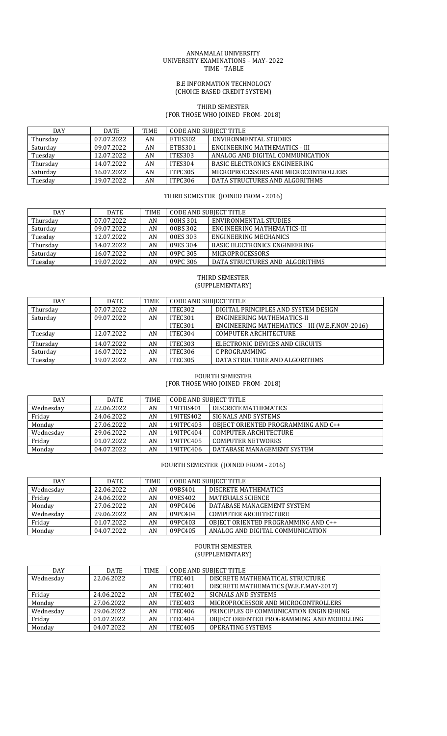ANNAMALAI UNIVERSITY
UNIVERSITY EXAMINATIONS – MAY- 2022
TIME - TABLE

B.E INFORMATION TECHNOLOGY
(CHOICE BASED CREDIT SYSTEM)

THIRD SEMESTER
(FOR THOSE WHO JOINED FROM- 2018)

| DAY | DATE | TIME | CODE AND SUBJECT TITLE | |
|---|---|---|---|---|
| Thursday | 07.07.2022 | AN | ETES302 | ENVIRONMENTAL STUDIES |
| Saturday | 09.07.2022 | AN | ETBS301 | ENGINEERING MATHEMATICS - III |
| Tuesday | 12.07.2022 | AN | ITES303 | ANALOG AND DIGITAL COMMUNICATION |
| Thursday | 14.07.2022 | AN | ITES304 | BASIC ELECTRONICS ENGINEERING |
| Saturday | 16.07.2022 | AN | ITPC305 | MICROPROCESSORS AND MICROCONTROLLERS |
| Tuesday | 19.07.2022 | AN | ITPC306 | DATA STRUCTURES AND ALGORITHMS |

THIRD SEMESTER (JOINED FROM - 2016)

| DAY | DATE | TIME | CODE AND SUBJECT TITLE | |
|---|---|---|---|---|
| Thursday | 07.07.2022 | AN | 00HS 301 | ENVIRONMENTAL STUDIES |
| Saturday | 09.07.2022 | AN | 00BS 302 | ENGINEERING MATHEMATICS-III |
| Tuesday | 12.07.2022 | AN | 00ES 303 | ENGINEERING MECHANICS |
| Thursday | 14.07.2022 | AN | 09ES 304 | BASIC ELECTRONICS ENGINEERING |
| Saturday | 16.07.2022 | AN | 09PC 305 | MICROPROCESSORS |
| Tuesday | 19.07.2022 | AN | 09PC 306 | DATA STRUCTURES AND ALGORITHMS |

THIRD SEMESTER
(SUPPLEMENTARY)

| DAY | DATE | TIME | CODE AND SUBJECT TITLE | |
|---|---|---|---|---|
| Thursday | 07.07.2022 | AN | ITEC302 | DIGITAL PRINCIPLES AND SYSTEM DESIGN |
| Saturday | 09.07.2022 | AN | ITEC301 | ENGINEERING MATHEMATICS-II |
| | | | ITEC301 | ENGINEERING MATHEMATICS – III (W.E.F.NOV-2016) |
| Tuesday | 12.07.2022 | AN | ITEC304 | COMPUTER ARCHITECTURE |
| Thursday | 14.07.2022 | AN | ITEC303 | ELECTRONIC DEVICES AND CIRCUITS |
| Saturday | 16.07.2022 | AN | ITEC306 | C PROGRAMMING |
| Tuesday | 19.07.2022 | AN | ITEC305 | DATA STRUCTURE AND ALGORITHMS |

FOURTH SEMESTER
(FOR THOSE WHO JOINED FROM- 2018)

| DAY | DATE | TIME | CODE AND SUBJECT TITLE | |
|---|---|---|---|---|
| Wednesday | 22.06.2022 | AN | 19ITBS401 | DISCRETE MATHEMATICS |
| Friday | 24.06.2022 | AN | 19ITES402 | SIGNALS AND SYSTEMS |
| Monday | 27.06.2022 | AN | 19ITPC403 | OBJECT ORIENTED PROGRAMMING AND C++ |
| Wednesday | 29.06.2022 | AN | 19ITPC404 | COMPUTER ARCHITECTURE |
| Friday | 01.07.2022 | AN | 19ITPC405 | COMPUTER NETWORKS |
| Monday | 04.07.2022 | AN | 19ITPC406 | DATABASE MANAGEMENT SYSTEM |

FOURTH SEMESTER (JOINED FROM - 2016)

| DAY | DATE | TIME | CODE AND SUBJECT TITLE | |
|---|---|---|---|---|
| Wednesday | 22.06.2022 | AN | 09BS401 | DISCRETE MATHEMATICS |
| Friday | 24.06.2022 | AN | 09ES402 | MATERIALS SCIENCE |
| Monday | 27.06.2022 | AN | 09PC406 | DATABASE MANAGEMENT SYSTEM |
| Wednesday | 29.06.2022 | AN | 09PC404 | COMPUTER ARCHITECTURE |
| Friday | 01.07.2022 | AN | 09PC403 | OBJECT ORIENTED PROGRAMMING AND C++ |
| Monday | 04.07.2022 | AN | 09PC405 | ANALOG AND DIGITAL COMMUNICATION |

FOURTH SEMESTER
(SUPPLEMENTARY)

| DAY | DATE | TIME | CODE AND SUBJECT TITLE | |
|---|---|---|---|---|
| Wednesday | 22.06.2022 | | ITEC401 | DISCRETE MATHEMATICAL STRUCTURE |
| | | AN | ITEC401 | DISCRETE MATHEMATICS (W.E.F.MAY-2017) |
| Friday | 24.06.2022 | AN | ITEC402 | SIGNALS AND SYSTEMS |
| Monday | 27.06.2022 | AN | ITEC403 | MICROPROCESSOR AND MICROCONTROLLERS |
| Wednesday | 29.06.2022 | AN | ITEC406 | PRINCIPLES OF COMMUNICATION ENGINEERING |
| Friday | 01.07.2022 | AN | ITEC404 | OBJECT ORIENTED PROGRAMMING AND MODELLING |
| Monday | 04.07.2022 | AN | ITEC405 | OPERATING SYSTEMS |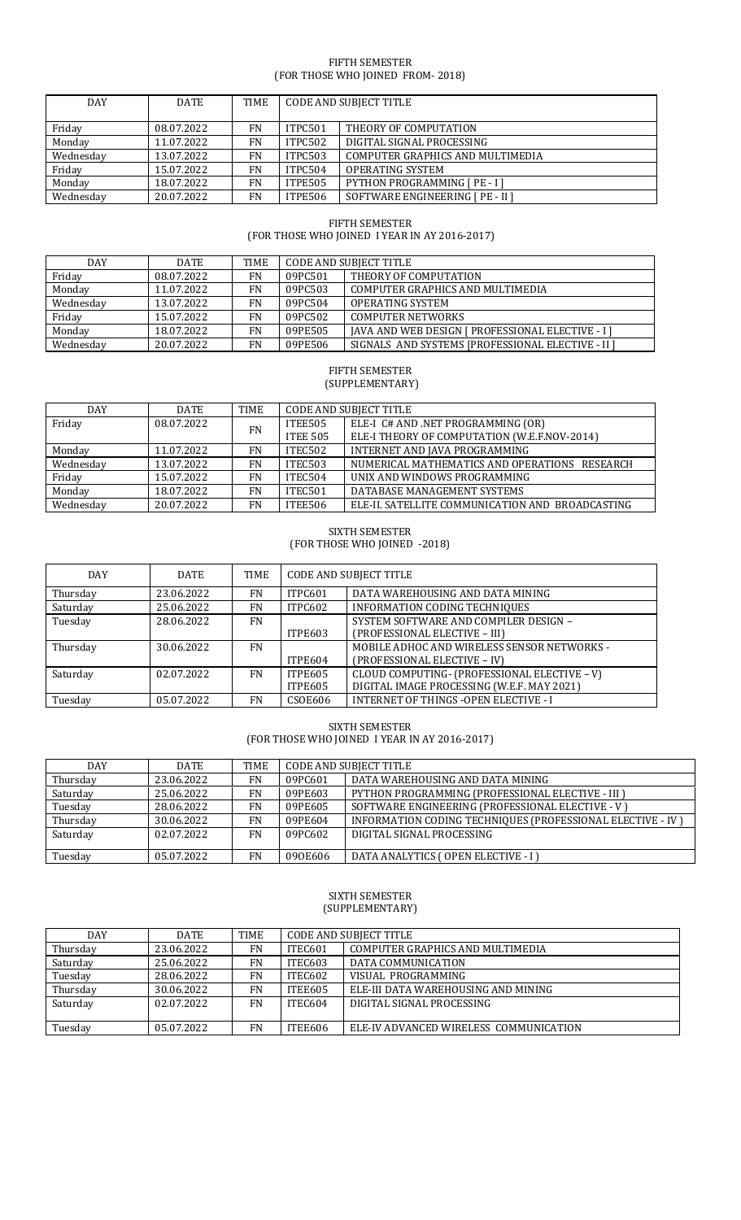FIFTH SEMESTER
(FOR THOSE WHO JOINED FROM- 2018)

| DAY | DATE | TIME | CODE AND SUBJECT TITLE | |
|---|---|---|---|---|
| Friday | 08.07.2022 | FN | ITPC501 | THEORY OF COMPUTATION |
| Monday | 11.07.2022 | FN | ITPC502 | DIGITAL SIGNAL PROCESSING |
| Wednesday | 13.07.2022 | FN | ITPC503 | COMPUTER GRAPHICS AND MULTIMEDIA |
| Friday | 15.07.2022 | FN | ITPC504 | OPERATING SYSTEM |
| Monday | 18.07.2022 | FN | ITPE505 | PYTHON PROGRAMMING [ PE - I ] |
| Wednesday | 20.07.2022 | FN | ITPE506 | SOFTWARE ENGINEERING [ PE - II ] |

FIFTH SEMESTER
(FOR THOSE WHO JOINED I YEAR IN AY 2016-2017)

| DAY | DATE | TIME | CODE AND SUBJECT TITLE | |
|---|---|---|---|---|
| Friday | 08.07.2022 | FN | 09PC501 | THEORY OF COMPUTATION |
| Monday | 11.07.2022 | FN | 09PC503 | COMPUTER GRAPHICS AND MULTIMEDIA |
| Wednesday | 13.07.2022 | FN | 09PC504 | OPERATING SYSTEM |
| Friday | 15.07.2022 | FN | 09PC502 | COMPUTER NETWORKS |
| Monday | 18.07.2022 | FN | 09PE505 | JAVA AND WEB DESIGN [ PROFESSIONAL ELECTIVE - I ] |
| Wednesday | 20.07.2022 | FN | 09PE506 | SIGNALS AND SYSTEMS [PROFESSIONAL ELECTIVE - II ] |

FIFTH SEMESTER
(SUPPLEMENTARY)

| DAY | DATE | TIME | CODE AND SUBJECT TITLE | |
|---|---|---|---|---|
| Friday | 08.07.2022 | FN | ITEE505<br>ITEE 505 | ELE-I C# AND .NET PROGRAMMING (OR)<br>ELE-I THEORY OF COMPUTATION (W.E.F.NOV-2014) |
| Monday | 11.07.2022 | FN | ITEC502 | INTERNET AND JAVA PROGRAMMING |
| Wednesday | 13.07.2022 | FN | ITEC503 | NUMERICAL MATHEMATICS AND OPERATIONS RESEARCH |
| Friday | 15.07.2022 | FN | ITEC504 | UNIX AND WINDOWS PROGRAMMING |
| Monday | 18.07.2022 | FN | ITEC501 | DATABASE MANAGEMENT SYSTEMS |
| Wednesday | 20.07.2022 | FN | ITEE506 | ELE-II. SATELLITE COMMUNICATION AND BROADCASTING |

SIXTH SEMESTER
(FOR THOSE WHO JOINED -2018)

| DAY | DATE | TIME | CODE AND SUBJECT TITLE | |
|---|---|---|---|---|
| Thursday | 23.06.2022 | FN | ITPC601 | DATA WAREHOUSING AND DATA MINING |
| Saturday | 25.06.2022 | FN | ITPC602 | INFORMATION CODING TECHNIQUES |
| Tuesday | 28.06.2022 | FN | ITPE603 | SYSTEM SOFTWARE AND COMPILER DESIGN – (PROFESSIONAL ELECTIVE – III) |
| Thursday | 30.06.2022 | FN | ITPE604 | MOBILE ADHOC AND WIRELESS SENSOR NETWORKS - (PROFESSIONAL ELECTIVE – IV) |
| Saturday | 02.07.2022 | FN | ITPE605<br>ITPE605 | CLOUD COMPUTING- (PROFESSIONAL ELECTIVE – V)<br>DIGITAL IMAGE PROCESSING (W.E.F. MAY 2021) |
| Tuesday | 05.07.2022 | FN | CSOE606 | INTERNET OF THINGS -OPEN ELECTIVE - I |

SIXTH SEMESTER
(FOR THOSE WHO JOINED I YEAR IN AY 2016-2017)

| DAY | DATE | TIME | CODE AND SUBJECT TITLE | |
|---|---|---|---|---|
| Thursday | 23.06.2022 | FN | 09PC601 | DATA WAREHOUSING AND DATA MINING |
| Saturday | 25.06.2022 | FN | 09PE603 | PYTHON PROGRAMMING (PROFESSIONAL ELECTIVE - III ) |
| Tuesday | 28.06.2022 | FN | 09PE605 | SOFTWARE ENGINEERING (PROFESSIONAL ELECTIVE - V ) |
| Thursday | 30.06.2022 | FN | 09PE604 | INFORMATION CODING TECHNIQUES (PROFESSIONAL ELECTIVE - IV ) |
| Saturday | 02.07.2022 | FN | 09PC602 | DIGITAL SIGNAL PROCESSING |
| Tuesday | 05.07.2022 | FN | 09OE606 | DATA ANALYTICS ( OPEN ELECTIVE - I ) |

SIXTH SEMESTER
(SUPPLEMENTARY)

| DAY | DATE | TIME | CODE AND SUBJECT TITLE | |
|---|---|---|---|---|
| Thursday | 23.06.2022 | FN | ITEC601 | COMPUTER GRAPHICS AND MULTIMEDIA |
| Saturday | 25.06.2022 | FN | ITEC603 | DATA COMMUNICATION |
| Tuesday | 28.06.2022 | FN | ITEC602 | VISUAL PROGRAMMING |
| Thursday | 30.06.2022 | FN | ITEE605 | ELE-III DATA WAREHOUSING AND MINING |
| Saturday | 02.07.2022 | FN | ITEC604 | DIGITAL SIGNAL PROCESSING |
| Tuesday | 05.07.2022 | FN | ITEE606 | ELE-IV ADVANCED WIRELESS COMMUNICATION |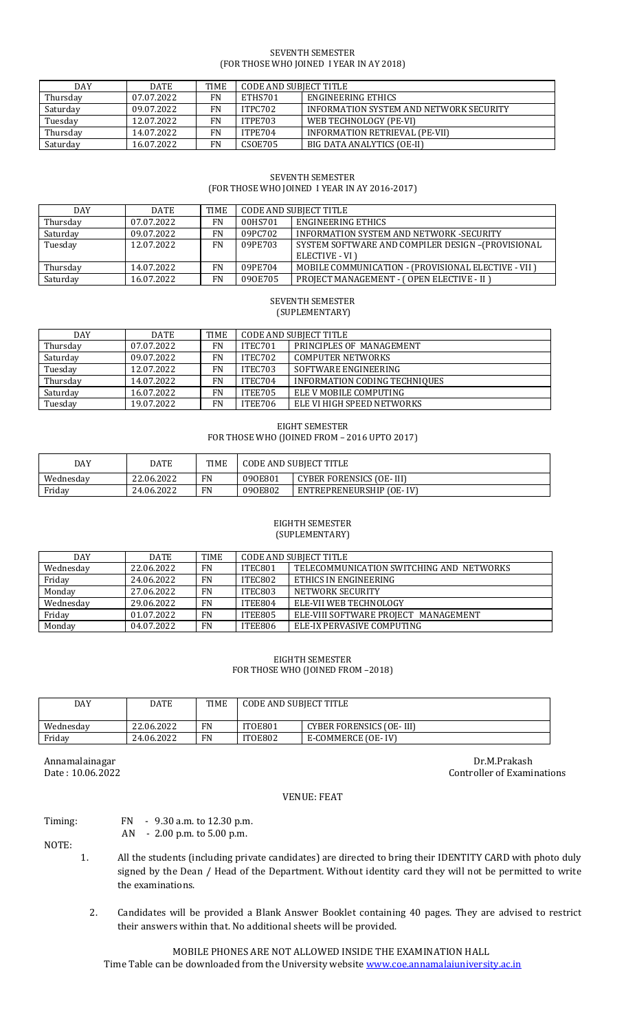SEVENTH SEMESTER
(FOR THOSE WHO JOINED I YEAR IN AY 2018)

| DAY | DATE | TIME | CODE AND SUBJECT TITLE | |
|---|---|---|---|---|
| Thursday | 07.07.2022 | FN | ETHS701 | ENGINEERING ETHICS |
| Saturday | 09.07.2022 | FN | ITPC702 | INFORMATION SYSTEM AND NETWORK SECURITY |
| Tuesday | 12.07.2022 | FN | ITPE703 | WEB TECHNOLOGY (PE-VI) |
| Thursday | 14.07.2022 | FN | ITPE704 | INFORMATION RETRIEVAL (PE-VII) |
| Saturday | 16.07.2022 | FN | CSOE705 | BIG DATA ANALYTICS (OE-II) |

SEVENTH SEMESTER
(FOR THOSE WHO JOINED I YEAR IN AY 2016-2017)

| DAY | DATE | TIME | CODE AND SUBJECT TITLE | |
|---|---|---|---|---|
| Thursday | 07.07.2022 | FN | 00HS701 | ENGINEERING ETHICS |
| Saturday | 09.07.2022 | FN | 09PC702 | INFORMATION SYSTEM AND NETWORK -SECURITY |
| Tuesday | 12.07.2022 | FN | 09PE703 | SYSTEM SOFTWARE AND COMPILER DESIGN –(PROVISIONAL ELECTIVE - VI ) |
| Thursday | 14.07.2022 | FN | 09PE704 | MOBILE COMMUNICATION - (PROVISIONAL ELECTIVE - VII ) |
| Saturday | 16.07.2022 | FN | 09OE705 | PROJECT MANAGEMENT - ( OPEN ELECTIVE - II ) |

SEVENTH SEMESTER
(SUPLEMENTARY)

| DAY | DATE | TIME | CODE AND SUBJECT TITLE | |
|---|---|---|---|---|
| Thursday | 07.07.2022 | FN | ITEC701 | PRINCIPLES OF MANAGEMENT |
| Saturday | 09.07.2022 | FN | ITEC702 | COMPUTER NETWORKS |
| Tuesday | 12.07.2022 | FN | ITEC703 | SOFTWARE ENGINEERING |
| Thursday | 14.07.2022 | FN | ITEC704 | INFORMATION CODING TECHNIQUES |
| Saturday | 16.07.2022 | FN | ITEE705 | ELE V MOBILE COMPUTING |
| Tuesday | 19.07.2022 | FN | ITEE706 | ELE VI HIGH SPEED NETWORKS |

EIGHT SEMESTER
FOR THOSE WHO (JOINED FROM – 2016 UPTO 2017)

| DAY | DATE | TIME | CODE AND SUBJECT TITLE | |
|---|---|---|---|---|
| Wednesday | 22.06.2022 | FN | 09OE801 | CYBER FORENSICS (OE- III) |
| Friday | 24.06.2022 | FN | 09OE802 | ENTREPRENEURSHIP (OE- IV) |

EIGHTH SEMESTER
(SUPLEMENTARY)

| DAY | DATE | TIME | CODE AND SUBJECT TITLE | |
|---|---|---|---|---|
| Wednesday | 22.06.2022 | FN | ITEC801 | TELECOMMUNICATION SWITCHING AND NETWORKS |
| Friday | 24.06.2022 | FN | ITEC802 | ETHICS IN ENGINEERING |
| Monday | 27.06.2022 | FN | ITEC803 | NETWORK SECURITY |
| Wednesday | 29.06.2022 | FN | ITEE804 | ELE-VII WEB TECHNOLOGY |
| Friday | 01.07.2022 | FN | ITEE805 | ELE-VIII SOFTWARE PROJECT MANAGEMENT |
| Monday | 04.07.2022 | FN | ITEE806 | ELE-IX PERVASIVE COMPUTING |

EIGHTH SEMESTER
FOR THOSE WHO (JOINED FROM –2018)

| DAY | DATE | TIME | CODE AND SUBJECT TITLE | |
|---|---|---|---|---|
| Wednesday | 22.06.2022 | FN | ITOE801 | CYBER FORENSICS (OE- III) |
| Friday | 24.06.2022 | FN | ITOE802 | E-COMMERCE (OE- IV) |

Annamalainagar
Date : 10.06.2022

Dr.M.Prakash
Controller of Examinations

VENUE: FEAT

Timing: FN - 9.30 a.m. to 12.30 p.m.
AN - 2.00 p.m. to 5.00 p.m.

NOTE:

1. All the students (including private candidates) are directed to bring their IDENTITY CARD with photo duly signed by the Dean / Head of the Department. Without identity card they will not be permitted to write the examinations.
2. Candidates will be provided a Blank Answer Booklet containing 40 pages. They are advised to restrict their answers within that. No additional sheets will be provided.

MOBILE PHONES ARE NOT ALLOWED INSIDE THE EXAMINATION HALL
Time Table can be downloaded from the University website www.coe.annamalaiuniversity.ac.in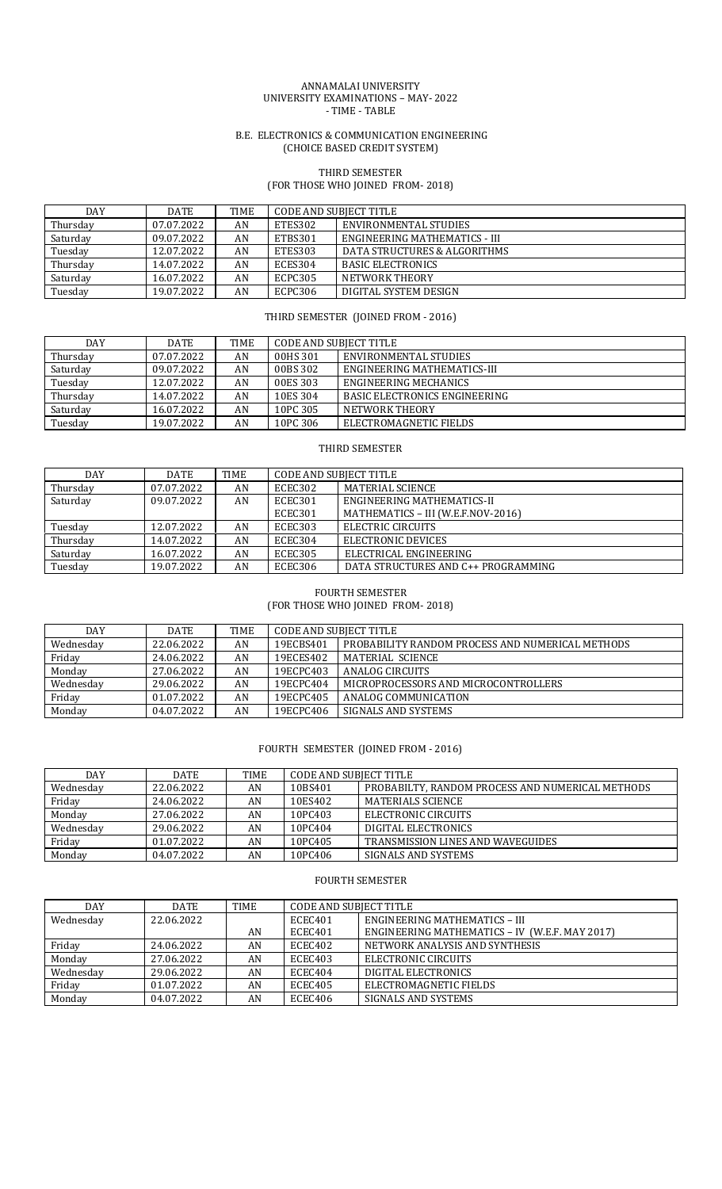ANNAMALAI UNIVERSITY
UNIVERSITY EXAMINATIONS – MAY- 2022
- TIME - TABLE

B.E. ELECTRONICS & COMMUNICATION ENGINEERING
(CHOICE BASED CREDIT SYSTEM)

THIRD SEMESTER
(FOR THOSE WHO JOINED FROM- 2018)

| DAY | DATE | TIME | CODE AND SUBJECT TITLE | |
|---|---|---|---|---|
| Thursday | 07.07.2022 | AN | ETES302 | ENVIRONMENTAL STUDIES |
| Saturday | 09.07.2022 | AN | ETBS301 | ENGINEERING MATHEMATICS - III |
| Tuesday | 12.07.2022 | AN | ETES303 | DATA STRUCTURES & ALGORITHMS |
| Thursday | 14.07.2022 | AN | ECES304 | BASIC ELECTRONICS |
| Saturday | 16.07.2022 | AN | ECPC305 | NETWORK THEORY |
| Tuesday | 19.07.2022 | AN | ECPC306 | DIGITAL SYSTEM DESIGN |

THIRD SEMESTER (JOINED FROM - 2016)

| DAY | DATE | TIME | CODE AND SUBJECT TITLE | |
|---|---|---|---|---|
| Thursday | 07.07.2022 | AN | 00HS 301 | ENVIRONMENTAL STUDIES |
| Saturday | 09.07.2022 | AN | 00BS 302 | ENGINEERING MATHEMATICS-III |
| Tuesday | 12.07.2022 | AN | 00ES 303 | ENGINEERING MECHANICS |
| Thursday | 14.07.2022 | AN | 10ES 304 | BASIC ELECTRONICS ENGINEERING |
| Saturday | 16.07.2022 | AN | 10PC 305 | NETWORK THEORY |
| Tuesday | 19.07.2022 | AN | 10PC 306 | ELECTROMAGNETIC FIELDS |

THIRD SEMESTER

| DAY | DATE | TIME | CODE AND SUBJECT TITLE | |
|---|---|---|---|---|
| Thursday | 07.07.2022 | AN | ECEC302 | MATERIAL SCIENCE |
| Saturday | 09.07.2022 | AN | ECEC301 | ENGINEERING MATHEMATICS-II |
| | | | ECEC301 | MATHEMATICS – III (W.E.F.NOV-2016) |
| Tuesday | 12.07.2022 | AN | ECEC303 | ELECTRIC CIRCUITS |
| Thursday | 14.07.2022 | AN | ECEC304 | ELECTRONIC DEVICES |
| Saturday | 16.07.2022 | AN | ECEC305 | ELECTRICAL ENGINEERING |
| Tuesday | 19.07.2022 | AN | ECEC306 | DATA STRUCTURES AND C++ PROGRAMMING |

FOURTH SEMESTER
(FOR THOSE WHO JOINED FROM- 2018)

| DAY | DATE | TIME | CODE AND SUBJECT TITLE | |
|---|---|---|---|---|
| Wednesday | 22.06.2022 | AN | 19ECBS401 | PROBABILITY RANDOM PROCESS AND NUMERICAL METHODS |
| Friday | 24.06.2022 | AN | 19ECES402 | MATERIAL SCIENCE |
| Monday | 27.06.2022 | AN | 19ECPC403 | ANALOG CIRCUITS |
| Wednesday | 29.06.2022 | AN | 19ECPC404 | MICROPROCESSORS AND MICROCONTROLLERS |
| Friday | 01.07.2022 | AN | 19ECPC405 | ANALOG COMMUNICATION |
| Monday | 04.07.2022 | AN | 19ECPC406 | SIGNALS AND SYSTEMS |

FOURTH SEMESTER (JOINED FROM - 2016)

| DAY | DATE | TIME | CODE AND SUBJECT TITLE | |
|---|---|---|---|---|
| Wednesday | 22.06.2022 | AN | 10BS401 | PROBABILTY, RANDOM PROCESS AND NUMERICAL METHODS |
| Friday | 24.06.2022 | AN | 10ES402 | MATERIALS SCIENCE |
| Monday | 27.06.2022 | AN | 10PC403 | ELECTRONIC CIRCUITS |
| Wednesday | 29.06.2022 | AN | 10PC404 | DIGITAL ELECTRONICS |
| Friday | 01.07.2022 | AN | 10PC405 | TRANSMISSION LINES AND WAVEGUIDES |
| Monday | 04.07.2022 | AN | 10PC406 | SIGNALS AND SYSTEMS |

FOURTH SEMESTER

| DAY | DATE | TIME | CODE AND SUBJECT TITLE | |
|---|---|---|---|---|
| Wednesday | 22.06.2022 | | ECEC401 | ENGINEERING MATHEMATICS – III |
| | | AN | ECEC401 | ENGINEERING MATHEMATICS – IV (W.E.F. MAY 2017) |
| Friday | 24.06.2022 | AN | ECEC402 | NETWORK ANALYSIS AND SYNTHESIS |
| Monday | 27.06.2022 | AN | ECEC403 | ELECTRONIC CIRCUITS |
| Wednesday | 29.06.2022 | AN | ECEC404 | DIGITAL ELECTRONICS |
| Friday | 01.07.2022 | AN | ECEC405 | ELECTROMAGNETIC FIELDS |
| Monday | 04.07.2022 | AN | ECEC406 | SIGNALS AND SYSTEMS |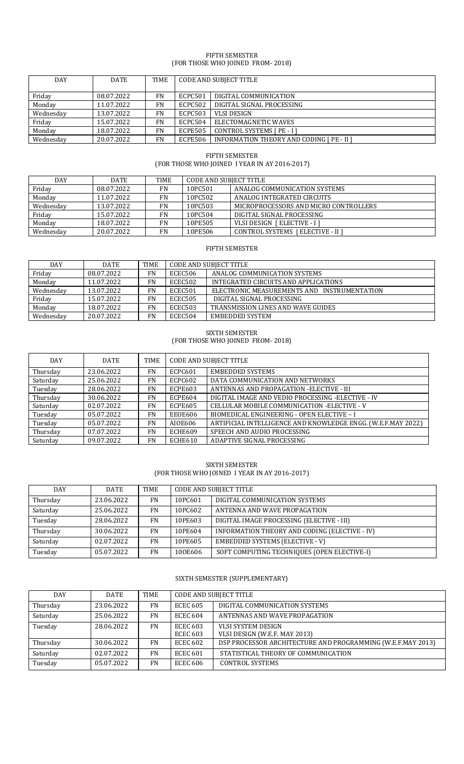FIFTH SEMESTER
(FOR THOSE WHO JOINED FROM- 2018)

| DAY | DATE | TIME | CODE AND SUBJECT TITLE | |
|---|---|---|---|---|
| Friday | 08.07.2022 | FN | ECPC501 | DIGITAL COMMUNICATION |
| Monday | 11.07.2022 | FN | ECPC502 | DIGITAL SIGNAL PROCESSING |
| Wednesday | 13.07.2022 | FN | ECPC503 | VLSI DESIGN |
| Friday | 15.07.2022 | FN | ECPC504 | ELECTOMAGNETIC WAVES |
| Monday | 18.07.2022 | FN | ECPE505 | CONTROL SYSTEMS [ PE - I ] |
| Wednesday | 20.07.2022 | FN | ECPE506 | INFORMATION THEORY AND CODING [ PE - II ] |

FIFTH SEMESTER
(FOR THOSE WHO JOINED I YEAR IN AY 2016-2017)

| DAY | DATE | TIME | CODE AND SUBJECT TITLE | |
|---|---|---|---|---|
| Friday | 08.07.2022 | FN | 10PC501 | ANALOG COMMUNICATION SYSTEMS |
| Monday | 11.07.2022 | FN | 10PC502 | ANALOG INTEGRATED CIRCUITS |
| Wednesday | 13.07.2022 | FN | 10PC503 | MICROPROCESSORS AND MICRO CONTROLLERS |
| Friday | 15.07.2022 | FN | 10PC504 | DIGITAL SIGNAL PROCESSING |
| Monday | 18.07.2022 | FN | 10PE505 | VLSI DESIGN [ ELECTIVE - I ] |
| Wednesday | 20.07.2022 | FN | 10PE506 | CONTROL SYSTEMS [ ELECTIVE - II ] |

FIFTH SEMESTER

| DAY | DATE | TIME | CODE AND SUBJECT TITLE | |
|---|---|---|---|---|
| Friday | 08.07.2022 | FN | ECEC506 | ANALOG COMMUNICATION SYSTEMS |
| Monday | 11.07.2022 | FN | ECEC502 | INTEGRATED CIRCUITS AND APPLICATIONS |
| Wednesday | 13.07.2022 | FN | ECEC501 | ELECTRONIC MEASUREMENTS AND INSTRUMENTATION |
| Friday | 15.07.2022 | FN | ECEC505 | DIGITAL SIGNAL PROCESSING |
| Monday | 18.07.2022 | FN | ECEC503 | TRANSMISSION LINES AND WAVE GUIDES |
| Wednesday | 20.07.2022 | FN | ECEC504 | EMBEDDED SYSTEM |

SIXTH SEMESTER
(FOR THOSE WHO JOINED FROM- 2018)

| DAY | DATE | TIME | CODE AND SUBJECT TITLE | |
|---|---|---|---|---|
| Thursday | 23.06.2022 | FN | ECPC601 | EMBEDDED SYSTEMS |
| Saturday | 25.06.2022 | FN | ECPC602 | DATA COMMUNICATION AND NETWORKS |
| Tuesday | 28.06.2022 | FN | ECPE603 | ANTENNAS AND PROPAGATION -ELECTIVE - III |
| Thursday | 30.06.2022 | FN | ECPE604 | DIGITAL IMAGE AND VEDIO PROCESSING -ELECTIVE - IV |
| Saturday | 02.07.2022 | FN | ECPE605 | CELLULAR MOBILE COMMUNICATION -ELECTIVE - V |
| Tuesday | 05.07.2022 | FN | EEOE606 | BIOMEDICAL ENGINEERING - OPEN ELECTIVE – I |
| Tuesday | 05.07.2022 | FN | AIOE606 | ARTIFICIAL INTELLIGENCE AND KNOWLEDGE ENGG. (W.E.F.MAY 2022) |
| Thursday | 07.07.2022 | FN | ECHE609 | SPEECH AND AUDIO PROCESSING |
| Saturday | 09.07.2022 | FN | ECHE610 | ADAPTIVE SIGNAL PROCESSING |

SIXTH SEMESTER
(FOR THOSE WHO JOINED I YEAR IN AY 2016-2017)

| DAY | DATE | TIME | CODE AND SUBJECT TITLE | |
|---|---|---|---|---|
| Thursday | 23.06.2022 | FN | 10PC601 | DIGITAL COMMUNICATION SYSTEMS |
| Saturday | 25.06.2022 | FN | 10PC602 | ANTENNA AND WAVE PROPAGATION |
| Tuesday | 28.06.2022 | FN | 10PE603 | DIGITAL IMAGE PROCESSING (ELECTIVE - III) |
| Thursday | 30.06.2022 | FN | 10PE604 | INFORMATION THEORY AND CODING (ELECTIVE - IV) |
| Saturday | 02.07.2022 | FN | 10PE605 | EMBEDDED SYSTEMS (ELECTIVE - V) |
| Tuesday | 05.07.2022 | FN | 10OE606 | SOFT COMPUTING TECHNIQUES (OPEN ELECTIVE-I) |

SIXTH SEMESTER (SUPPLEMENTARY)

| DAY | DATE | TIME | CODE AND SUBJECT TITLE | |
|---|---|---|---|---|
| Thursday | 23.06.2022 | FN | ECEC 605 | DIGITAL COMMUNICATION SYSTEMS |
| Saturday | 25.06.2022 | FN | ECEC 604 | ANTENNAS AND WAVE PROPAGATION |
| Tuesday | 28.06.2022 | FN | ECEC 603<br>ECEC 603 | VLSI SYSTEM DESIGN<br>VLSI DESIGN (W.E.F. MAY 2013) |
| Thursday | 30.06.2022 | FN | ECEC 602 | DSP PROCESSOR ARCHITECTURE AND PROGRAMMING (W.E.F.MAY 2013) |
| Saturday | 02.07.2022 | FN | ECEC 601 | STATISTICAL THEORY OF COMMUNICATION |
| Tuesday | 05.07.2022 | FN | ECEC 606 | CONTROL SYSTEMS |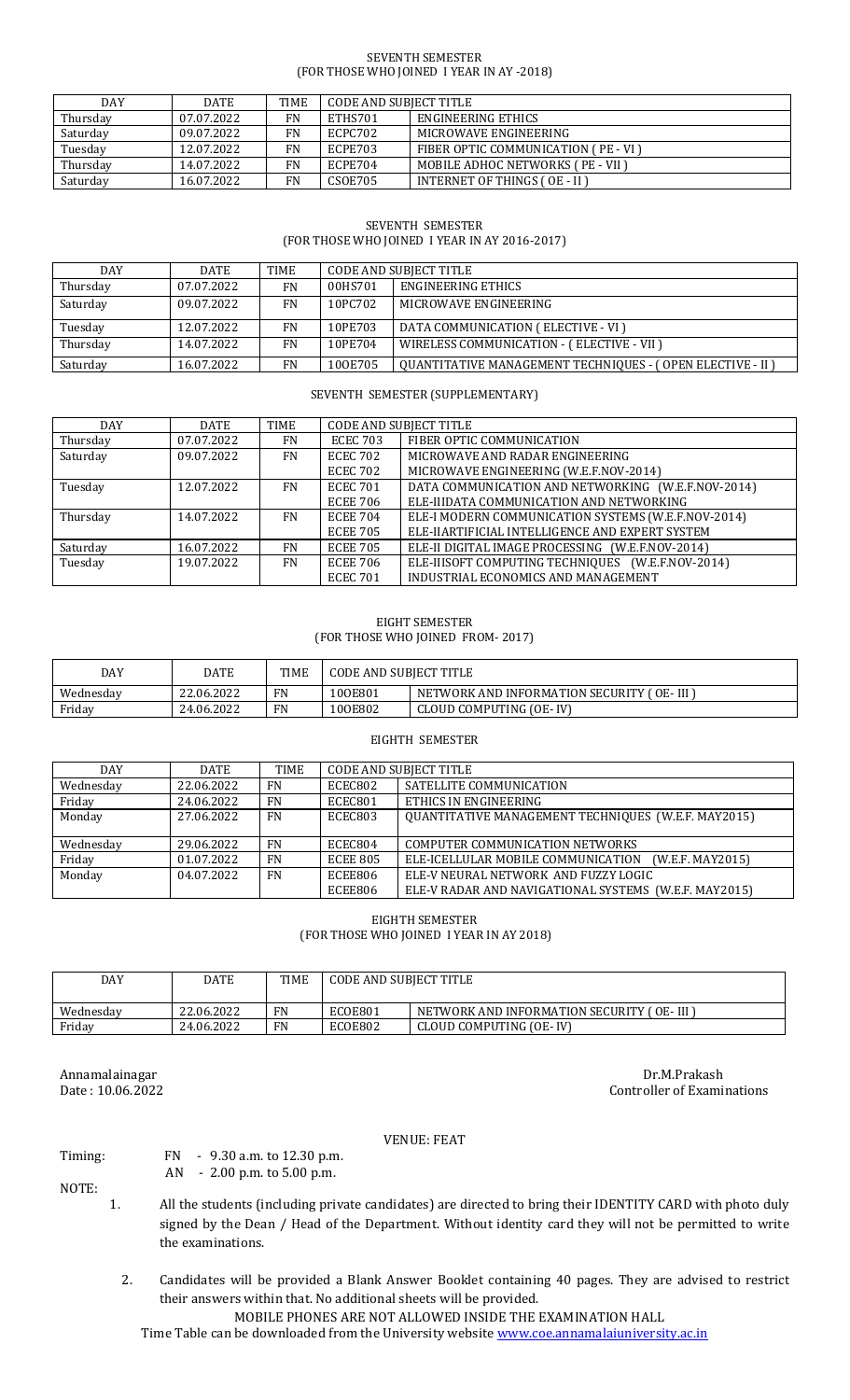SEVENTH SEMESTER
(FOR THOSE WHO JOINED I YEAR IN AY -2018)

| DAY | DATE | TIME | CODE AND SUBJECT TITLE | |
|---|---|---|---|---|
| Thursday | 07.07.2022 | FN | ETHS701 | ENGINEERING ETHICS |
| Saturday | 09.07.2022 | FN | ECPC702 | MICROWAVE ENGINEERING |
| Tuesday | 12.07.2022 | FN | ECPE703 | FIBER OPTIC COMMUNICATION ( PE - VI ) |
| Thursday | 14.07.2022 | FN | ECPE704 | MOBILE ADHOC NETWORKS ( PE - VII ) |
| Saturday | 16.07.2022 | FN | CSOE705 | INTERNET OF THINGS ( OE - II ) |

SEVENTH SEMESTER
(FOR THOSE WHO JOINED I YEAR IN AY 2016-2017)

| DAY | DATE | TIME | CODE AND SUBJECT TITLE | |
|---|---|---|---|---|
| Thursday | 07.07.2022 | FN | 00HS701 | ENGINEERING ETHICS |
| Saturday | 09.07.2022 | FN | 10PC702 | MICROWAVE ENGINEERING |
| Tuesday | 12.07.2022 | FN | 10PE703 | DATA COMMUNICATION ( ELECTIVE - VI ) |
| Thursday | 14.07.2022 | FN | 10PE704 | WIRELESS COMMUNICATION - ( ELECTIVE - VII ) |
| Saturday | 16.07.2022 | FN | 10OE705 | QUANTITATIVE MANAGEMENT TECHNIQUES - ( OPEN ELECTIVE - II ) |

SEVENTH SEMESTER (SUPPLEMENTARY)

| DAY | DATE | TIME | CODE AND SUBJECT TITLE | |
|---|---|---|---|---|
| Thursday | 07.07.2022 | FN | ECEC 703 | FIBER OPTIC COMMUNICATION |
| Saturday | 09.07.2022 | FN | ECEC 702 | MICROWAVE AND RADAR ENGINEERING |
| | | | ECEC 702 | MICROWAVE ENGINEERING (W.E.F.NOV-2014) |
| Tuesday | 12.07.2022 | FN | ECEC 701 | DATA COMMUNICATION AND NETWORKING (W.E.F.NOV-2014) |
| | | | ECEE 706 | ELE-IIIDATA COMMUNICATION AND NETWORKING |
| Thursday | 14.07.2022 | FN | ECEE 704 | ELE-I MODERN COMMUNICATION SYSTEMS (W.E.F.NOV-2014) |
| | | | ECEE 705 | ELE-IIARTIFICIAL INTELLIGENCE AND EXPERT SYSTEM |
| Saturday | 16.07.2022 | FN | ECEE 705 | ELE-II DIGITAL IMAGE PROCESSING (W.E.F.NOV-2014) |
| Tuesday | 19.07.2022 | FN | ECEE 706 | ELE-IIISOFT COMPUTING TECHNIQUES (W.E.F.NOV-2014) |
| | | | ECEC 701 | INDUSTRIAL ECONOMICS AND MANAGEMENT |

EIGHT SEMESTER
(FOR THOSE WHO JOINED FROM- 2017)

| DAY | DATE | TIME | CODE AND SUBJECT TITLE | |
|---|---|---|---|---|
| Wednesday | 22.06.2022 | FN | 10OE801 | NETWORK AND INFORMATION SECURITY ( OE- III ) |
| Friday | 24.06.2022 | FN | 10OE802 | CLOUD COMPUTING (OE- IV) |

EIGHTH SEMESTER

| DAY | DATE | TIME | CODE AND SUBJECT TITLE | |
|---|---|---|---|---|
| Wednesday | 22.06.2022 | FN | ECEC802 | SATELLITE COMMUNICATION |
| Friday | 24.06.2022 | FN | ECEC801 | ETHICS IN ENGINEERING |
| Monday | 27.06.2022 | FN | ECEC803 | QUANTITATIVE MANAGEMENT TECHNIQUES (W.E.F. MAY2015) |
| Wednesday | 29.06.2022 | FN | ECEC804 | COMPUTER COMMUNICATION NETWORKS |
| Friday | 01.07.2022 | FN | ECEE 805 | ELE-ICELLULAR MOBILE COMMUNICATION (W.E.F. MAY2015) |
| Monday | 04.07.2022 | FN | ECEE806 | ELE-V NEURAL NETWORK AND FUZZY LOGIC |
| | | | ECEE806 | ELE-V RADAR AND NAVIGATIONAL SYSTEMS (W.E.F. MAY2015) |

EIGHTH SEMESTER
(FOR THOSE WHO JOINED I YEAR IN AY 2018)

| DAY | DATE | TIME | CODE AND SUBJECT TITLE | |
|---|---|---|---|---|
| Wednesday | 22.06.2022 | FN | ECOE801 | NETWORK AND INFORMATION SECURITY ( OE- III ) |
| Friday | 24.06.2022 | FN | ECOE802 | CLOUD COMPUTING (OE- IV) |

Annamalainagar
Date : 10.06.2022

Dr.M.Prakash
Controller of Examinations

VENUE: FEAT

Timing: FN - 9.30 a.m. to 12.30 p.m.
AN - 2.00 p.m. to 5.00 p.m.

NOTE:

1. All the students (including private candidates) are directed to bring their IDENTITY CARD with photo duly signed by the Dean / Head of the Department. Without identity card they will not be permitted to write the examinations.

2. Candidates will be provided a Blank Answer Booklet containing 40 pages. They are advised to restrict their answers within that. No additional sheets will be provided.

MOBILE PHONES ARE NOT ALLOWED INSIDE THE EXAMINATION HALL

Time Table can be downloaded from the University website www.coe.annamalaiuniversity.ac.in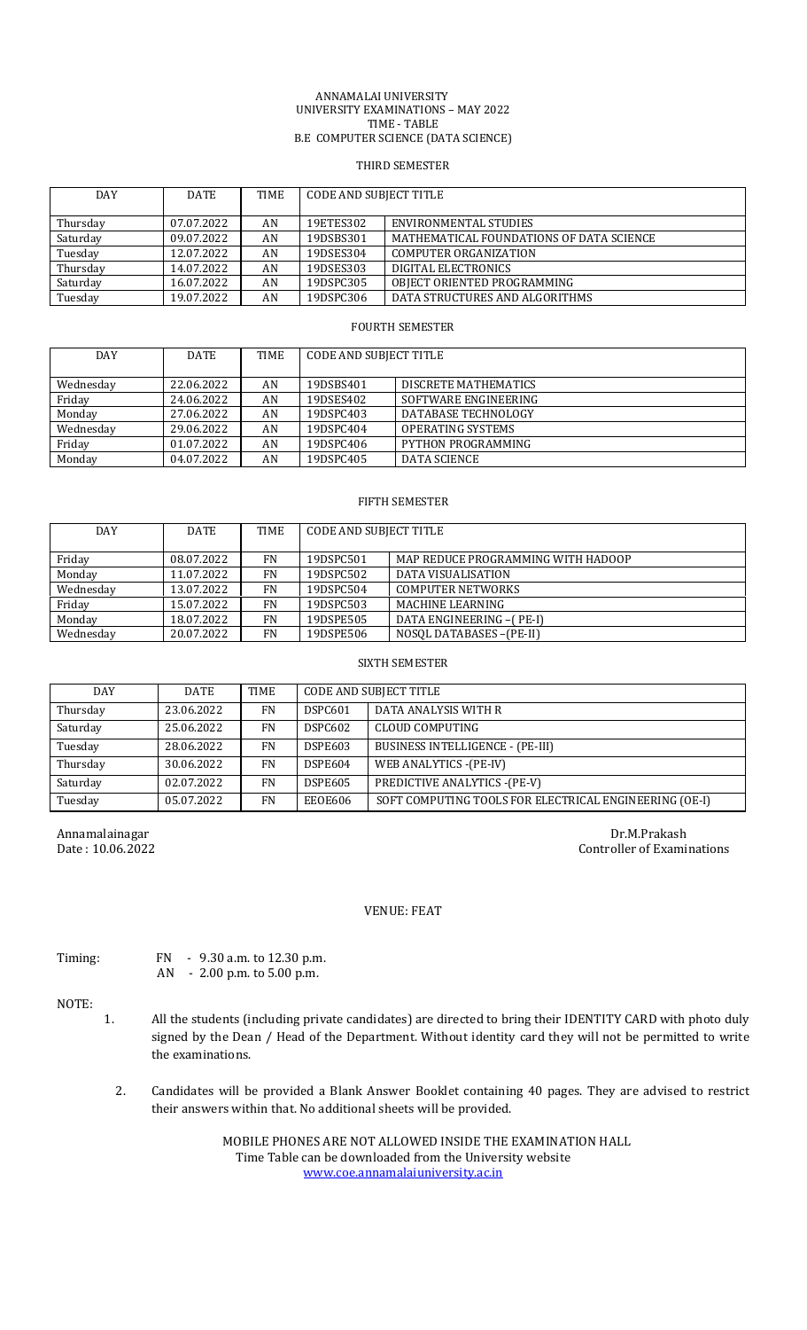ANNAMALAI UNIVERSITY
UNIVERSITY EXAMINATIONS – MAY 2022
TIME - TABLE
B.E COMPUTER SCIENCE (DATA SCIENCE)

## THIRD SEMESTER

| DAY | DATE | TIME | CODE AND SUBJECT TITLE | |
|---|---|---|---|---|
| Thursday | 07.07.2022 | AN | 19ETES302 | ENVIRONMENTAL STUDIES |
| Saturday | 09.07.2022 | AN | 19DSBS301 | MATHEMATICAL FOUNDATIONS OF DATA SCIENCE |
| Tuesday | 12.07.2022 | AN | 19DSES304 | COMPUTER ORGANIZATION |
| Thursday | 14.07.2022 | AN | 19DSES303 | DIGITAL ELECTRONICS |
| Saturday | 16.07.2022 | AN | 19DSPC305 | OBJECT ORIENTED PROGRAMMING |
| Tuesday | 19.07.2022 | AN | 19DSPC306 | DATA STRUCTURES AND ALGORITHMS |

## FOURTH SEMESTER

| DAY | DATE | TIME | CODE AND SUBJECT TITLE | |
|---|---|---|---|---|
| Wednesday | 22.06.2022 | AN | 19DSBS401 | DISCRETE MATHEMATICS |
| Friday | 24.06.2022 | AN | 19DSES402 | SOFTWARE ENGINEERING |
| Monday | 27.06.2022 | AN | 19DSPC403 | DATABASE TECHNOLOGY |
| Wednesday | 29.06.2022 | AN | 19DSPC404 | OPERATING SYSTEMS |
| Friday | 01.07.2022 | AN | 19DSPC406 | PYTHON PROGRAMMING |
| Monday | 04.07.2022 | AN | 19DSPC405 | DATA SCIENCE |

## FIFTH SEMESTER

| DAY | DATE | TIME | CODE AND SUBJECT TITLE | |
|---|---|---|---|---|
| Friday | 08.07.2022 | FN | 19DSPC501 | MAP REDUCE PROGRAMMING WITH HADOOP |
| Monday | 11.07.2022 | FN | 19DSPC502 | DATA VISUALISATION |
| Wednesday | 13.07.2022 | FN | 19DSPC504 | COMPUTER NETWORKS |
| Friday | 15.07.2022 | FN | 19DSPC503 | MACHINE LEARNING |
| Monday | 18.07.2022 | FN | 19DSPE505 | DATA ENGINEERING –( PE-I) |
| Wednesday | 20.07.2022 | FN | 19DSPE506 | NOSQL DATABASES –(PE-II) |

## SIXTH SEMESTER

| DAY | DATE | TIME | CODE AND SUBJECT TITLE | |
|---|---|---|---|---|
| Thursday | 23.06.2022 | FN | DSPC601 | DATA ANALYSIS WITH R |
| Saturday | 25.06.2022 | FN | DSPC602 | CLOUD COMPUTING |
| Tuesday | 28.06.2022 | FN | DSPE603 | BUSINESS INTELLIGENCE - (PE-III) |
| Thursday | 30.06.2022 | FN | DSPE604 | WEB ANALYTICS -(PE-IV) |
| Saturday | 02.07.2022 | FN | DSPE605 | PREDICTIVE ANALYTICS -(PE-V) |
| Tuesday | 05.07.2022 | FN | EEOE606 | SOFT COMPUTING TOOLS FOR ELECTRICAL ENGINEERING (OE-I) |

Annamalainagar
Date : 10.06.2022

Dr.M.Prakash
Controller of Examinations

VENUE: FEAT

Timing: FN - 9.30 a.m. to 12.30 p.m.
AN - 2.00 p.m. to 5.00 p.m.

NOTE:

1. All the students (including private candidates) are directed to bring their IDENTITY CARD with photo duly signed by the Dean / Head of the Department. Without identity card they will not be permitted to write the examinations.
2. Candidates will be provided a Blank Answer Booklet containing 40 pages. They are advised to restrict their answers within that. No additional sheets will be provided.

MOBILE PHONES ARE NOT ALLOWED INSIDE THE EXAMINATION HALL
Time Table can be downloaded from the University website
www.coe.annamalaiuniversity.ac.in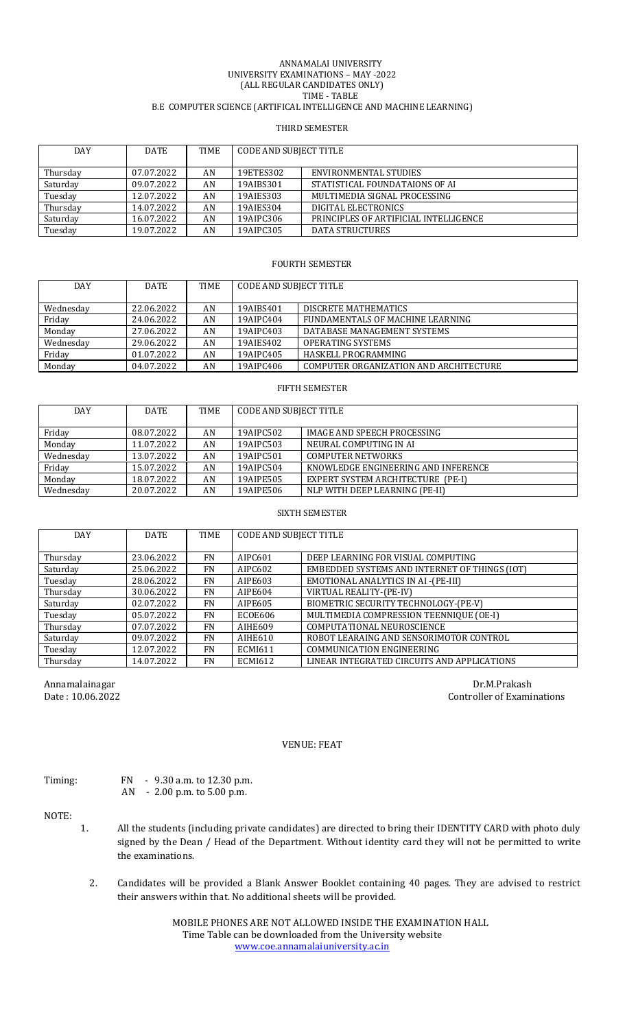ANNAMALAI UNIVERSITY
UNIVERSITY EXAMINATIONS – MAY -2022
(ALL REGULAR CANDIDATES ONLY)
TIME - TABLE
B.E COMPUTER SCIENCE (ARTIFICAL INTELLIGENCE AND MACHINE LEARNING)

## THIRD SEMESTER

| DAY | DATE | TIME | CODE AND SUBJECT TITLE | |
|---|---|---|---|---|
| Thursday | 07.07.2022 | AN | 19ETES302 | ENVIRONMENTAL STUDIES |
| Saturday | 09.07.2022 | AN | 19AIBS301 | STATISTICAL FOUNDATAIONS OF AI |
| Tuesday | 12.07.2022 | AN | 19AIES303 | MULTIMEDIA SIGNAL PROCESSING |
| Thursday | 14.07.2022 | AN | 19AIES304 | DIGITAL ELECTRONICS |
| Saturday | 16.07.2022 | AN | 19AIPC306 | PRINCIPLES OF ARTIFICIAL INTELLIGENCE |
| Tuesday | 19.07.2022 | AN | 19AIPC305 | DATA STRUCTURES |

## FOURTH SEMESTER

| DAY | DATE | TIME | CODE AND SUBJECT TITLE | |
|---|---|---|---|---|
| Wednesday | 22.06.2022 | AN | 19AIBS401 | DISCRETE MATHEMATICS |
| Friday | 24.06.2022 | AN | 19AIPC404 | FUNDAMENTALS OF MACHINE LEARNING |
| Monday | 27.06.2022 | AN | 19AIPC403 | DATABASE MANAGEMENT SYSTEMS |
| Wednesday | 29.06.2022 | AN | 19AIES402 | OPERATING SYSTEMS |
| Friday | 01.07.2022 | AN | 19AIPC405 | HASKELL PROGRAMMING |
| Monday | 04.07.2022 | AN | 19AIPC406 | COMPUTER ORGANIZATION AND ARCHITECTURE |

## FIFTH SEMESTER

| DAY | DATE | TIME | CODE AND SUBJECT TITLE | |
|---|---|---|---|---|
| Friday | 08.07.2022 | AN | 19AIPC502 | IMAGE AND SPEECH PROCESSING |
| Monday | 11.07.2022 | AN | 19AIPC503 | NEURAL COMPUTING IN AI |
| Wednesday | 13.07.2022 | AN | 19AIPC501 | COMPUTER NETWORKS |
| Friday | 15.07.2022 | AN | 19AIPC504 | KNOWLEDGE ENGINEERING AND INFERENCE |
| Monday | 18.07.2022 | AN | 19AIPE505 | EXPERT SYSTEM ARCHITECTURE (PE-I) |
| Wednesday | 20.07.2022 | AN | 19AIPE506 | NLP WITH DEEP LEARNING (PE-II) |

## SIXTH SEMESTER

| DAY | DATE | TIME | CODE AND SUBJECT TITLE | |
|---|---|---|---|---|
| Thursday | 23.06.2022 | FN | AIPC601 | DEEP LEARNING FOR VISUAL COMPUTING |
| Saturday | 25.06.2022 | FN | AIPC602 | EMBEDDED SYSTEMS AND INTERNET OF THINGS (IOT) |
| Tuesday | 28.06.2022 | FN | AIPE603 | EMOTIONAL ANALYTICS IN AI -(PE-III) |
| Thursday | 30.06.2022 | FN | AIPE604 | VIRTUAL REALITY-(PE-IV) |
| Saturday | 02.07.2022 | FN | AIPE605 | BIOMETRIC SECURITY TECHNOLOGY-(PE-V) |
| Tuesday | 05.07.2022 | FN | ECOE606 | MULTIMEDIA COMPRESSION TEENNIQUE (OE-I) |
| Thursday | 07.07.2022 | FN | AIHE609 | COMPUTATIONAL NEUROSCIENCE |
| Saturday | 09.07.2022 | FN | AIHE610 | ROBOT LEARAING AND SENSORIMOTOR CONTROL |
| Tuesday | 12.07.2022 | FN | ECMI611 | COMMUNICATION ENGINEERING |
| Thursday | 14.07.2022 | FN | ECMI612 | LINEAR INTEGRATED CIRCUITS AND APPLICATIONS |

Annamalainagar
Date : 10.06.2022

Dr.M.Prakash
Controller of Examinations

VENUE: FEAT

Timing: FN - 9.30 a.m. to 12.30 p.m.
AN - 2.00 p.m. to 5.00 p.m.

NOTE:

1. All the students (including private candidates) are directed to bring their IDENTITY CARD with photo duly signed by the Dean / Head of the Department. Without identity card they will not be permitted to write the examinations.
2. Candidates will be provided a Blank Answer Booklet containing 40 pages. They are advised to restrict their answers within that. No additional sheets will be provided.

MOBILE PHONES ARE NOT ALLOWED INSIDE THE EXAMINATION HALL
Time Table can be downloaded from the University website
www.coe.annamalaiuniversity.ac.in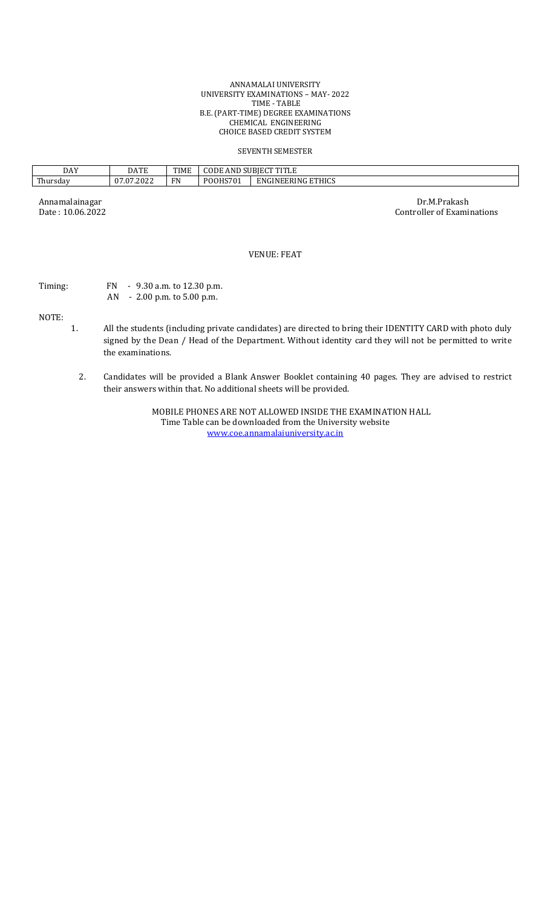ANNAMALAI UNIVERSITY
UNIVERSITY EXAMINATIONS – MAY- 2022
TIME - TABLE
B.E. (PART-TIME) DEGREE EXAMINATIONS
CHEMICAL ENGINEERING
CHOICE BASED CREDIT SYSTEM

SEVENTH SEMESTER

| DAY | DATE | TIME | CODE AND SUBJECT TITLE | |
|---|---|---|---|---|
| Thursday | 07.07.2022 | FN | POOHS701 | ENGINEERING ETHICS |

Annamalainagar
Date : 10.06.2022

Dr.M.Prakash
Controller of Examinations

VENUE: FEAT

Timing:
FN - 9.30 a.m. to 12.30 p.m.
AN - 2.00 p.m. to 5.00 p.m.

NOTE:

1. All the students (including private candidates) are directed to bring their IDENTITY CARD with photo duly signed by the Dean / Head of the Department. Without identity card they will not be permitted to write the examinations.

2. Candidates will be provided a Blank Answer Booklet containing 40 pages. They are advised to restrict their answers within that. No additional sheets will be provided.

MOBILE PHONES ARE NOT ALLOWED INSIDE THE EXAMINATION HALL
Time Table can be downloaded from the University website
www.coe.annamalaiuniversity.ac.in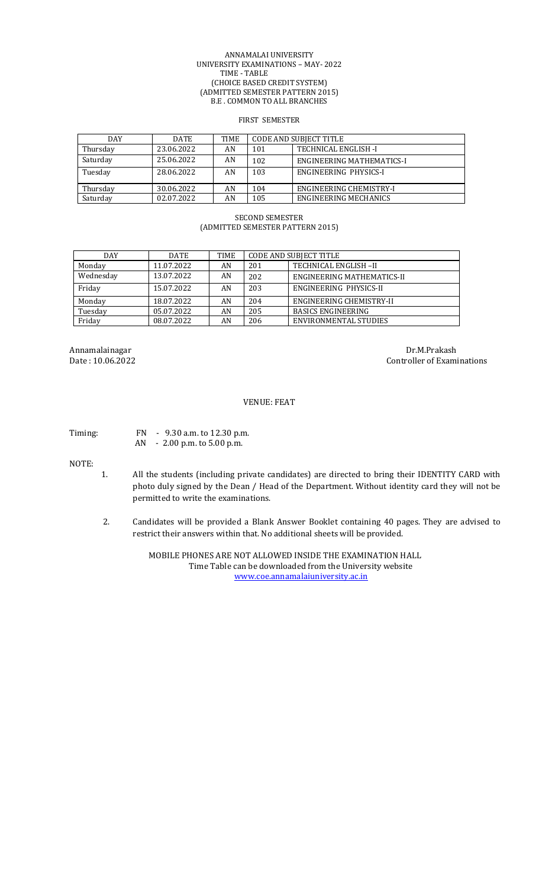ANNAMALAI UNIVERSITY
UNIVERSITY EXAMINATIONS – MAY- 2022
TIME - TABLE
(CHOICE BASED CREDIT SYSTEM)
(ADMITTED SEMESTER PATTERN 2015)
B.E . COMMON TO ALL BRANCHES

FIRST SEMESTER

| DAY | DATE | TIME | CODE AND SUBJECT TITLE | |
|---|---|---|---|---|
| Thursday | 23.06.2022 | AN | 101 | TECHNICAL ENGLISH -I |
| Saturday | 25.06.2022 | AN | 102 | ENGINEERING MATHEMATICS-I |
| Tuesday | 28.06.2022 | AN | 103 | ENGINEERING PHYSICS-I |
| Thursday | 30.06.2022 | AN | 104 | ENGINEERING CHEMISTRY-I |
| Saturday | 02.07.2022 | AN | 105 | ENGINEERING MECHANICS |

SECOND SEMESTER
(ADMITTED SEMESTER PATTERN 2015)

| DAY | DATE | TIME | CODE AND SUBJECT TITLE | |
|---|---|---|---|---|
| Monday | 11.07.2022 | AN | 201 | TECHNICAL ENGLISH –II |
| Wednesday | 13.07.2022 | AN | 202 | ENGINEERING MATHEMATICS-II |
| Friday | 15.07.2022 | AN | 203 | ENGINEERING PHYSICS-II |
| Monday | 18.07.2022 | AN | 204 | ENGINEERING CHEMISTRY-II |
| Tuesday | 05.07.2022 | AN | 205 | BASICS ENGINEERING |
| Friday | 08.07.2022 | AN | 206 | ENVIRONMENTAL STUDIES |

Annamalainagar
Date : 10.06.2022

Dr.M.Prakash
Controller of Examinations

VENUE: FEAT

Timing: FN - 9.30 a.m. to 12.30 p.m.
AN - 2.00 p.m. to 5.00 p.m.

NOTE:

1. All the students (including private candidates) are directed to bring their IDENTITY CARD with photo duly signed by the Dean / Head of the Department. Without identity card they will not be permitted to write the examinations.
2. Candidates will be provided a Blank Answer Booklet containing 40 pages. They are advised to restrict their answers within that. No additional sheets will be provided.

MOBILE PHONES ARE NOT ALLOWED INSIDE THE EXAMINATION HALL
Time Table can be downloaded from the University website
www.coe.annamalaiuniversity.ac.in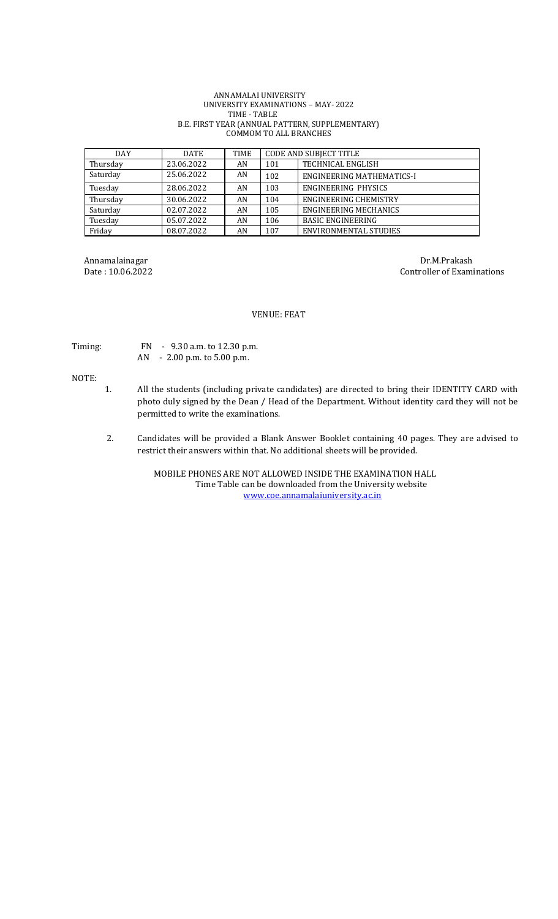ANNAMALAI UNIVERSITY
UNIVERSITY EXAMINATIONS – MAY- 2022
TIME - TABLE
B.E. FIRST YEAR (ANNUAL PATTERN, SUPPLEMENTARY)
COMMOM TO ALL BRANCHES

| DAY | DATE | TIME | CODE AND SUBJECT TITLE | |
|---|---|---|---|---|
| Thursday | 23.06.2022 | AN | 101 | TECHNICAL ENGLISH |
| Saturday | 25.06.2022 | AN | 102 | ENGINEERING MATHEMATICS-I |
| Tuesday | 28.06.2022 | AN | 103 | ENGINEERING PHYSICS |
| Thursday | 30.06.2022 | AN | 104 | ENGINEERING CHEMISTRY |
| Saturday | 02.07.2022 | AN | 105 | ENGINEERING MECHANICS |
| Tuesday | 05.07.2022 | AN | 106 | BASIC ENGINEERING |
| Friday | 08.07.2022 | AN | 107 | ENVIRONMENTAL STUDIES |

Annamalainagar
Date : 10.06.2022

Dr.M.Prakash
Controller of Examinations

VENUE: FEAT

Timing: FN - 9.30 a.m. to 12.30 p.m.
AN - 2.00 p.m. to 5.00 p.m.

NOTE:

1. All the students (including private candidates) are directed to bring their IDENTITY CARD with photo duly signed by the Dean / Head of the Department. Without identity card they will not be permitted to write the examinations.

2. Candidates will be provided a Blank Answer Booklet containing 40 pages. They are advised to restrict their answers within that. No additional sheets will be provided.

MOBILE PHONES ARE NOT ALLOWED INSIDE THE EXAMINATION HALL
Time Table can be downloaded from the University website
www.coe.annamalaiuniversity.ac.in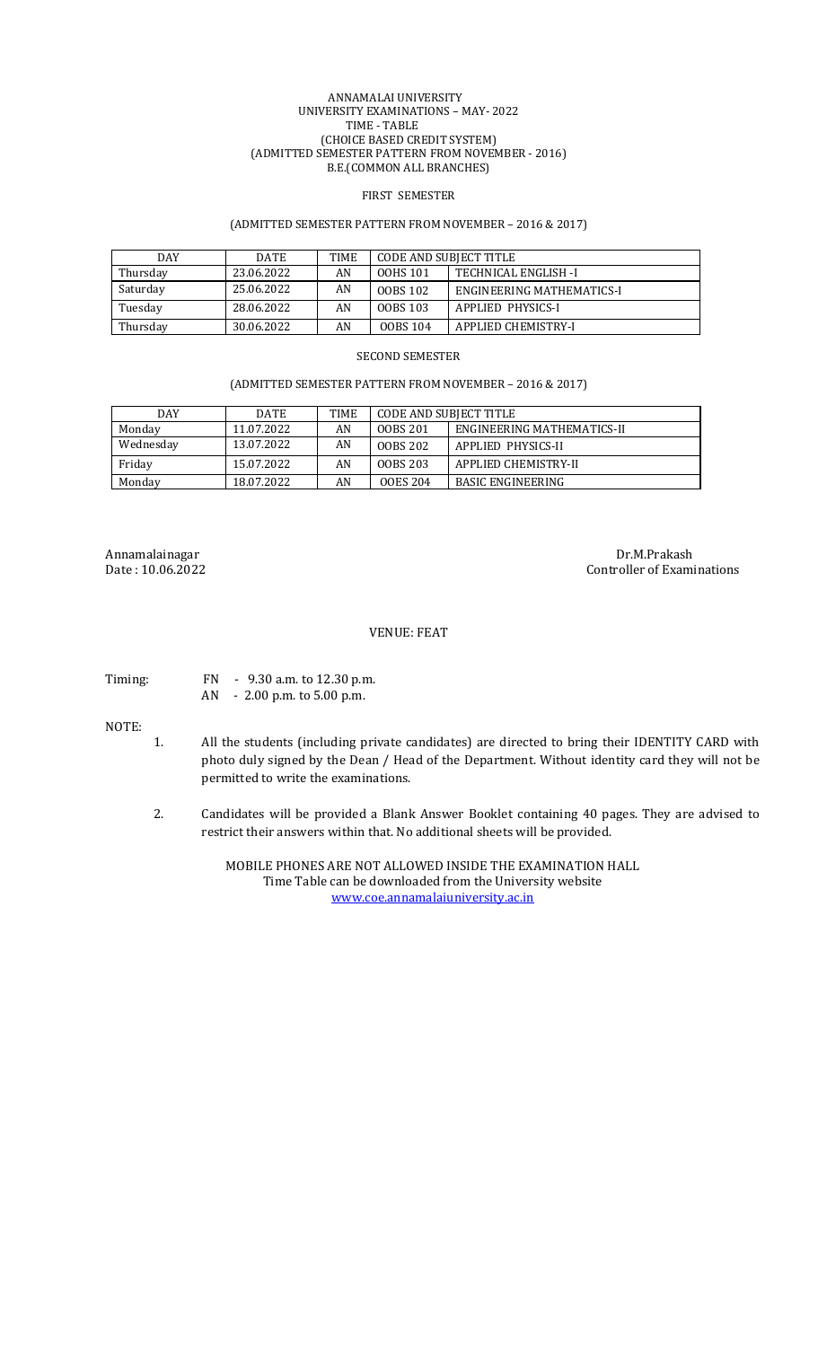ANNAMALAI UNIVERSITY
UNIVERSITY EXAMINATIONS – MAY- 2022
TIME - TABLE
(CHOICE BASED CREDIT SYSTEM)
(ADMITTED SEMESTER PATTERN FROM NOVEMBER - 2016)
B.E.(COMMON ALL BRANCHES)

## FIRST SEMESTER

(ADMITTED SEMESTER PATTERN FROM NOVEMBER – 2016 & 2017)

| DAY | DATE | TIME | CODE AND SUBJECT TITLE | |
|---|---|---|---|---|
| Thursday | 23.06.2022 | AN | 00HS 101 | TECHNICAL ENGLISH -I |
| Saturday | 25.06.2022 | AN | 00BS 102 | ENGINEERING MATHEMATICS-I |
| Tuesday | 28.06.2022 | AN | 00BS 103 | APPLIED PHYSICS-I |
| Thursday | 30.06.2022 | AN | 00BS 104 | APPLIED CHEMISTRY-I |

## SECOND SEMESTER

(ADMITTED SEMESTER PATTERN FROM NOVEMBER – 2016 & 2017)

| DAY | DATE | TIME | CODE AND SUBJECT TITLE | |
|---|---|---|---|---|
| Monday | 11.07.2022 | AN | 00BS 201 | ENGINEERING MATHEMATICS-II |
| Wednesday | 13.07.2022 | AN | 00BS 202 | APPLIED PHYSICS-II |
| Friday | 15.07.2022 | AN | 00BS 203 | APPLIED CHEMISTRY-II |
| Monday | 18.07.2022 | AN | 00ES 204 | BASIC ENGINEERING |

Annamalainagar
Date : 10.06.2022

Dr.M.Prakash
Controller of Examinations

VENUE: FEAT

Timing: FN - 9.30 a.m. to 12.30 p.m.
AN - 2.00 p.m. to 5.00 p.m.

NOTE:

1. All the students (including private candidates) are directed to bring their IDENTITY CARD with photo duly signed by the Dean / Head of the Department. Without identity card they will not be permitted to write the examinations.

2. Candidates will be provided a Blank Answer Booklet containing 40 pages. They are advised to restrict their answers within that. No additional sheets will be provided.

MOBILE PHONES ARE NOT ALLOWED INSIDE THE EXAMINATION HALL
Time Table can be downloaded from the University website
www.coe.annamalaiuniversity.ac.in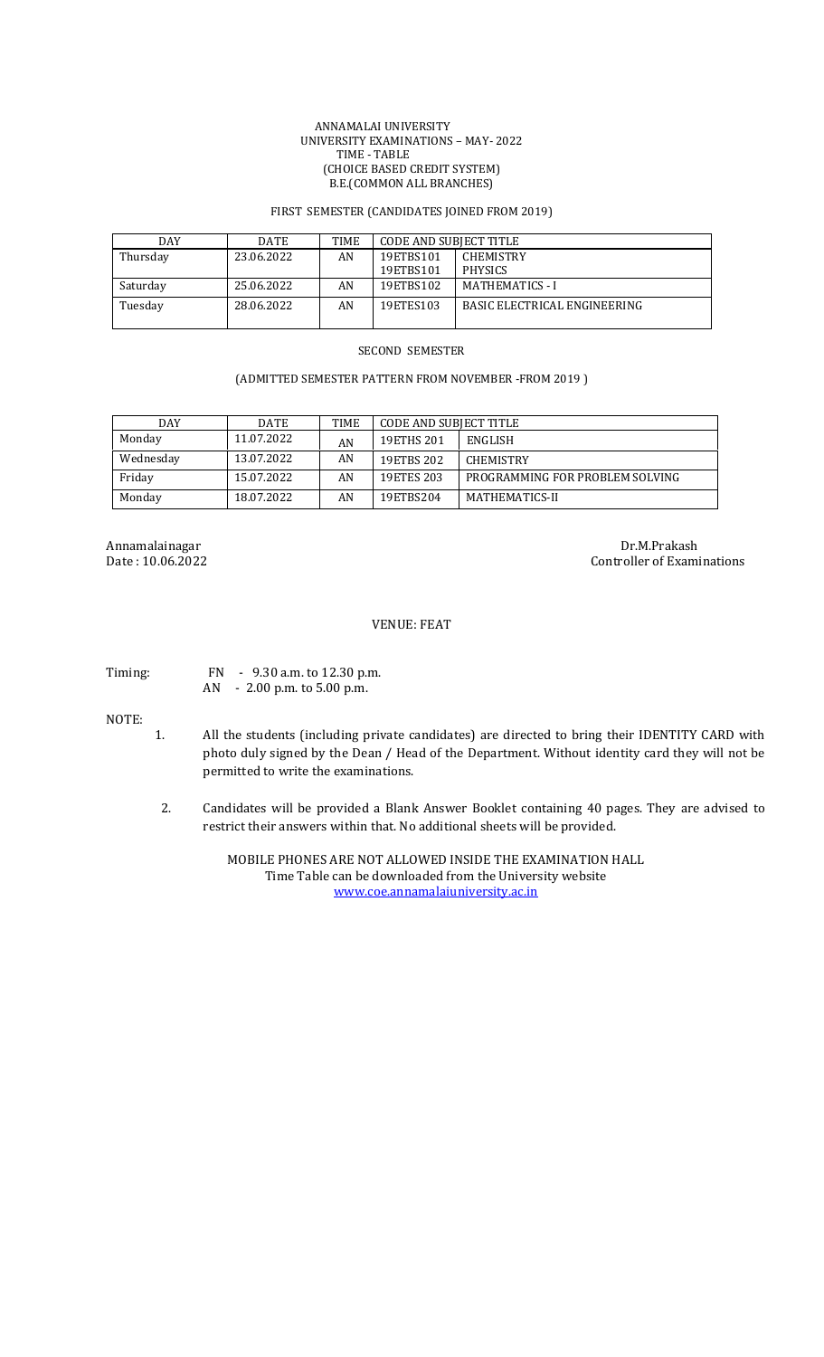ANNAMALAI UNIVERSITY
UNIVERSITY EXAMINATIONS – MAY- 2022
TIME - TABLE
(CHOICE BASED CREDIT SYSTEM)
B.E.(COMMON ALL BRANCHES)

FIRST SEMESTER (CANDIDATES JOINED FROM 2019)

| DAY | DATE | TIME | CODE AND SUBJECT TITLE | |
|---|---|---|---|---|
| Thursday | 23.06.2022 | AN | 19ETBS101<br>19ETBS101 | CHEMISTRY<br>PHYSICS |
| Saturday | 25.06.2022 | AN | 19ETBS102 | MATHEMATICS - I |
| Tuesday | 28.06.2022 | AN | 19ETES103 | BASIC ELECTRICAL ENGINEERING |

SECOND SEMESTER

(ADMITTED SEMESTER PATTERN FROM NOVEMBER -FROM 2019 )

| DAY | DATE | TIME | CODE AND SUBJECT TITLE | |
|---|---|---|---|---|
| Monday | 11.07.2022 | AN | 19ETHS 201 | ENGLISH |
| Wednesday | 13.07.2022 | AN | 19ETBS 202 | CHEMISTRY |
| Friday | 15.07.2022 | AN | 19ETES 203 | PROGRAMMING FOR PROBLEM SOLVING |
| Monday | 18.07.2022 | AN | 19ETBS204 | MATHEMATICS-II |

Annamalainagar
Date : 10.06.2022

Dr.M.Prakash
Controller of Examinations

VENUE: FEAT

Timing: FN - 9.30 a.m. to 12.30 p.m.
AN - 2.00 p.m. to 5.00 p.m.

NOTE:

1. All the students (including private candidates) are directed to bring their IDENTITY CARD with photo duly signed by the Dean / Head of the Department. Without identity card they will not be permitted to write the examinations.

2. Candidates will be provided a Blank Answer Booklet containing 40 pages. They are advised to restrict their answers within that. No additional sheets will be provided.

MOBILE PHONES ARE NOT ALLOWED INSIDE THE EXAMINATION HALL
Time Table can be downloaded from the University website
www.coe.annamalaiuniversity.ac.in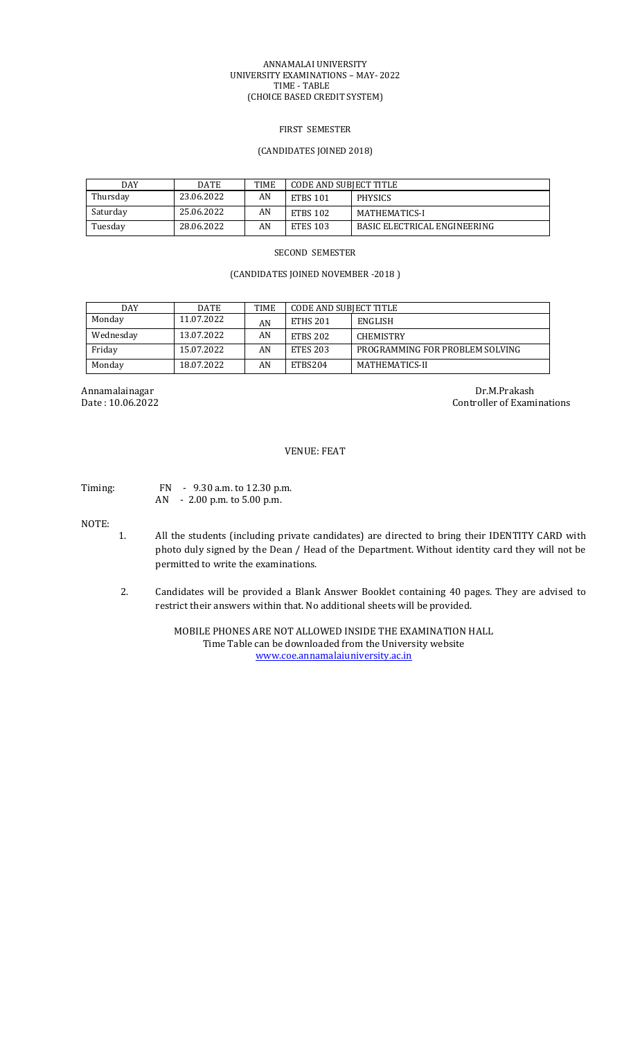ANNAMALAI UNIVERSITY
UNIVERSITY EXAMINATIONS – MAY- 2022
TIME - TABLE
(CHOICE BASED CREDIT SYSTEM)

FIRST SEMESTER

(CANDIDATES JOINED 2018)

| DAY | DATE | TIME | CODE AND SUBJECT TITLE | |
|---|---|---|---|---|
| Thursday | 23.06.2022 | AN | ETBS 101 | PHYSICS |
| Saturday | 25.06.2022 | AN | ETBS 102 | MATHEMATICS-I |
| Tuesday | 28.06.2022 | AN | ETES 103 | BASIC ELECTRICAL ENGINEERING |

SECOND SEMESTER

(CANDIDATES JOINED NOVEMBER -2018 )

| DAY | DATE | TIME | CODE AND SUBJECT TITLE | |
|---|---|---|---|---|
| Monday | 11.07.2022 | AN | ETHS 201 | ENGLISH |
| Wednesday | 13.07.2022 | AN | ETBS 202 | CHEMISTRY |
| Friday | 15.07.2022 | AN | ETES 203 | PROGRAMMING FOR PROBLEM SOLVING |
| Monday | 18.07.2022 | AN | ETBS204 | MATHEMATICS-II |

Annamalainagar
Date : 10.06.2022

Dr.M.Prakash
Controller of Examinations

VENUE: FEAT

Timing: FN - 9.30 a.m. to 12.30 p.m.
AN - 2.00 p.m. to 5.00 p.m.

NOTE:

1. All the students (including private candidates) are directed to bring their IDENTITY CARD with photo duly signed by the Dean / Head of the Department. Without identity card they will not be permitted to write the examinations.

2. Candidates will be provided a Blank Answer Booklet containing 40 pages. They are advised to restrict their answers within that. No additional sheets will be provided.

MOBILE PHONES ARE NOT ALLOWED INSIDE THE EXAMINATION HALL
Time Table can be downloaded from the University website
www.coe.annamalaiuniversity.ac.in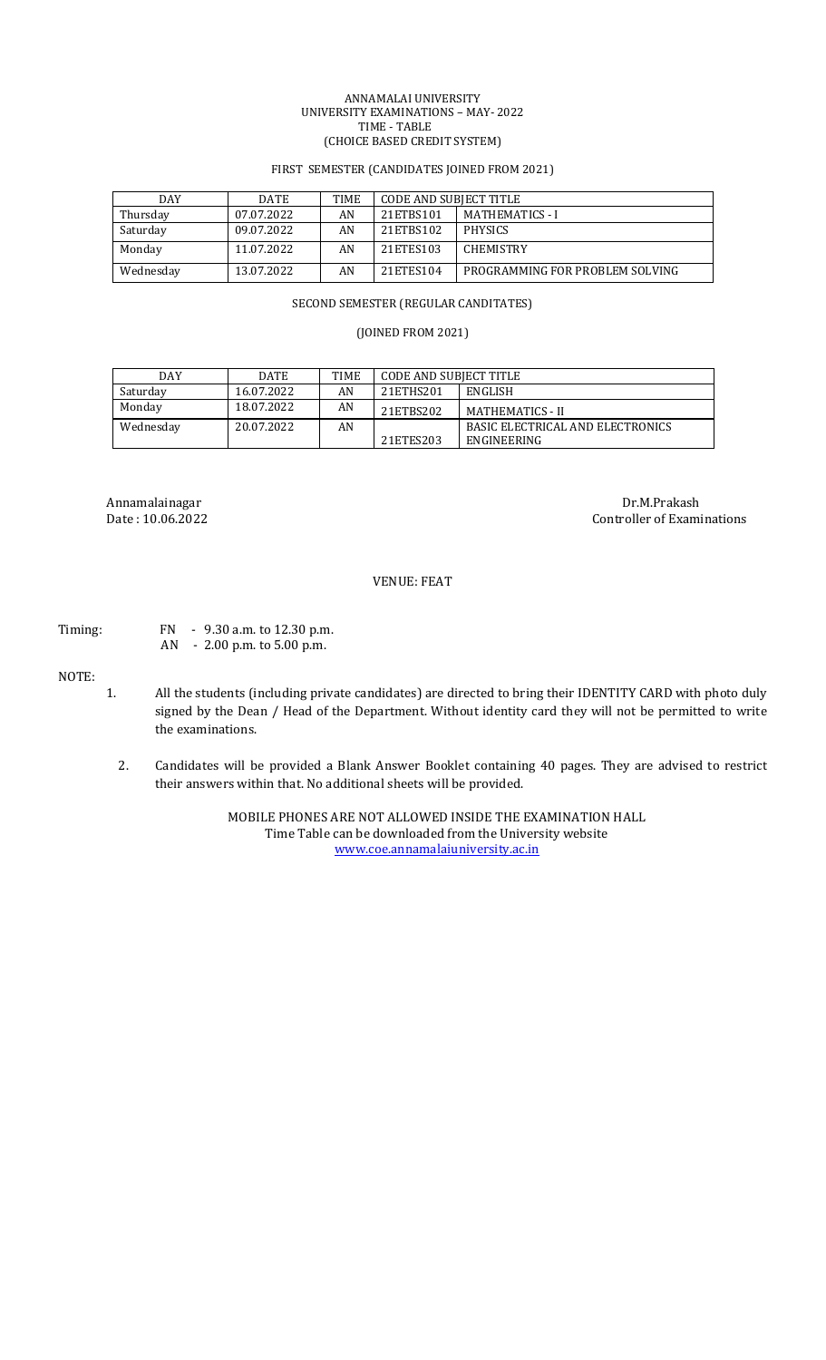ANNAMALAI UNIVERSITY
UNIVERSITY EXAMINATIONS – MAY- 2022
TIME - TABLE
(CHOICE BASED CREDIT SYSTEM)

FIRST SEMESTER (CANDIDATES JOINED FROM 2021)

| DAY | DATE | TIME | CODE AND SUBJECT TITLE | |
|---|---|---|---|---|
| Thursday | 07.07.2022 | AN | 21ETBS101 | MATHEMATICS - I |
| Saturday | 09.07.2022 | AN | 21ETBS102 | PHYSICS |
| Monday | 11.07.2022 | AN | 21ETES103 | CHEMISTRY |
| Wednesday | 13.07.2022 | AN | 21ETES104 | PROGRAMMING FOR PROBLEM SOLVING |

SECOND SEMESTER (REGULAR CANDITATES)

(JOINED FROM 2021)

| DAY | DATE | TIME | CODE AND SUBJECT TITLE | |
|---|---|---|---|---|
| Saturday | 16.07.2022 | AN | 21ETHS201 | ENGLISH |
| Monday | 18.07.2022 | AN | 21ETBS202 | MATHEMATICS - II |
| Wednesday | 20.07.2022 | AN | 21ETES203 | BASIC ELECTRICAL AND ELECTRONICS ENGINEERING |

Annamalainagar
Date : 10.06.2022

Dr.M.Prakash
Controller of Examinations

VENUE: FEAT

Timing: FN - 9.30 a.m. to 12.30 p.m.
AN - 2.00 p.m. to 5.00 p.m.

NOTE:

1. All the students (including private candidates) are directed to bring their IDENTITY CARD with photo duly signed by the Dean / Head of the Department. Without identity card they will not be permitted to write the examinations.
2. Candidates will be provided a Blank Answer Booklet containing 40 pages. They are advised to restrict their answers within that. No additional sheets will be provided.

MOBILE PHONES ARE NOT ALLOWED INSIDE THE EXAMINATION HALL
Time Table can be downloaded from the University website
www.coe.annamalaiuniversity.ac.in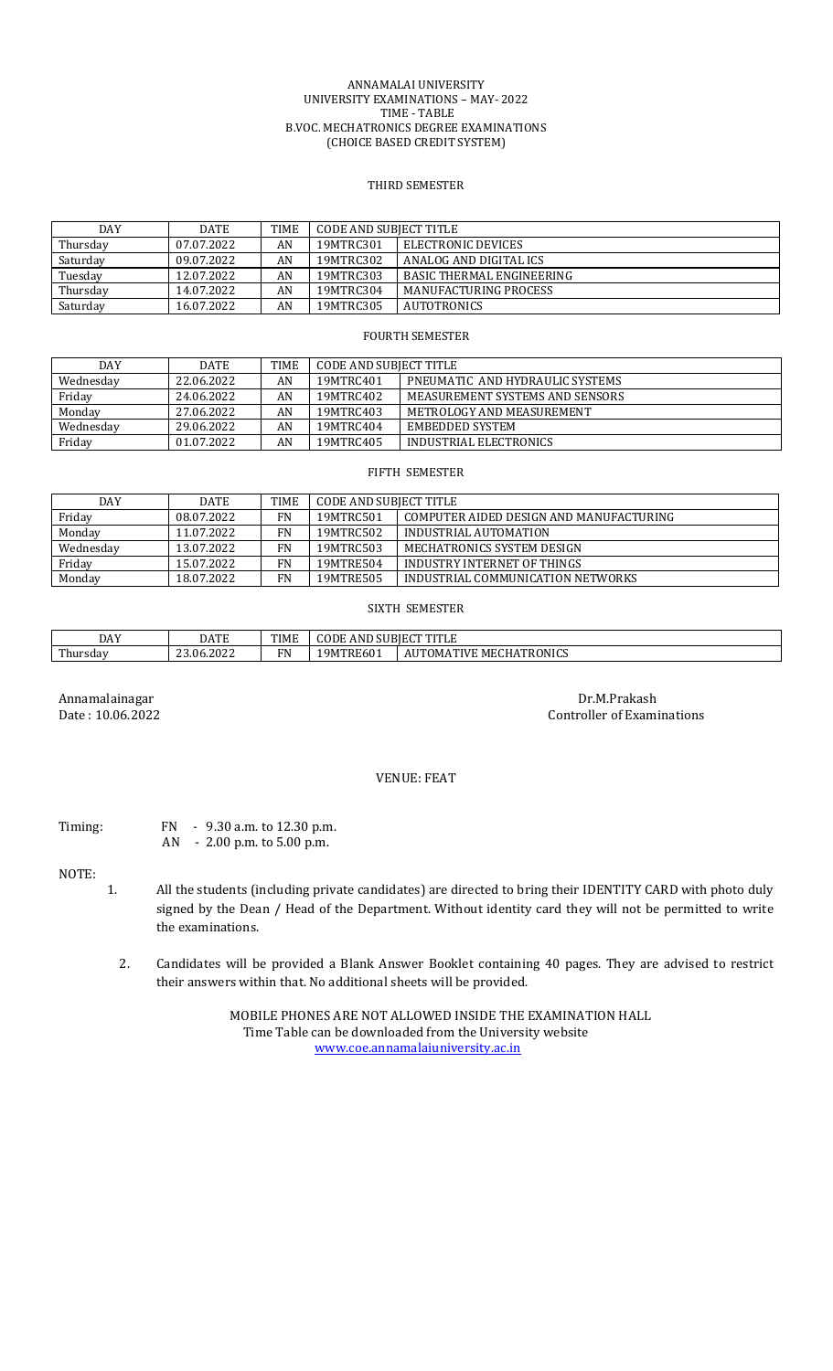ANNAMALAI UNIVERSITY
UNIVERSITY EXAMINATIONS – MAY- 2022
TIME - TABLE
B.VOC. MECHATRONICS DEGREE EXAMINATIONS
(CHOICE BASED CREDIT SYSTEM)

## THIRD SEMESTER

| DAY | DATE | TIME | CODE AND SUBJECT TITLE | |
|---|---|---|---|---|
| Thursday | 07.07.2022 | AN | 19MTRC301 | ELECTRONIC DEVICES |
| Saturday | 09.07.2022 | AN | 19MTRC302 | ANALOG AND DIGITAL ICS |
| Tuesday | 12.07.2022 | AN | 19MTRC303 | BASIC THERMAL ENGINEERING |
| Thursday | 14.07.2022 | AN | 19MTRC304 | MANUFACTURING PROCESS |
| Saturday | 16.07.2022 | AN | 19MTRC305 | AUTOTRONICS |

## FOURTH SEMESTER

| DAY | DATE | TIME | CODE AND SUBJECT TITLE | |
|---|---|---|---|---|
| Wednesday | 22.06.2022 | AN | 19MTRC401 | PNEUMATIC AND HYDRAULIC SYSTEMS |
| Friday | 24.06.2022 | AN | 19MTRC402 | MEASUREMENT SYSTEMS AND SENSORS |
| Monday | 27.06.2022 | AN | 19MTRC403 | METROLOGY AND MEASUREMENT |
| Wednesday | 29.06.2022 | AN | 19MTRC404 | EMBEDDED SYSTEM |
| Friday | 01.07.2022 | AN | 19MTRC405 | INDUSTRIAL ELECTRONICS |

## FIFTH SEMESTER

| DAY | DATE | TIME | CODE AND SUBJECT TITLE | |
|---|---|---|---|---|
| Friday | 08.07.2022 | FN | 19MTRC501 | COMPUTER AIDED DESIGN AND MANUFACTURING |
| Monday | 11.07.2022 | FN | 19MTRC502 | INDUSTRIAL AUTOMATION |
| Wednesday | 13.07.2022 | FN | 19MTRC503 | MECHATRONICS SYSTEM DESIGN |
| Friday | 15.07.2022 | FN | 19MTRE504 | INDUSTRY INTERNET OF THINGS |
| Monday | 18.07.2022 | FN | 19MTRE505 | INDUSTRIAL COMMUNICATION NETWORKS |

## SIXTH SEMESTER

| DAY | DATE | TIME | CODE AND SUBJECT TITLE | |
|---|---|---|---|---|
| Thursday | 23.06.2022 | FN | 19MTRE601 | AUTOMATIVE MECHATRONICS |

Annamalainagar
Date : 10.06.2022

Dr.M.Prakash
Controller of Examinations

VENUE: FEAT

Timing: FN - 9.30 a.m. to 12.30 p.m.
AN - 2.00 p.m. to 5.00 p.m.

NOTE:

1. All the students (including private candidates) are directed to bring their IDENTITY CARD with photo duly signed by the Dean / Head of the Department. Without identity card they will not be permitted to write the examinations.
2. Candidates will be provided a Blank Answer Booklet containing 40 pages. They are advised to restrict their answers within that. No additional sheets will be provided.

MOBILE PHONES ARE NOT ALLOWED INSIDE THE EXAMINATION HALL
Time Table can be downloaded from the University website
www.coe.annamalaiuniversity.ac.in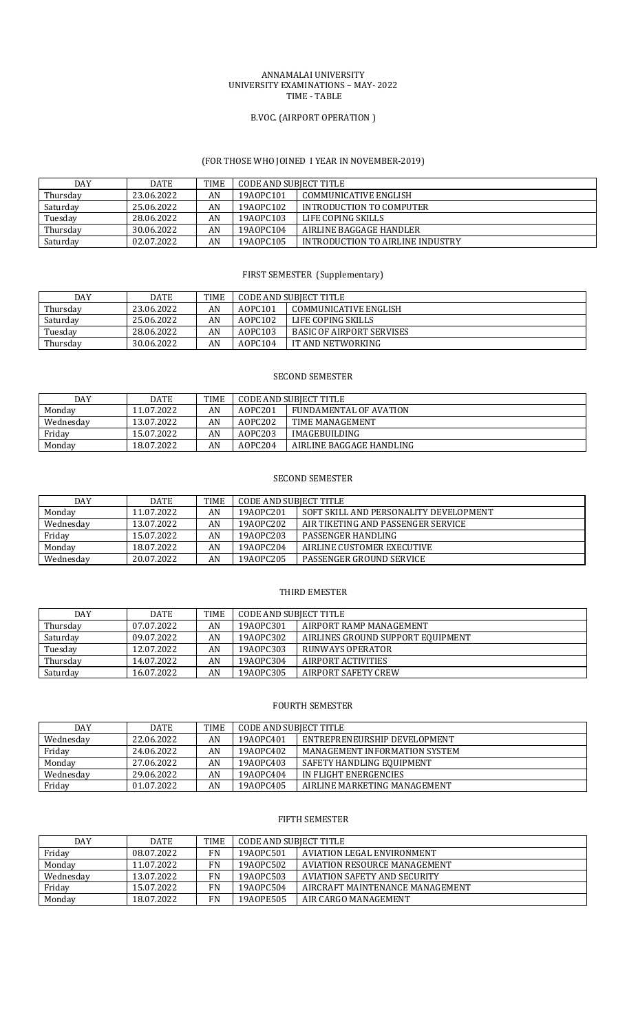ANNAMALAI UNIVERSITY
UNIVERSITY EXAMINATIONS – MAY- 2022
TIME - TABLE

B.VOC. (AIRPORT OPERATION )

(FOR THOSE WHO JOINED I YEAR IN NOVEMBER-2019)

| DAY | DATE | TIME | CODE AND SUBJECT TITLE | |
|---|---|---|---|---|
| Thursday | 23.06.2022 | AN | 19AOPC101 | COMMUNICATIVE ENGLISH |
| Saturday | 25.06.2022 | AN | 19AOPC102 | INTRODUCTION TO COMPUTER |
| Tuesday | 28.06.2022 | AN | 19AOPC103 | LIFE COPING SKILLS |
| Thursday | 30.06.2022 | AN | 19AOPC104 | AIRLINE BAGGAGE HANDLER |
| Saturday | 02.07.2022 | AN | 19AOPC105 | INTRODUCTION TO AIRLINE INDUSTRY |

FIRST SEMESTER (Supplementary)

| DAY | DATE | TIME | CODE AND SUBJECT TITLE | |
|---|---|---|---|---|
| Thursday | 23.06.2022 | AN | AOPC101 | COMMUNICATIVE ENGLISH |
| Saturday | 25.06.2022 | AN | AOPC102 | LIFE COPING SKILLS |
| Tuesday | 28.06.2022 | AN | AOPC103 | BASIC OF AIRPORT SERVISES |
| Thursday | 30.06.2022 | AN | AOPC104 | IT AND NETWORKING |

SECOND SEMESTER

| DAY | DATE | TIME | CODE AND SUBJECT TITLE | |
|---|---|---|---|---|
| Monday | 11.07.2022 | AN | AOPC201 | FUNDAMENTAL OF AVATION |
| Wednesday | 13.07.2022 | AN | AOPC202 | TIME MANAGEMENT |
| Friday | 15.07.2022 | AN | AOPC203 | IMAGEBUILDING |
| Monday | 18.07.2022 | AN | AOPC204 | AIRLINE BAGGAGE HANDLING |

SECOND SEMESTER

| DAY | DATE | TIME | CODE AND SUBJECT TITLE | |
|---|---|---|---|---|
| Monday | 11.07.2022 | AN | 19AOPC201 | SOFT SKILL AND PERSONALITY DEVELOPMENT |
| Wednesday | 13.07.2022 | AN | 19AOPC202 | AIR TIKETING AND PASSENGER SERVICE |
| Friday | 15.07.2022 | AN | 19AOPC203 | PASSENGER HANDLING |
| Monday | 18.07.2022 | AN | 19AOPC204 | AIRLINE CUSTOMER EXECUTIVE |
| Wednesday | 20.07.2022 | AN | 19AOPC205 | PASSENGER GROUND SERVICE |

THIRD EMESTER

| DAY | DATE | TIME | CODE AND SUBJECT TITLE | |
|---|---|---|---|---|
| Thursday | 07.07.2022 | AN | 19AOPC301 | AIRPORT RAMP MANAGEMENT |
| Saturday | 09.07.2022 | AN | 19AOPC302 | AIRLINES GROUND SUPPORT EQUIPMENT |
| Tuesday | 12.07.2022 | AN | 19AOPC303 | RUNWAYS OPERATOR |
| Thursday | 14.07.2022 | AN | 19AOPC304 | AIRPORT ACTIVITIES |
| Saturday | 16.07.2022 | AN | 19AOPC305 | AIRPORT SAFETY CREW |

FOURTH SEMESTER

| DAY | DATE | TIME | CODE AND SUBJECT TITLE | |
|---|---|---|---|---|
| Wednesday | 22.06.2022 | AN | 19AOPC401 | ENTREPRENEURSHIP DEVELOPMENT |
| Friday | 24.06.2022 | AN | 19AOPC402 | MANAGEMENT INFORMATION SYSTEM |
| Monday | 27.06.2022 | AN | 19AOPC403 | SAFETY HANDLING EQUIPMENT |
| Wednesday | 29.06.2022 | AN | 19AOPC404 | IN FLIGHT ENERGENCIES |
| Friday | 01.07.2022 | AN | 19AOPC405 | AIRLINE MARKETING MANAGEMENT |

FIFTH SEMESTER

| DAY | DATE | TIME | CODE AND SUBJECT TITLE | |
|---|---|---|---|---|
| Friday | 08.07.2022 | FN | 19AOPC501 | AVIATION LEGAL ENVIRONMENT |
| Monday | 11.07.2022 | FN | 19AOPC502 | AVIATION RESOURCE MANAGEMENT |
| Wednesday | 13.07.2022 | FN | 19AOPC503 | AVIATION SAFETY AND SECURITY |
| Friday | 15.07.2022 | FN | 19AOPC504 | AIRCRAFT MAINTENANCE MANAGEMENT |
| Monday | 18.07.2022 | FN | 19AOPE505 | AIR CARGO MANAGEMENT |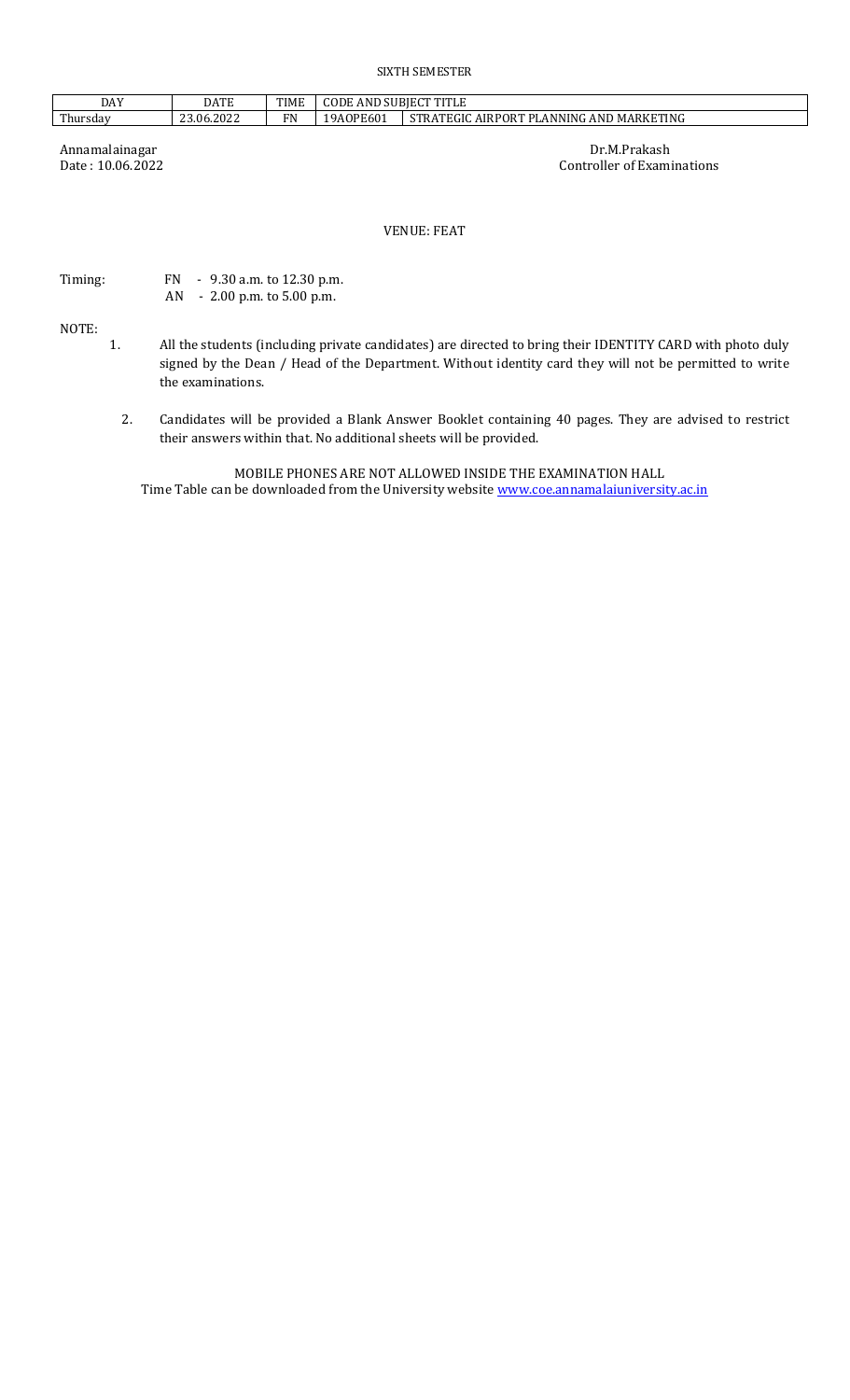SIXTH SEMESTER

| DAY | DATE | TIME | CODE AND SUBJECT TITLE | |
|---|---|---|---|---|
| Thursday | 23.06.2022 | FN | 19AOPE601 | STRATEGIC AIRPORT PLANNING AND MARKETING |

Annamalainagar
Date : 10.06.2022

Dr.M.Prakash
Controller of Examinations

VENUE: FEAT

Timing: FN - 9.30 a.m. to 12.30 p.m.
AN - 2.00 p.m. to 5.00 p.m.

NOTE:

1. All the students (including private candidates) are directed to bring their IDENTITY CARD with photo duly signed by the Dean / Head of the Department. Without identity card they will not be permitted to write the examinations.

2. Candidates will be provided a Blank Answer Booklet containing 40 pages. They are advised to restrict their answers within that. No additional sheets will be provided.

MOBILE PHONES ARE NOT ALLOWED INSIDE THE EXAMINATION HALL
Time Table can be downloaded from the University website www.coe.annamalaiuniversity.ac.in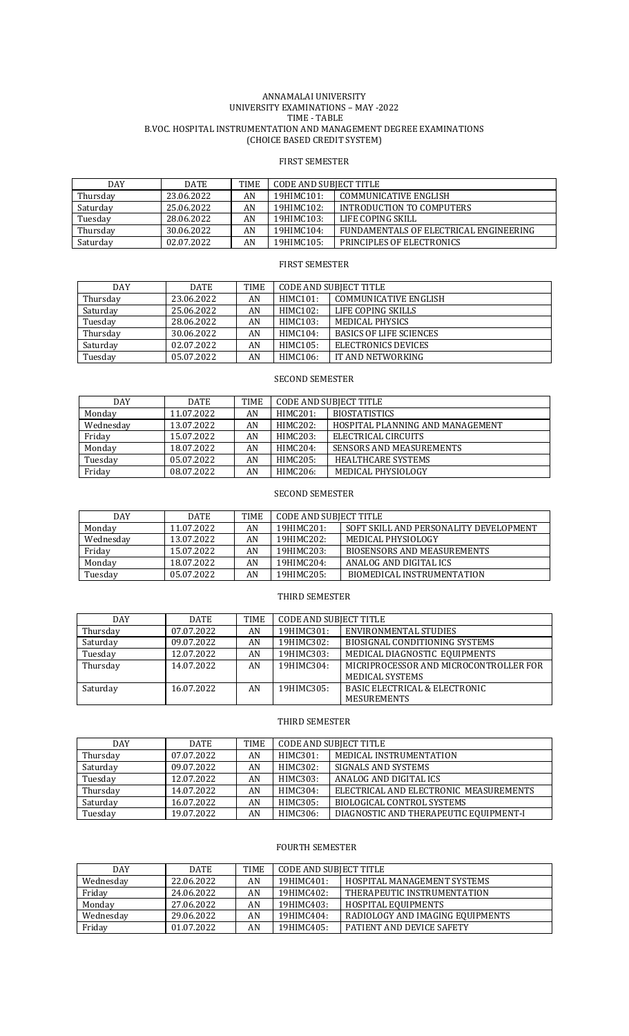# ANNAMALAI UNIVERSITY
## UNIVERSITY EXAMINATIONS – MAY -2022
## TIME - TABLE
## B.VOC. HOSPITAL INSTRUMENTATION AND MANAGEMENT DEGREE EXAMINATIONS
## (CHOICE BASED CREDIT SYSTEM)

### FIRST SEMESTER

| DAY | DATE | TIME | CODE AND SUBJECT TITLE | |
|---|---|---|---|---|
| Thursday | 23.06.2022 | AN | 19HIMC101: | COMMUNICATIVE ENGLISH |
| Saturday | 25.06.2022 | AN | 19HIMC102: | INTRODUCTION TO COMPUTERS |
| Tuesday | 28.06.2022 | AN | 19HIMC103: | LIFE COPING SKILL |
| Thursday | 30.06.2022 | AN | 19HIMC104: | FUNDAMENTALS OF ELECTRICAL ENGINEERING |
| Saturday | 02.07.2022 | AN | 19HIMC105: | PRINCIPLES OF ELECTRONICS |

### FIRST SEMESTER

| DAY | DATE | TIME | CODE AND SUBJECT TITLE | |
|---|---|---|---|---|
| Thursday | 23.06.2022 | AN | HIMC101: | COMMUNICATIVE ENGLISH |
| Saturday | 25.06.2022 | AN | HIMC102: | LIFE COPING SKILLS |
| Tuesday | 28.06.2022 | AN | HIMC103: | MEDICAL PHYSICS |
| Thursday | 30.06.2022 | AN | HIMC104: | BASICS OF LIFE SCIENCES |
| Saturday | 02.07.2022 | AN | HIMC105: | ELECTRONICS DEVICES |
| Tuesday | 05.07.2022 | AN | HIMC106: | IT AND NETWORKING |

### SECOND SEMESTER

| DAY | DATE | TIME | CODE AND SUBJECT TITLE | |
|---|---|---|---|---|
| Monday | 11.07.2022 | AN | HIMC201: | BIOSTATISTICS |
| Wednesday | 13.07.2022 | AN | HIMC202: | HOSPITAL PLANNING AND MANAGEMENT |
| Friday | 15.07.2022 | AN | HIMC203: | ELECTRICAL CIRCUITS |
| Monday | 18.07.2022 | AN | HIMC204: | SENSORS AND MEASUREMENTS |
| Tuesday | 05.07.2022 | AN | HIMC205: | HEALTHCARE SYSTEMS |
| Friday | 08.07.2022 | AN | HIMC206: | MEDICAL PHYSIOLOGY |

### SECOND SEMESTER

| DAY | DATE | TIME | CODE AND SUBJECT TITLE | |
|---|---|---|---|---|
| Monday | 11.07.2022 | AN | 19HIMC201: | SOFT SKILL AND PERSONALITY DEVELOPMENT |
| Wednesday | 13.07.2022 | AN | 19HIMC202: | MEDICAL PHYSIOLOGY |
| Friday | 15.07.2022 | AN | 19HIMC203: | BIOSENSORS AND MEASUREMENTS |
| Monday | 18.07.2022 | AN | 19HIMC204: | ANALOG AND DIGITAL ICS |
| Tuesday | 05.07.2022 | AN | 19HIMC205: | BIOMEDICAL INSTRUMENTATION |

### THIRD SEMESTER

| DAY | DATE | TIME | CODE AND SUBJECT TITLE | |
|---|---|---|---|---|
| Thursday | 07.07.2022 | AN | 19HIMC301: | ENVIRONMENTAL STUDIES |
| Saturday | 09.07.2022 | AN | 19HIMC302: | BIOSIGNAL CONDITIONING SYSTEMS |
| Tuesday | 12.07.2022 | AN | 19HIMC303: | MEDICAL DIAGNOSTIC EQUIPMENTS |
| Thursday | 14.07.2022 | AN | 19HIMC304: | MICRIPROCESSOR AND MICROCONTROLLER FOR MEDICAL SYSTEMS |
| Saturday | 16.07.2022 | AN | 19HIMC305: | BASIC ELECTRICAL & ELECTRONIC MESUREMENTS |

### THIRD SEMESTER

| DAY | DATE | TIME | CODE AND SUBJECT TITLE | |
|---|---|---|---|---|
| Thursday | 07.07.2022 | AN | HIMC301: | MEDICAL INSTRUMENTATION |
| Saturday | 09.07.2022 | AN | HIMC302: | SIGNALS AND SYSTEMS |
| Tuesday | 12.07.2022 | AN | HIMC303: | ANALOG AND DIGITAL ICS |
| Thursday | 14.07.2022 | AN | HIMC304: | ELECTRICAL AND ELECTRONIC MEASUREMENTS |
| Saturday | 16.07.2022 | AN | HIMC305: | BIOLOGICAL CONTROL SYSTEMS |
| Tuesday | 19.07.2022 | AN | HIMC306: | DIAGNOSTIC AND THERAPEUTIC EQUIPMENT-I |

### FOURTH SEMESTER

| DAY | DATE | TIME | CODE AND SUBJECT TITLE | |
|---|---|---|---|---|
| Wednesday | 22.06.2022 | AN | 19HIMC401: | HOSPITAL MANAGEMENT SYSTEMS |
| Friday | 24.06.2022 | AN | 19HIMC402: | THERAPEUTIC INSTRUMENTATION |
| Monday | 27.06.2022 | AN | 19HIMC403: | HOSPITAL EQUIPMENTS |
| Wednesday | 29.06.2022 | AN | 19HIMC404: | RADIOLOGY AND IMAGING EQUIPMENTS |
| Friday | 01.07.2022 | AN | 19HIMC405: | PATIENT AND DEVICE SAFETY |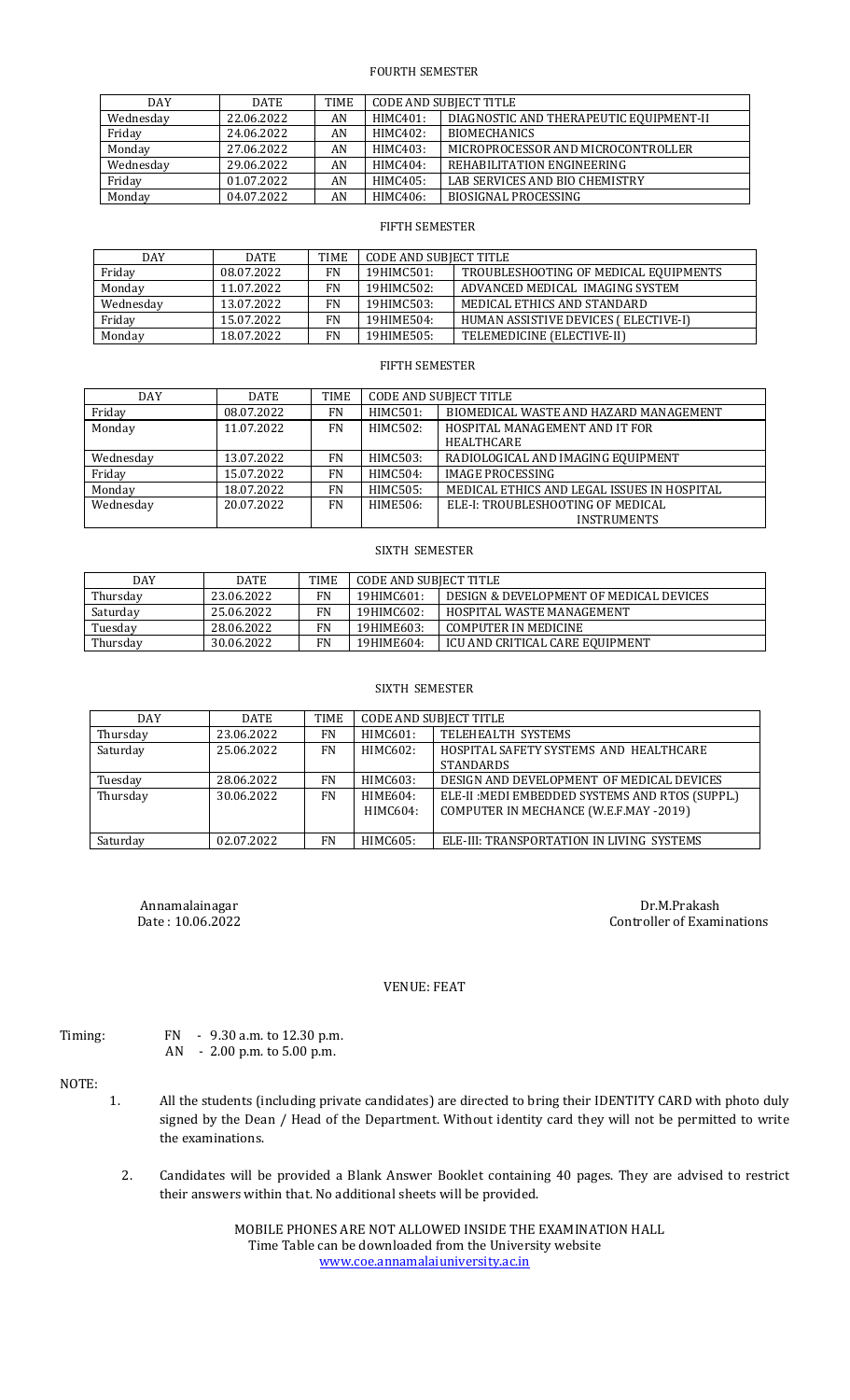FOURTH SEMESTER

| DAY | DATE | TIME | CODE AND SUBJECT TITLE | |
|---|---|---|---|---|
| Wednesday | 22.06.2022 | AN | HIMC401: | DIAGNOSTIC AND THERAPEUTIC EQUIPMENT-II |
| Friday | 24.06.2022 | AN | HIMC402: | BIOMECHANICS |
| Monday | 27.06.2022 | AN | HIMC403: | MICROPROCESSOR AND MICROCONTROLLER |
| Wednesday | 29.06.2022 | AN | HIMC404: | REHABILITATION ENGINEERING |
| Friday | 01.07.2022 | AN | HIMC405: | LAB SERVICES AND BIO CHEMISTRY |
| Monday | 04.07.2022 | AN | HIMC406: | BIOSIGNAL PROCESSING |

FIFTH SEMESTER

| DAY | DATE | TIME | CODE AND SUBJECT TITLE | |
|---|---|---|---|---|
| Friday | 08.07.2022 | FN | 19HIMC501: | TROUBLESHOOTING OF MEDICAL EQUIPMENTS |
| Monday | 11.07.2022 | FN | 19HIMC502: | ADVANCED MEDICAL IMAGING SYSTEM |
| Wednesday | 13.07.2022 | FN | 19HIMC503: | MEDICAL ETHICS AND STANDARD |
| Friday | 15.07.2022 | FN | 19HIME504: | HUMAN ASSISTIVE DEVICES ( ELECTIVE-I) |
| Monday | 18.07.2022 | FN | 19HIME505: | TELEMEDICINE (ELECTIVE-II) |

FIFTH SEMESTER

| DAY | DATE | TIME | CODE AND SUBJECT TITLE | |
|---|---|---|---|---|
| Friday | 08.07.2022 | FN | HIMC501: | BIOMEDICAL WASTE AND HAZARD MANAGEMENT |
| Monday | 11.07.2022 | FN | HIMC502: | HOSPITAL MANAGEMENT AND IT FOR HEALTHCARE |
| Wednesday | 13.07.2022 | FN | HIMC503: | RADIOLOGICAL AND IMAGING EQUIPMENT |
| Friday | 15.07.2022 | FN | HIMC504: | IMAGE PROCESSING |
| Monday | 18.07.2022 | FN | HIMC505: | MEDICAL ETHICS AND LEGAL ISSUES IN HOSPITAL |
| Wednesday | 20.07.2022 | FN | HIME506: | ELE-I: TROUBLESHOOTING OF MEDICAL INSTRUMENTS |

SIXTH SEMESTER

| DAY | DATE | TIME | CODE AND SUBJECT TITLE | |
|---|---|---|---|---|
| Thursday | 23.06.2022 | FN | 19HIMC601: | DESIGN & DEVELOPMENT OF MEDICAL DEVICES |
| Saturday | 25.06.2022 | FN | 19HIMC602: | HOSPITAL WASTE MANAGEMENT |
| Tuesday | 28.06.2022 | FN | 19HIME603: | COMPUTER IN MEDICINE |
| Thursday | 30.06.2022 | FN | 19HIME604: | ICU AND CRITICAL CARE EQUIPMENT |

SIXTH SEMESTER

| DAY | DATE | TIME | CODE AND SUBJECT TITLE | |
|---|---|---|---|---|
| Thursday | 23.06.2022 | FN | HIMC601: | TELEHEALTH SYSTEMS |
| Saturday | 25.06.2022 | FN | HIMC602: | HOSPITAL SAFETY SYSTEMS AND HEALTHCARE STANDARDS |
| Tuesday | 28.06.2022 | FN | HIMC603: | DESIGN AND DEVELOPMENT OF MEDICAL DEVICES |
| Thursday | 30.06.2022 | FN | HIME604: HIMC604: | ELE-II :MEDI EMBEDDED SYSTEMS AND RTOS (SUPPL.) COMPUTER IN MECHANCE (W.E.F.MAY -2019) |
| Saturday | 02.07.2022 | FN | HIMC605: | ELE-III: TRANSPORTATION IN LIVING SYSTEMS |

Annamalainagar
Date : 10.06.2022

Dr.M.Prakash
Controller of Examinations

VENUE: FEAT

Timing: FN - 9.30 a.m. to 12.30 p.m.
AN - 2.00 p.m. to 5.00 p.m.

NOTE:

1. All the students (including private candidates) are directed to bring their IDENTITY CARD with photo duly signed by the Dean / Head of the Department. Without identity card they will not be permitted to write the examinations.
2. Candidates will be provided a Blank Answer Booklet containing 40 pages. They are advised to restrict their answers within that. No additional sheets will be provided.

MOBILE PHONES ARE NOT ALLOWED INSIDE THE EXAMINATION HALL
Time Table can be downloaded from the University website
www.coe.annamalaiuniversity.ac.in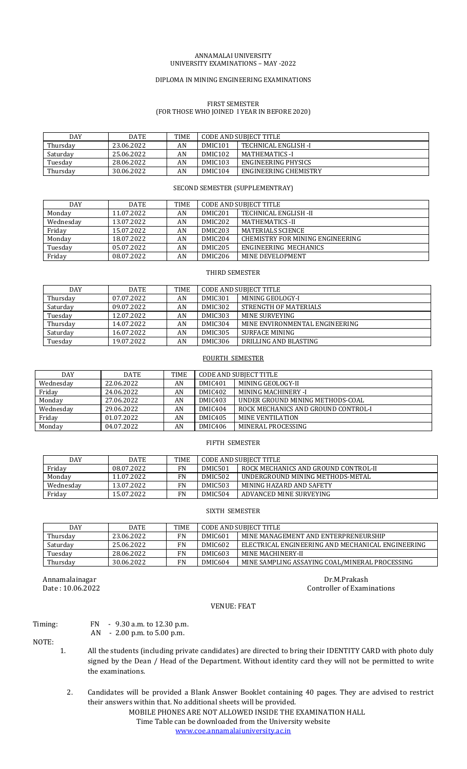ANNAMALAI UNIVERSITY
UNIVERSITY EXAMINATIONS – MAY -2022

DIPLOMA IN MINING ENGINEERING EXAMINATIONS

FIRST SEMESTER
(FOR THOSE WHO JOINED I YEAR IN BEFORE 2020)

| DAY | DATE | TIME | CODE AND SUBJECT TITLE | |
|---|---|---|---|---|
| Thursday | 23.06.2022 | AN | DMIC101 | TECHNICAL ENGLISH -I |
| Saturday | 25.06.2022 | AN | DMIC102 | MATHEMATICS -I |
| Tuesday | 28.06.2022 | AN | DMIC103 | ENGINEERING PHYSICS |
| Thursday | 30.06.2022 | AN | DMIC104 | ENGINEERING CHEMISTRY |

SECOND SEMESTER (SUPPLEMENTRAY)

| DAY | DATE | TIME | CODE AND SUBJECT TITLE | |
|---|---|---|---|---|
| Monday | 11.07.2022 | AN | DMIC201 | TECHNICAL ENGLISH -II |
| Wednesday | 13.07.2022 | AN | DMIC202 | MATHEMATICS -II |
| Friday | 15.07.2022 | AN | DMIC203 | MATERIALS SCIENCE |
| Monday | 18.07.2022 | AN | DMIC204 | CHEMISTRY FOR MINING ENGINEERING |
| Tuesday | 05.07.2022 | AN | DMIC205 | ENGINEERING MECHANICS |
| Friday | 08.07.2022 | AN | DMIC206 | MINE DEVELOPMENT |

THIRD SEMESTER

| DAY | DATE | TIME | CODE AND SUBJECT TITLE | |
|---|---|---|---|---|
| Thursday | 07.07.2022 | AN | DMIC301 | MINING GEOLOGY-I |
| Saturday | 09.07.2022 | AN | DMIC302 | STRENGTH OF MATERIALS |
| Tuesday | 12.07.2022 | AN | DMIC303 | MINE SURVEYING |
| Thursday | 14.07.2022 | AN | DMIC304 | MINE ENVIRONMENTAL ENGINEERING |
| Saturday | 16.07.2022 | AN | DMIC305 | SURFACE MINING |
| Tuesday | 19.07.2022 | AN | DMIC306 | DRILLING AND BLASTING |

FOURTH SEMESTER

| DAY | DATE | TIME | CODE AND SUBJECT TITLE | |
|---|---|---|---|---|
| Wednesday | 22.06.2022 | AN | DMIC401 | MINING GEOLOGY-II |
| Friday | 24.06.2022 | AN | DMIC402 | MINING MACHINERY -I |
| Monday | 27.06.2022 | AN | DMIC403 | UNDER GROUND MINING METHODS-COAL |
| Wednesday | 29.06.2022 | AN | DMIC404 | ROCK MECHANICS AND GROUND CONTROL-I |
| Friday | 01.07.2022 | AN | DMIC405 | MINE VENTILATION |
| Monday | 04.07.2022 | AN | DMIC406 | MINERAL PROCESSING |

FIFTH SEMESTER

| DAY | DATE | TIME | CODE AND SUBJECT TITLE | |
|---|---|---|---|---|
| Friday | 08.07.2022 | FN | DMIC501 | ROCK MECHANICS AND GROUND CONTROL-II |
| Monday | 11.07.2022 | FN | DMIC502 | UNDERGROUND MINING METHODS-METAL |
| Wednesday | 13.07.2022 | FN | DMIC503 | MINING HAZARD AND SAFETY |
| Friday | 15.07.2022 | FN | DMIC504 | ADVANCED MINE SURVEYING |

SIXTH SEMESTER

| DAY | DATE | TIME | CODE AND SUBJECT TITLE | |
|---|---|---|---|---|
| Thursday | 23.06.2022 | FN | DMIC601 | MINE MANAGEMENT AND ENTERPRENEURSHIP |
| Saturday | 25.06.2022 | FN | DMIC602 | ELECTRICAL ENGINEERING AND MECHANICAL ENGINEERING |
| Tuesday | 28.06.2022 | FN | DMIC603 | MINE MACHINERY-II |
| Thursday | 30.06.2022 | FN | DMIC604 | MINE SAMPLING ASSAYING COAL/MINERAL PROCESSING |

Annamalainagar
Date : 10.06.2022

Dr.M.Prakash
Controller of Examinations

VENUE: FEAT

Timing: FN - 9.30 a.m. to 12.30 p.m.
AN - 2.00 p.m. to 5.00 p.m.

NOTE:

1. All the students (including private candidates) are directed to bring their IDENTITY CARD with photo duly signed by the Dean / Head of the Department. Without identity card they will not be permitted to write the examinations.

2. Candidates will be provided a Blank Answer Booklet containing 40 pages. They are advised to restrict their answers within that. No additional sheets will be provided.

MOBILE PHONES ARE NOT ALLOWED INSIDE THE EXAMINATION HALL
Time Table can be downloaded from the University website
www.coe.annamalaiuniversity.ac.in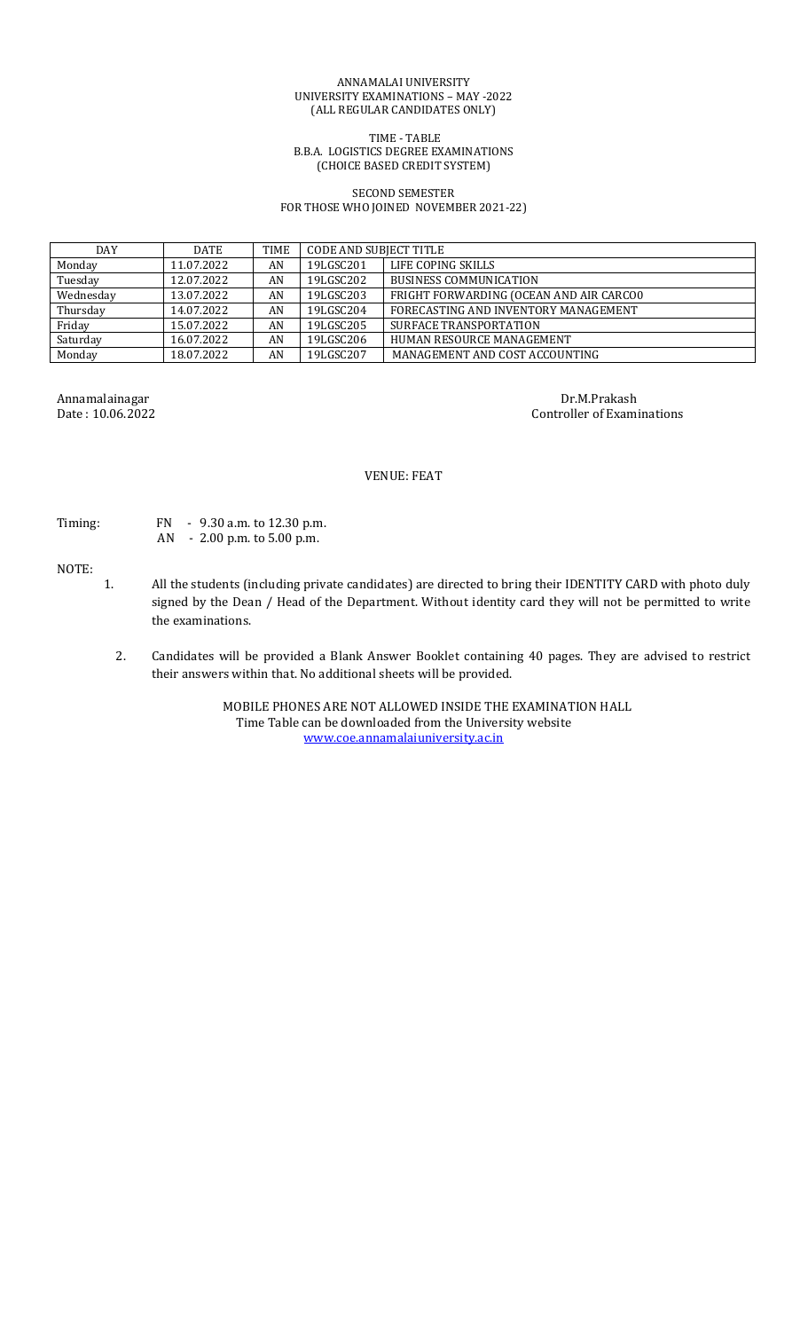ANNAMALAI UNIVERSITY
UNIVERSITY EXAMINATIONS – MAY -2022
(ALL REGULAR CANDIDATES ONLY)

TIME - TABLE
B.B.A. LOGISTICS DEGREE EXAMINATIONS
(CHOICE BASED CREDIT SYSTEM)

SECOND SEMESTER
FOR THOSE WHO JOINED NOVEMBER 2021-22)

| DAY | DATE | TIME | CODE AND SUBJECT TITLE | |
|---|---|---|---|---|
| Monday | 11.07.2022 | AN | 19LGSC201 | LIFE COPING SKILLS |
| Tuesday | 12.07.2022 | AN | 19LGSC202 | BUSINESS COMMUNICATION |
| Wednesday | 13.07.2022 | AN | 19LGSC203 | FRIGHT FORWARDING (OCEAN AND AIR CARCO0 |
| Thursday | 14.07.2022 | AN | 19LGSC204 | FORECASTING AND INVENTORY MANAGEMENT |
| Friday | 15.07.2022 | AN | 19LGSC205 | SURFACE TRANSPORTATION |
| Saturday | 16.07.2022 | AN | 19LGSC206 | HUMAN RESOURCE MANAGEMENT |
| Monday | 18.07.2022 | AN | 19LGSC207 | MANAGEMENT AND COST ACCOUNTING |

Annamalainagar
Date : 10.06.2022

Dr.M.Prakash
Controller of Examinations

VENUE: FEAT

Timing: FN - 9.30 a.m. to 12.30 p.m.
AN - 2.00 p.m. to 5.00 p.m.

NOTE:

1. All the students (including private candidates) are directed to bring their IDENTITY CARD with photo duly signed by the Dean / Head of the Department. Without identity card they will not be permitted to write the examinations.

2. Candidates will be provided a Blank Answer Booklet containing 40 pages. They are advised to restrict their answers within that. No additional sheets will be provided.

MOBILE PHONES ARE NOT ALLOWED INSIDE THE EXAMINATION HALL
Time Table can be downloaded from the University website
www.coe.annamalaiuniversity.ac.in